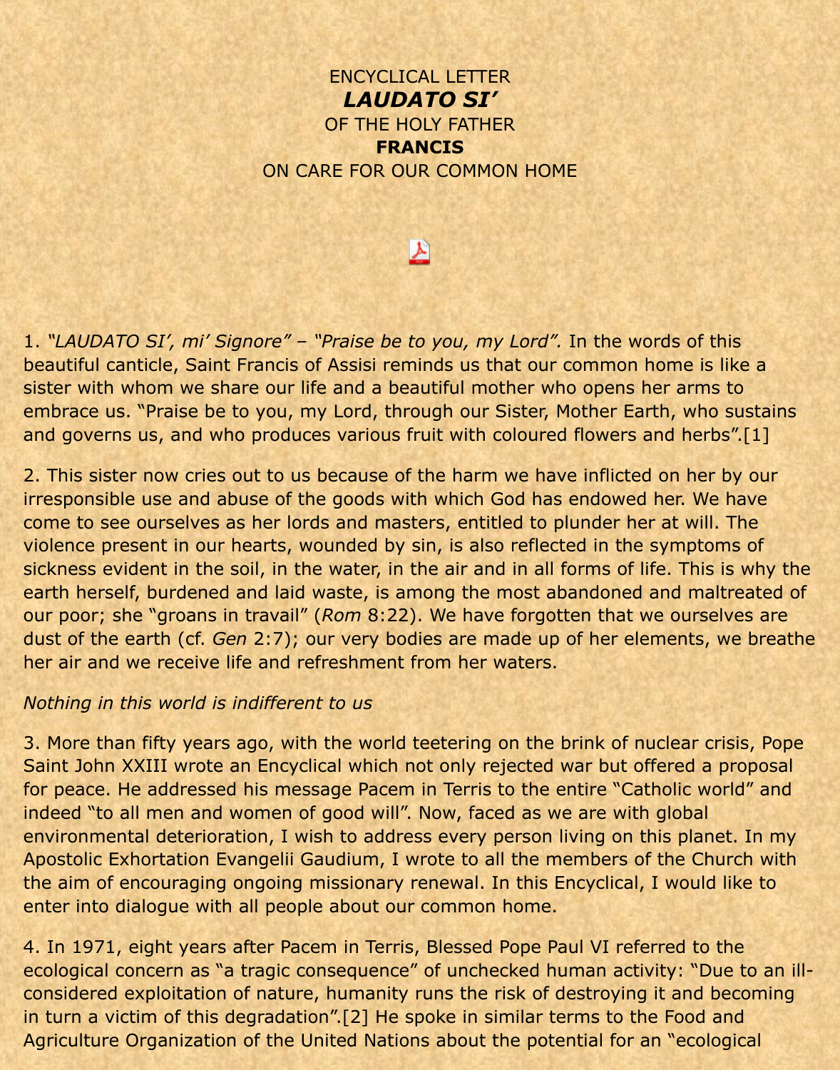ENCYCLICAL LETTER
***LAUDATO SI'***
OF THE HOLY FATHER
**FRANCIS**
ON CARE FOR OUR COMMON HOME

1. *"LAUDATO SI', mi' Signore" – "Praise be to you, my Lord".* In the words of this beautiful canticle, Saint Francis of Assisi reminds us that our common home is like a sister with whom we share our life and a beautiful mother who opens her arms to embrace us. "Praise be to you, my Lord, through our Sister, Mother Earth, who sustains and governs us, and who produces various fruit with coloured flowers and herbs".[1]

2. This sister now cries out to us because of the harm we have inflicted on her by our irresponsible use and abuse of the goods with which God has endowed her. We have come to see ourselves as her lords and masters, entitled to plunder her at will. The violence present in our hearts, wounded by sin, is also reflected in the symptoms of sickness evident in the soil, in the water, in the air and in all forms of life. This is why the earth herself, burdened and laid waste, is among the most abandoned and maltreated of our poor; she "groans in travail" (*Rom* 8:22). We have forgotten that we ourselves are dust of the earth (cf. *Gen* 2:7); our very bodies are made up of her elements, we breathe her air and we receive life and refreshment from her waters.

*Nothing in this world is indifferent to us*

3. More than fifty years ago, with the world teetering on the brink of nuclear crisis, Pope Saint John XXIII wrote an Encyclical which not only rejected war but offered a proposal for peace. He addressed his message Pacem in Terris to the entire "Catholic world" and indeed "to all men and women of good will". Now, faced as we are with global environmental deterioration, I wish to address every person living on this planet. In my Apostolic Exhortation Evangelii Gaudium, I wrote to all the members of the Church with the aim of encouraging ongoing missionary renewal. In this Encyclical, I would like to enter into dialogue with all people about our common home.

4. In 1971, eight years after Pacem in Terris, Blessed Pope Paul VI referred to the ecological concern as "a tragic consequence" of unchecked human activity: "Due to an ill-considered exploitation of nature, humanity runs the risk of destroying it and becoming in turn a victim of this degradation".[2] He spoke in similar terms to the Food and Agriculture Organization of the United Nations about the potential for an "ecological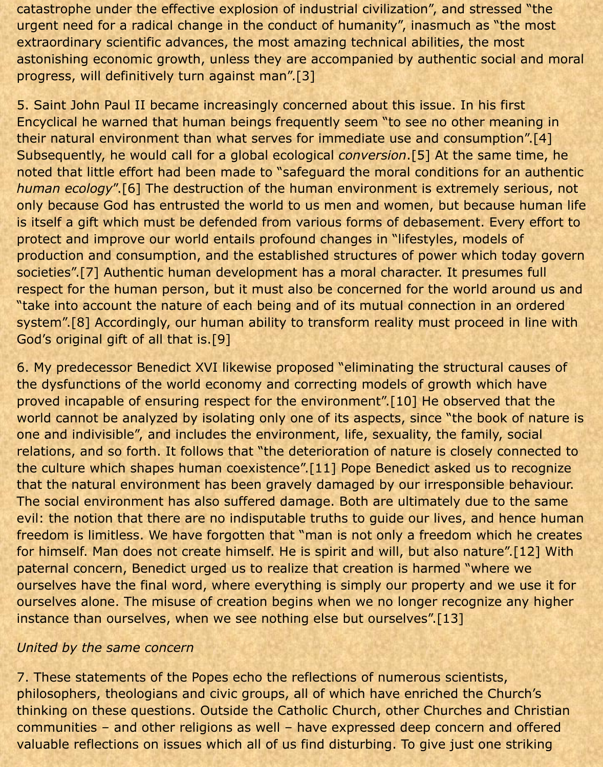catastrophe under the effective explosion of industrial civilization", and stressed "the urgent need for a radical change in the conduct of humanity", inasmuch as "the most extraordinary scientific advances, the most amazing technical abilities, the most astonishing economic growth, unless they are accompanied by authentic social and moral progress, will definitively turn against man".[3]

5. Saint John Paul II became increasingly concerned about this issue. In his first Encyclical he warned that human beings frequently seem "to see no other meaning in their natural environment than what serves for immediate use and consumption".[4] Subsequently, he would call for a global ecological *conversion*.[5] At the same time, he noted that little effort had been made to "safeguard the moral conditions for an authentic *human ecology*".[6] The destruction of the human environment is extremely serious, not only because God has entrusted the world to us men and women, but because human life is itself a gift which must be defended from various forms of debasement. Every effort to protect and improve our world entails profound changes in "lifestyles, models of production and consumption, and the established structures of power which today govern societies".[7] Authentic human development has a moral character. It presumes full respect for the human person, but it must also be concerned for the world around us and "take into account the nature of each being and of its mutual connection in an ordered system".[8] Accordingly, our human ability to transform reality must proceed in line with God's original gift of all that is.[9]

6. My predecessor Benedict XVI likewise proposed "eliminating the structural causes of the dysfunctions of the world economy and correcting models of growth which have proved incapable of ensuring respect for the environment".[10] He observed that the world cannot be analyzed by isolating only one of its aspects, since "the book of nature is one and indivisible", and includes the environment, life, sexuality, the family, social relations, and so forth. It follows that "the deterioration of nature is closely connected to the culture which shapes human coexistence".[11] Pope Benedict asked us to recognize that the natural environment has been gravely damaged by our irresponsible behaviour. The social environment has also suffered damage. Both are ultimately due to the same evil: the notion that there are no indisputable truths to guide our lives, and hence human freedom is limitless. We have forgotten that "man is not only a freedom which he creates for himself. Man does not create himself. He is spirit and will, but also nature".[12] With paternal concern, Benedict urged us to realize that creation is harmed "where we ourselves have the final word, where everything is simply our property and we use it for ourselves alone. The misuse of creation begins when we no longer recognize any higher instance than ourselves, when we see nothing else but ourselves".[13]

*United by the same concern*

7. These statements of the Popes echo the reflections of numerous scientists, philosophers, theologians and civic groups, all of which have enriched the Church's thinking on these questions. Outside the Catholic Church, other Churches and Christian communities – and other religions as well – have expressed deep concern and offered valuable reflections on issues which all of us find disturbing. To give just one striking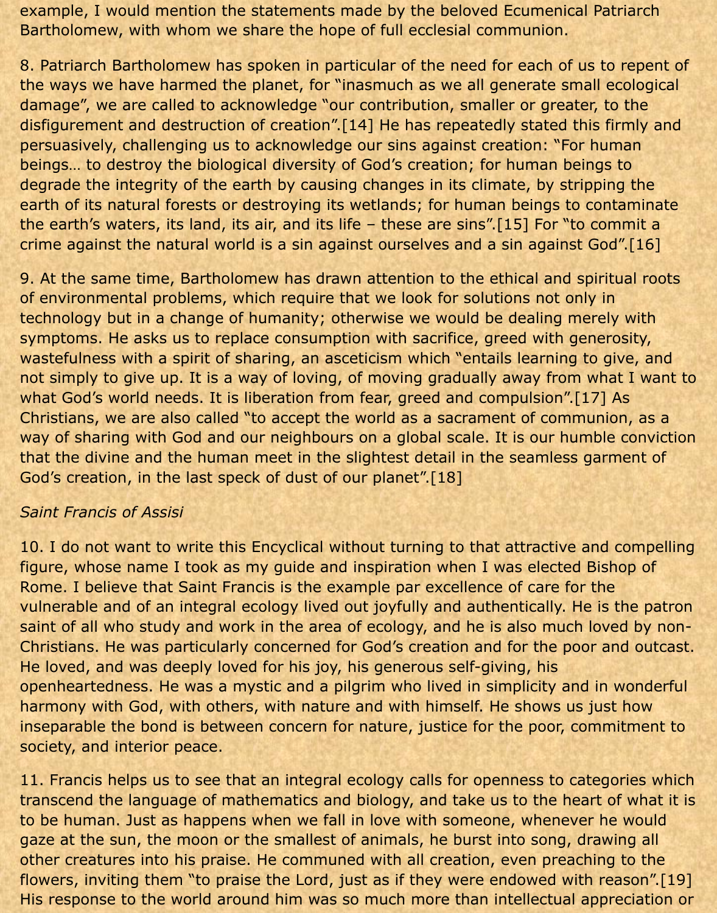example, I would mention the statements made by the beloved Ecumenical Patriarch Bartholomew, with whom we share the hope of full ecclesial communion.

8. Patriarch Bartholomew has spoken in particular of the need for each of us to repent of the ways we have harmed the planet, for "inasmuch as we all generate small ecological damage", we are called to acknowledge "our contribution, smaller or greater, to the disfigurement and destruction of creation".[14] He has repeatedly stated this firmly and persuasively, challenging us to acknowledge our sins against creation: "For human beings… to destroy the biological diversity of God's creation; for human beings to degrade the integrity of the earth by causing changes in its climate, by stripping the earth of its natural forests or destroying its wetlands; for human beings to contaminate the earth's waters, its land, its air, and its life – these are sins".[15] For "to commit a crime against the natural world is a sin against ourselves and a sin against God".[16]

9. At the same time, Bartholomew has drawn attention to the ethical and spiritual roots of environmental problems, which require that we look for solutions not only in technology but in a change of humanity; otherwise we would be dealing merely with symptoms. He asks us to replace consumption with sacrifice, greed with generosity, wastefulness with a spirit of sharing, an asceticism which "entails learning to give, and not simply to give up. It is a way of loving, of moving gradually away from what I want to what God's world needs. It is liberation from fear, greed and compulsion".[17] As Christians, we are also called "to accept the world as a sacrament of communion, as a way of sharing with God and our neighbours on a global scale. It is our humble conviction that the divine and the human meet in the slightest detail in the seamless garment of God's creation, in the last speck of dust of our planet".[18]

*Saint Francis of Assisi*

10. I do not want to write this Encyclical without turning to that attractive and compelling figure, whose name I took as my guide and inspiration when I was elected Bishop of Rome. I believe that Saint Francis is the example par excellence of care for the vulnerable and of an integral ecology lived out joyfully and authentically. He is the patron saint of all who study and work in the area of ecology, and he is also much loved by non-Christians. He was particularly concerned for God's creation and for the poor and outcast. He loved, and was deeply loved for his joy, his generous self-giving, his openheartedness. He was a mystic and a pilgrim who lived in simplicity and in wonderful harmony with God, with others, with nature and with himself. He shows us just how inseparable the bond is between concern for nature, justice for the poor, commitment to society, and interior peace.

11. Francis helps us to see that an integral ecology calls for openness to categories which transcend the language of mathematics and biology, and take us to the heart of what it is to be human. Just as happens when we fall in love with someone, whenever he would gaze at the sun, the moon or the smallest of animals, he burst into song, drawing all other creatures into his praise. He communed with all creation, even preaching to the flowers, inviting them "to praise the Lord, just as if they were endowed with reason".[19] His response to the world around him was so much more than intellectual appreciation or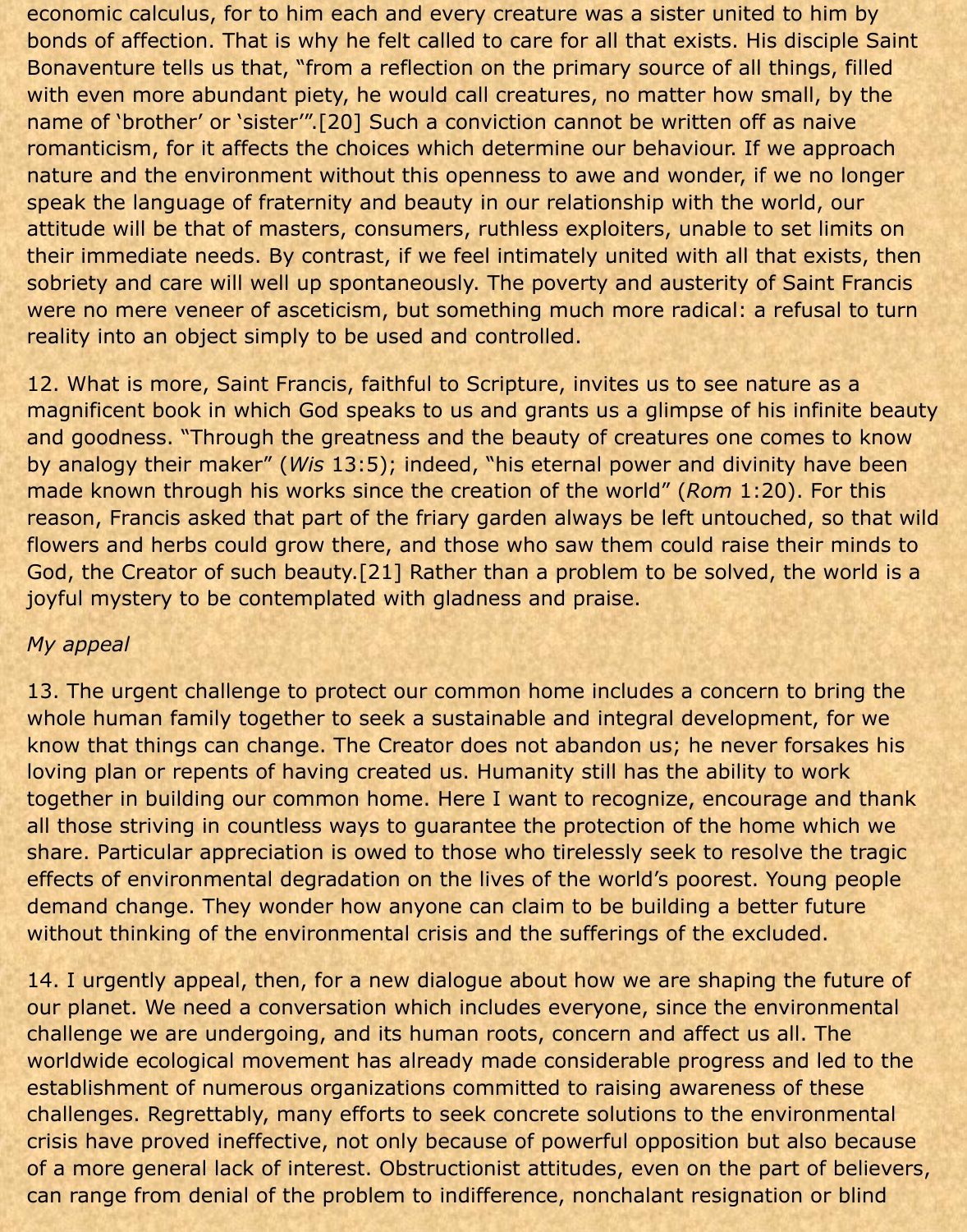economic calculus, for to him each and every creature was a sister united to him by bonds of affection. That is why he felt called to care for all that exists. His disciple Saint Bonaventure tells us that, "from a reflection on the primary source of all things, filled with even more abundant piety, he would call creatures, no matter how small, by the name of 'brother' or 'sister'".[20] Such a conviction cannot be written off as naive romanticism, for it affects the choices which determine our behaviour. If we approach nature and the environment without this openness to awe and wonder, if we no longer speak the language of fraternity and beauty in our relationship with the world, our attitude will be that of masters, consumers, ruthless exploiters, unable to set limits on their immediate needs. By contrast, if we feel intimately united with all that exists, then sobriety and care will well up spontaneously. The poverty and austerity of Saint Francis were no mere veneer of asceticism, but something much more radical: a refusal to turn reality into an object simply to be used and controlled.

12. What is more, Saint Francis, faithful to Scripture, invites us to see nature as a magnificent book in which God speaks to us and grants us a glimpse of his infinite beauty and goodness. "Through the greatness and the beauty of creatures one comes to know by analogy their maker" (*Wis* 13:5); indeed, "his eternal power and divinity have been made known through his works since the creation of the world" (*Rom* 1:20). For this reason, Francis asked that part of the friary garden always be left untouched, so that wild flowers and herbs could grow there, and those who saw them could raise their minds to God, the Creator of such beauty.[21] Rather than a problem to be solved, the world is a joyful mystery to be contemplated with gladness and praise.

*My appeal*

13. The urgent challenge to protect our common home includes a concern to bring the whole human family together to seek a sustainable and integral development, for we know that things can change. The Creator does not abandon us; he never forsakes his loving plan or repents of having created us. Humanity still has the ability to work together in building our common home. Here I want to recognize, encourage and thank all those striving in countless ways to guarantee the protection of the home which we share. Particular appreciation is owed to those who tirelessly seek to resolve the tragic effects of environmental degradation on the lives of the world's poorest. Young people demand change. They wonder how anyone can claim to be building a better future without thinking of the environmental crisis and the sufferings of the excluded.

14. I urgently appeal, then, for a new dialogue about how we are shaping the future of our planet. We need a conversation which includes everyone, since the environmental challenge we are undergoing, and its human roots, concern and affect us all. The worldwide ecological movement has already made considerable progress and led to the establishment of numerous organizations committed to raising awareness of these challenges. Regrettably, many efforts to seek concrete solutions to the environmental crisis have proved ineffective, not only because of powerful opposition but also because of a more general lack of interest. Obstructionist attitudes, even on the part of believers, can range from denial of the problem to indifference, nonchalant resignation or blind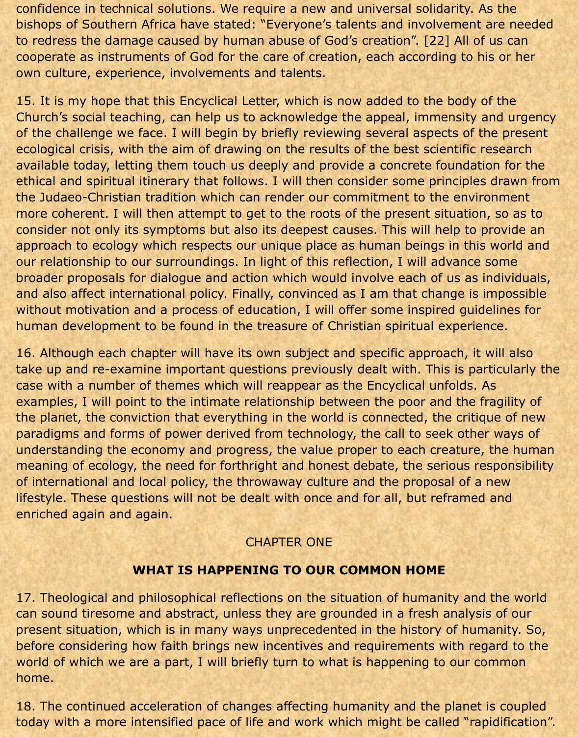confidence in technical solutions. We require a new and universal solidarity. As the bishops of Southern Africa have stated: "Everyone's talents and involvement are needed to redress the damage caused by human abuse of God's creation". [22] All of us can cooperate as instruments of God for the care of creation, each according to his or her own culture, experience, involvements and talents.

15. It is my hope that this Encyclical Letter, which is now added to the body of the Church's social teaching, can help us to acknowledge the appeal, immensity and urgency of the challenge we face. I will begin by briefly reviewing several aspects of the present ecological crisis, with the aim of drawing on the results of the best scientific research available today, letting them touch us deeply and provide a concrete foundation for the ethical and spiritual itinerary that follows. I will then consider some principles drawn from the Judaeo-Christian tradition which can render our commitment to the environment more coherent. I will then attempt to get to the roots of the present situation, so as to consider not only its symptoms but also its deepest causes. This will help to provide an approach to ecology which respects our unique place as human beings in this world and our relationship to our surroundings. In light of this reflection, I will advance some broader proposals for dialogue and action which would involve each of us as individuals, and also affect international policy. Finally, convinced as I am that change is impossible without motivation and a process of education, I will offer some inspired guidelines for human development to be found in the treasure of Christian spiritual experience.

16. Although each chapter will have its own subject and specific approach, it will also take up and re-examine important questions previously dealt with. This is particularly the case with a number of themes which will reappear as the Encyclical unfolds. As examples, I will point to the intimate relationship between the poor and the fragility of the planet, the conviction that everything in the world is connected, the critique of new paradigms and forms of power derived from technology, the call to seek other ways of understanding the economy and progress, the value proper to each creature, the human meaning of ecology, the need for forthright and honest debate, the serious responsibility of international and local policy, the throwaway culture and the proposal of a new lifestyle. These questions will not be dealt with once and for all, but reframed and enriched again and again.

## CHAPTER ONE

## WHAT IS HAPPENING TO OUR COMMON HOME

17. Theological and philosophical reflections on the situation of humanity and the world can sound tiresome and abstract, unless they are grounded in a fresh analysis of our present situation, which is in many ways unprecedented in the history of humanity. So, before considering how faith brings new incentives and requirements with regard to the world of which we are a part, I will briefly turn to what is happening to our common home.

18. The continued acceleration of changes affecting humanity and the planet is coupled today with a more intensified pace of life and work which might be called "rapidification".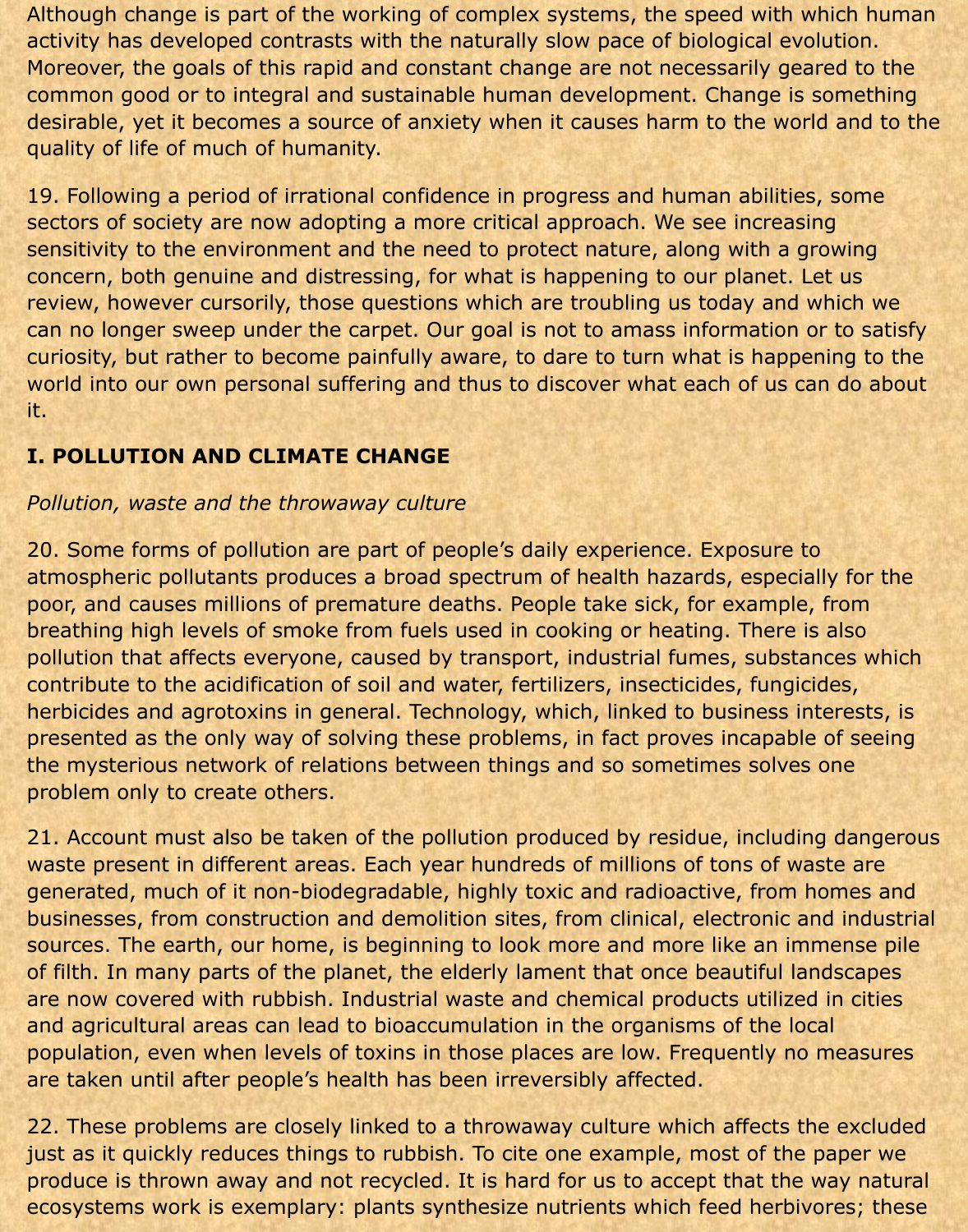Although change is part of the working of complex systems, the speed with which human activity has developed contrasts with the naturally slow pace of biological evolution. Moreover, the goals of this rapid and constant change are not necessarily geared to the common good or to integral and sustainable human development. Change is something desirable, yet it becomes a source of anxiety when it causes harm to the world and to the quality of life of much of humanity.

19. Following a period of irrational confidence in progress and human abilities, some sectors of society are now adopting a more critical approach. We see increasing sensitivity to the environment and the need to protect nature, along with a growing concern, both genuine and distressing, for what is happening to our planet. Let us review, however cursorily, those questions which are troubling us today and which we can no longer sweep under the carpet. Our goal is not to amass information or to satisfy curiosity, but rather to become painfully aware, to dare to turn what is happening to the world into our own personal suffering and thus to discover what each of us can do about it.

## I. POLLUTION AND CLIMATE CHANGE

### *Pollution, waste and the throwaway culture*

20. Some forms of pollution are part of people's daily experience. Exposure to atmospheric pollutants produces a broad spectrum of health hazards, especially for the poor, and causes millions of premature deaths. People take sick, for example, from breathing high levels of smoke from fuels used in cooking or heating. There is also pollution that affects everyone, caused by transport, industrial fumes, substances which contribute to the acidification of soil and water, fertilizers, insecticides, fungicides, herbicides and agrotoxins in general. Technology, which, linked to business interests, is presented as the only way of solving these problems, in fact proves incapable of seeing the mysterious network of relations between things and so sometimes solves one problem only to create others.

21. Account must also be taken of the pollution produced by residue, including dangerous waste present in different areas. Each year hundreds of millions of tons of waste are generated, much of it non-biodegradable, highly toxic and radioactive, from homes and businesses, from construction and demolition sites, from clinical, electronic and industrial sources. The earth, our home, is beginning to look more and more like an immense pile of filth. In many parts of the planet, the elderly lament that once beautiful landscapes are now covered with rubbish. Industrial waste and chemical products utilized in cities and agricultural areas can lead to bioaccumulation in the organisms of the local population, even when levels of toxins in those places are low. Frequently no measures are taken until after people's health has been irreversibly affected.

22. These problems are closely linked to a throwaway culture which affects the excluded just as it quickly reduces things to rubbish. To cite one example, most of the paper we produce is thrown away and not recycled. It is hard for us to accept that the way natural ecosystems work is exemplary: plants synthesize nutrients which feed herbivores; these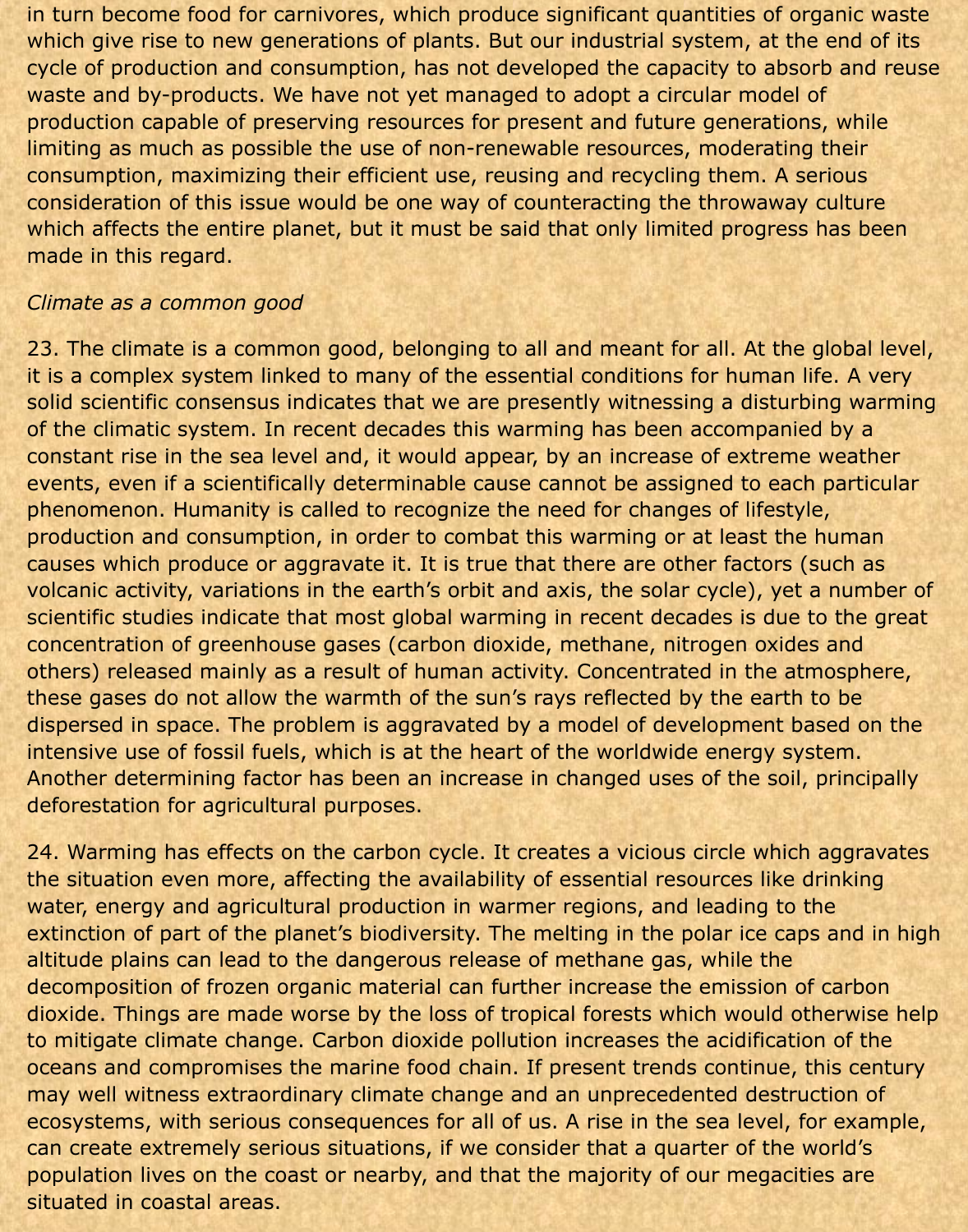in turn become food for carnivores, which produce significant quantities of organic waste which give rise to new generations of plants. But our industrial system, at the end of its cycle of production and consumption, has not developed the capacity to absorb and reuse waste and by-products. We have not yet managed to adopt a circular model of production capable of preserving resources for present and future generations, while limiting as much as possible the use of non-renewable resources, moderating their consumption, maximizing their efficient use, reusing and recycling them. A serious consideration of this issue would be one way of counteracting the throwaway culture which affects the entire planet, but it must be said that only limited progress has been made in this regard.

*Climate as a common good*

23. The climate is a common good, belonging to all and meant for all. At the global level, it is a complex system linked to many of the essential conditions for human life. A very solid scientific consensus indicates that we are presently witnessing a disturbing warming of the climatic system. In recent decades this warming has been accompanied by a constant rise in the sea level and, it would appear, by an increase of extreme weather events, even if a scientifically determinable cause cannot be assigned to each particular phenomenon. Humanity is called to recognize the need for changes of lifestyle, production and consumption, in order to combat this warming or at least the human causes which produce or aggravate it. It is true that there are other factors (such as volcanic activity, variations in the earth's orbit and axis, the solar cycle), yet a number of scientific studies indicate that most global warming in recent decades is due to the great concentration of greenhouse gases (carbon dioxide, methane, nitrogen oxides and others) released mainly as a result of human activity. Concentrated in the atmosphere, these gases do not allow the warmth of the sun's rays reflected by the earth to be dispersed in space. The problem is aggravated by a model of development based on the intensive use of fossil fuels, which is at the heart of the worldwide energy system. Another determining factor has been an increase in changed uses of the soil, principally deforestation for agricultural purposes.

24. Warming has effects on the carbon cycle. It creates a vicious circle which aggravates the situation even more, affecting the availability of essential resources like drinking water, energy and agricultural production in warmer regions, and leading to the extinction of part of the planet's biodiversity. The melting in the polar ice caps and in high altitude plains can lead to the dangerous release of methane gas, while the decomposition of frozen organic material can further increase the emission of carbon dioxide. Things are made worse by the loss of tropical forests which would otherwise help to mitigate climate change. Carbon dioxide pollution increases the acidification of the oceans and compromises the marine food chain. If present trends continue, this century may well witness extraordinary climate change and an unprecedented destruction of ecosystems, with serious consequences for all of us. A rise in the sea level, for example, can create extremely serious situations, if we consider that a quarter of the world's population lives on the coast or nearby, and that the majority of our megacities are situated in coastal areas.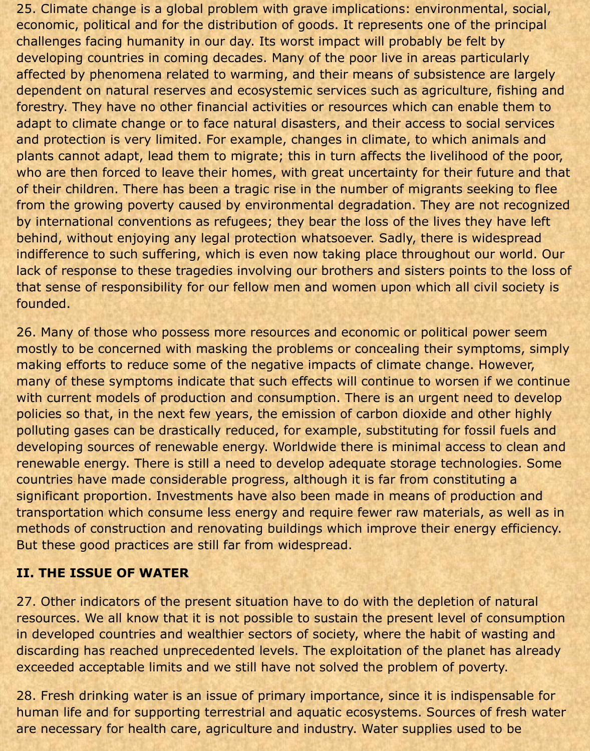25. Climate change is a global problem with grave implications: environmental, social, economic, political and for the distribution of goods. It represents one of the principal challenges facing humanity in our day. Its worst impact will probably be felt by developing countries in coming decades. Many of the poor live in areas particularly affected by phenomena related to warming, and their means of subsistence are largely dependent on natural reserves and ecosystemic services such as agriculture, fishing and forestry. They have no other financial activities or resources which can enable them to adapt to climate change or to face natural disasters, and their access to social services and protection is very limited. For example, changes in climate, to which animals and plants cannot adapt, lead them to migrate; this in turn affects the livelihood of the poor, who are then forced to leave their homes, with great uncertainty for their future and that of their children. There has been a tragic rise in the number of migrants seeking to flee from the growing poverty caused by environmental degradation. They are not recognized by international conventions as refugees; they bear the loss of the lives they have left behind, without enjoying any legal protection whatsoever. Sadly, there is widespread indifference to such suffering, which is even now taking place throughout our world. Our lack of response to these tragedies involving our brothers and sisters points to the loss of that sense of responsibility for our fellow men and women upon which all civil society is founded.

26. Many of those who possess more resources and economic or political power seem mostly to be concerned with masking the problems or concealing their symptoms, simply making efforts to reduce some of the negative impacts of climate change. However, many of these symptoms indicate that such effects will continue to worsen if we continue with current models of production and consumption. There is an urgent need to develop policies so that, in the next few years, the emission of carbon dioxide and other highly polluting gases can be drastically reduced, for example, substituting for fossil fuels and developing sources of renewable energy. Worldwide there is minimal access to clean and renewable energy. There is still a need to develop adequate storage technologies. Some countries have made considerable progress, although it is far from constituting a significant proportion. Investments have also been made in means of production and transportation which consume less energy and require fewer raw materials, as well as in methods of construction and renovating buildings which improve their energy efficiency. But these good practices are still far from widespread.

## II. THE ISSUE OF WATER

27. Other indicators of the present situation have to do with the depletion of natural resources. We all know that it is not possible to sustain the present level of consumption in developed countries and wealthier sectors of society, where the habit of wasting and discarding has reached unprecedented levels. The exploitation of the planet has already exceeded acceptable limits and we still have not solved the problem of poverty.

28. Fresh drinking water is an issue of primary importance, since it is indispensable for human life and for supporting terrestrial and aquatic ecosystems. Sources of fresh water are necessary for health care, agriculture and industry. Water supplies used to be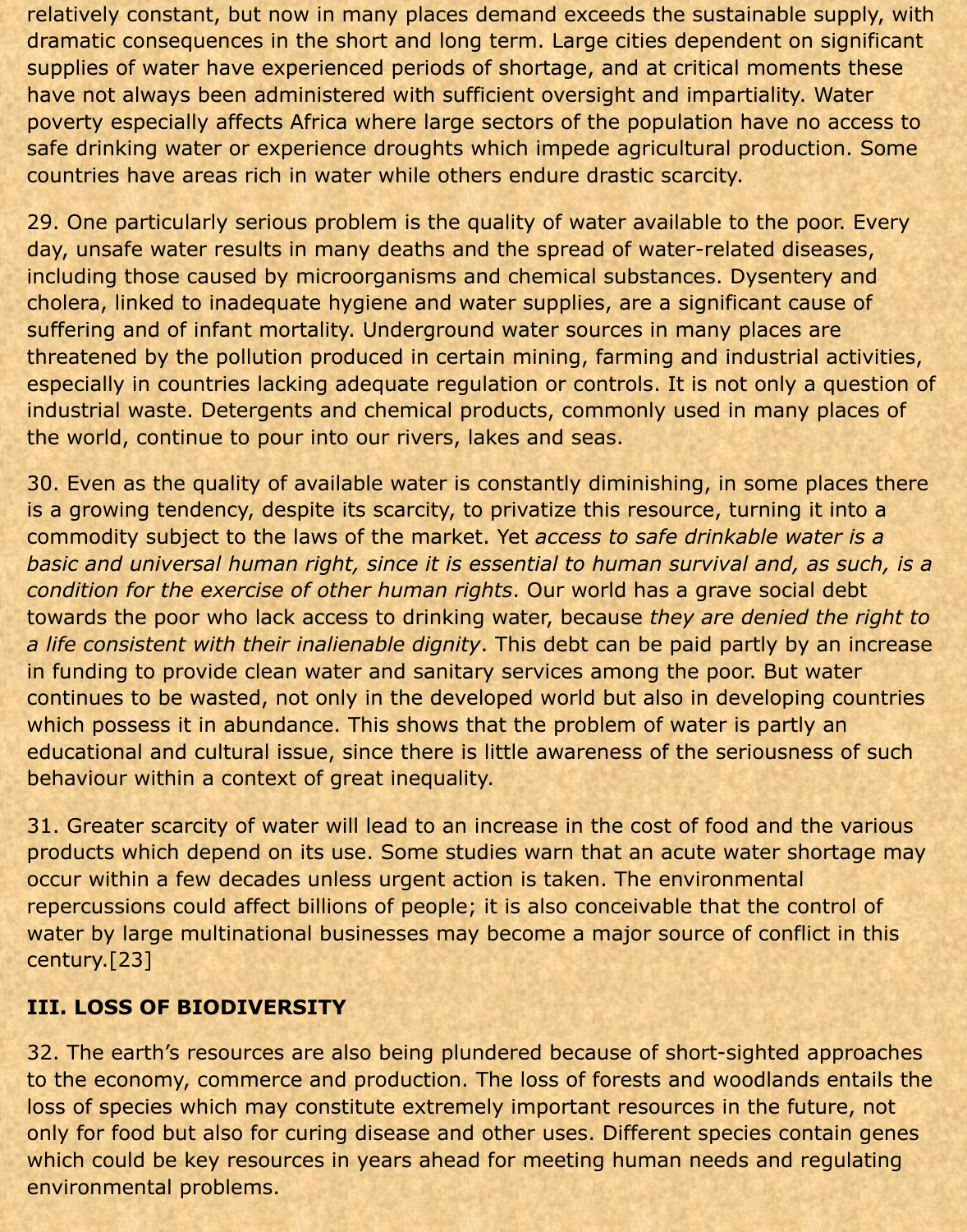relatively constant, but now in many places demand exceeds the sustainable supply, with dramatic consequences in the short and long term. Large cities dependent on significant supplies of water have experienced periods of shortage, and at critical moments these have not always been administered with sufficient oversight and impartiality. Water poverty especially affects Africa where large sectors of the population have no access to safe drinking water or experience droughts which impede agricultural production. Some countries have areas rich in water while others endure drastic scarcity.

29. One particularly serious problem is the quality of water available to the poor. Every day, unsafe water results in many deaths and the spread of water-related diseases, including those caused by microorganisms and chemical substances. Dysentery and cholera, linked to inadequate hygiene and water supplies, are a significant cause of suffering and of infant mortality. Underground water sources in many places are threatened by the pollution produced in certain mining, farming and industrial activities, especially in countries lacking adequate regulation or controls. It is not only a question of industrial waste. Detergents and chemical products, commonly used in many places of the world, continue to pour into our rivers, lakes and seas.

30. Even as the quality of available water is constantly diminishing, in some places there is a growing tendency, despite its scarcity, to privatize this resource, turning it into a commodity subject to the laws of the market. Yet *access to safe drinkable water is a basic and universal human right, since it is essential to human survival and, as such, is a condition for the exercise of other human rights*. Our world has a grave social debt towards the poor who lack access to drinking water, because *they are denied the right to a life consistent with their inalienable dignity*. This debt can be paid partly by an increase in funding to provide clean water and sanitary services among the poor. But water continues to be wasted, not only in the developed world but also in developing countries which possess it in abundance. This shows that the problem of water is partly an educational and cultural issue, since there is little awareness of the seriousness of such behaviour within a context of great inequality.

31. Greater scarcity of water will lead to an increase in the cost of food and the various products which depend on its use. Some studies warn that an acute water shortage may occur within a few decades unless urgent action is taken. The environmental repercussions could affect billions of people; it is also conceivable that the control of water by large multinational businesses may become a major source of conflict in this century.[23]

## III. LOSS OF BIODIVERSITY

32. The earth's resources are also being plundered because of short-sighted approaches to the economy, commerce and production. The loss of forests and woodlands entails the loss of species which may constitute extremely important resources in the future, not only for food but also for curing disease and other uses. Different species contain genes which could be key resources in years ahead for meeting human needs and regulating environmental problems.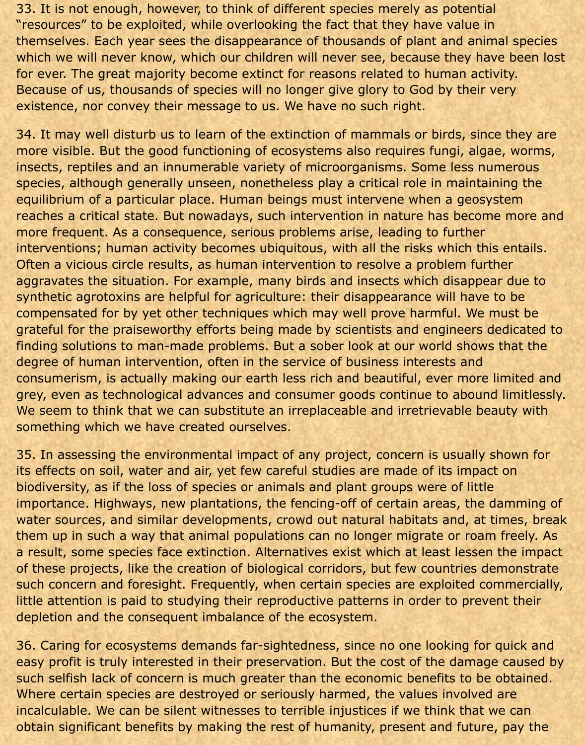33. It is not enough, however, to think of different species merely as potential "resources" to be exploited, while overlooking the fact that they have value in themselves. Each year sees the disappearance of thousands of plant and animal species which we will never know, which our children will never see, because they have been lost for ever. The great majority become extinct for reasons related to human activity. Because of us, thousands of species will no longer give glory to God by their very existence, nor convey their message to us. We have no such right.

34. It may well disturb us to learn of the extinction of mammals or birds, since they are more visible. But the good functioning of ecosystems also requires fungi, algae, worms, insects, reptiles and an innumerable variety of microorganisms. Some less numerous species, although generally unseen, nonetheless play a critical role in maintaining the equilibrium of a particular place. Human beings must intervene when a geosystem reaches a critical state. But nowadays, such intervention in nature has become more and more frequent. As a consequence, serious problems arise, leading to further interventions; human activity becomes ubiquitous, with all the risks which this entails. Often a vicious circle results, as human intervention to resolve a problem further aggravates the situation. For example, many birds and insects which disappear due to synthetic agrotoxins are helpful for agriculture: their disappearance will have to be compensated for by yet other techniques which may well prove harmful. We must be grateful for the praiseworthy efforts being made by scientists and engineers dedicated to finding solutions to man-made problems. But a sober look at our world shows that the degree of human intervention, often in the service of business interests and consumerism, is actually making our earth less rich and beautiful, ever more limited and grey, even as technological advances and consumer goods continue to abound limitlessly. We seem to think that we can substitute an irreplaceable and irretrievable beauty with something which we have created ourselves.

35. In assessing the environmental impact of any project, concern is usually shown for its effects on soil, water and air, yet few careful studies are made of its impact on biodiversity, as if the loss of species or animals and plant groups were of little importance. Highways, new plantations, the fencing-off of certain areas, the damming of water sources, and similar developments, crowd out natural habitats and, at times, break them up in such a way that animal populations can no longer migrate or roam freely. As a result, some species face extinction. Alternatives exist which at least lessen the impact of these projects, like the creation of biological corridors, but few countries demonstrate such concern and foresight. Frequently, when certain species are exploited commercially, little attention is paid to studying their reproductive patterns in order to prevent their depletion and the consequent imbalance of the ecosystem.

36. Caring for ecosystems demands far-sightedness, since no one looking for quick and easy profit is truly interested in their preservation. But the cost of the damage caused by such selfish lack of concern is much greater than the economic benefits to be obtained. Where certain species are destroyed or seriously harmed, the values involved are incalculable. We can be silent witnesses to terrible injustices if we think that we can obtain significant benefits by making the rest of humanity, present and future, pay the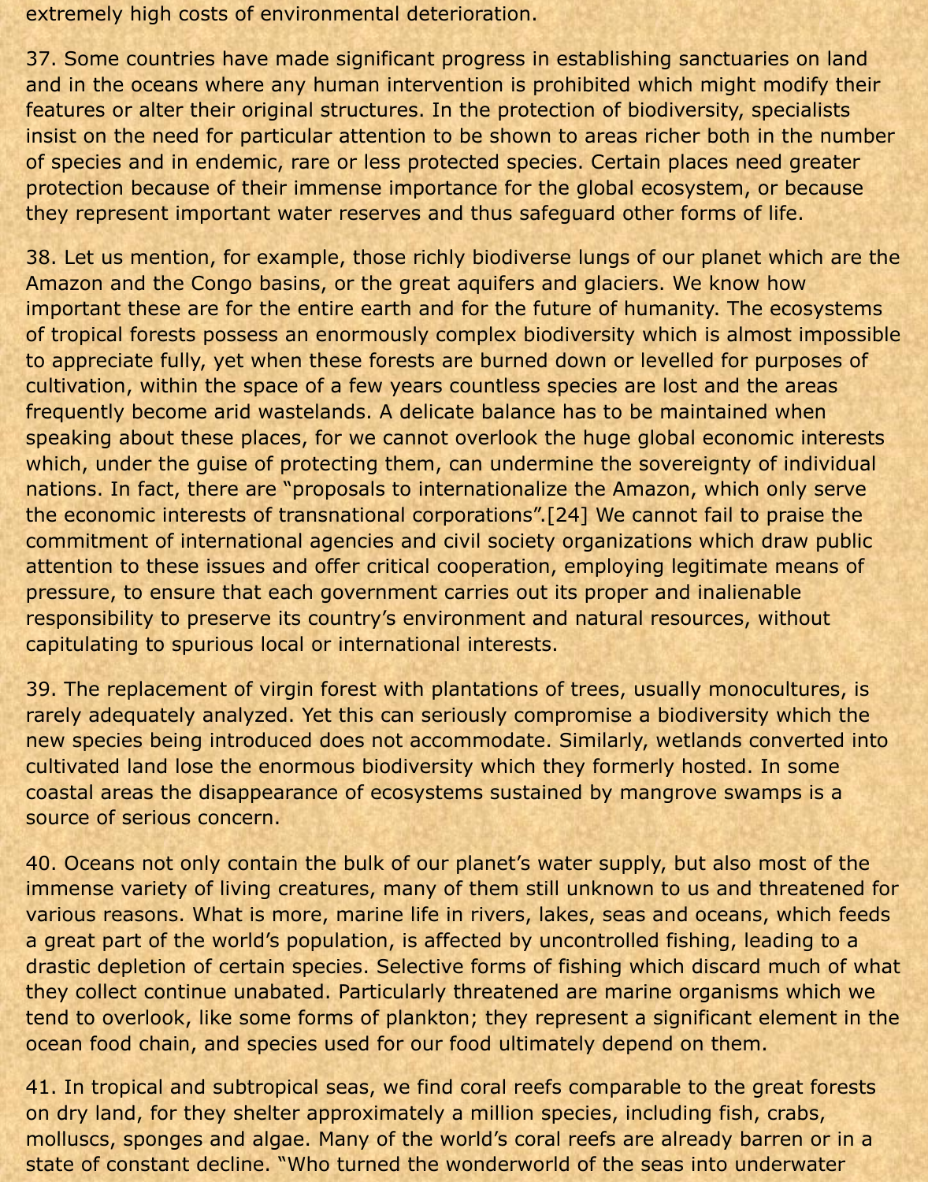extremely high costs of environmental deterioration.

37. Some countries have made significant progress in establishing sanctuaries on land and in the oceans where any human intervention is prohibited which might modify their features or alter their original structures. In the protection of biodiversity, specialists insist on the need for particular attention to be shown to areas richer both in the number of species and in endemic, rare or less protected species. Certain places need greater protection because of their immense importance for the global ecosystem, or because they represent important water reserves and thus safeguard other forms of life.

38. Let us mention, for example, those richly biodiverse lungs of our planet which are the Amazon and the Congo basins, or the great aquifers and glaciers. We know how important these are for the entire earth and for the future of humanity. The ecosystems of tropical forests possess an enormously complex biodiversity which is almost impossible to appreciate fully, yet when these forests are burned down or levelled for purposes of cultivation, within the space of a few years countless species are lost and the areas frequently become arid wastelands. A delicate balance has to be maintained when speaking about these places, for we cannot overlook the huge global economic interests which, under the guise of protecting them, can undermine the sovereignty of individual nations. In fact, there are "proposals to internationalize the Amazon, which only serve the economic interests of transnational corporations".[24] We cannot fail to praise the commitment of international agencies and civil society organizations which draw public attention to these issues and offer critical cooperation, employing legitimate means of pressure, to ensure that each government carries out its proper and inalienable responsibility to preserve its country's environment and natural resources, without capitulating to spurious local or international interests.

39. The replacement of virgin forest with plantations of trees, usually monocultures, is rarely adequately analyzed. Yet this can seriously compromise a biodiversity which the new species being introduced does not accommodate. Similarly, wetlands converted into cultivated land lose the enormous biodiversity which they formerly hosted. In some coastal areas the disappearance of ecosystems sustained by mangrove swamps is a source of serious concern.

40. Oceans not only contain the bulk of our planet's water supply, but also most of the immense variety of living creatures, many of them still unknown to us and threatened for various reasons. What is more, marine life in rivers, lakes, seas and oceans, which feeds a great part of the world's population, is affected by uncontrolled fishing, leading to a drastic depletion of certain species. Selective forms of fishing which discard much of what they collect continue unabated. Particularly threatened are marine organisms which we tend to overlook, like some forms of plankton; they represent a significant element in the ocean food chain, and species used for our food ultimately depend on them.

41. In tropical and subtropical seas, we find coral reefs comparable to the great forests on dry land, for they shelter approximately a million species, including fish, crabs, molluscs, sponges and algae. Many of the world's coral reefs are already barren or in a state of constant decline. "Who turned the wonderworld of the seas into underwater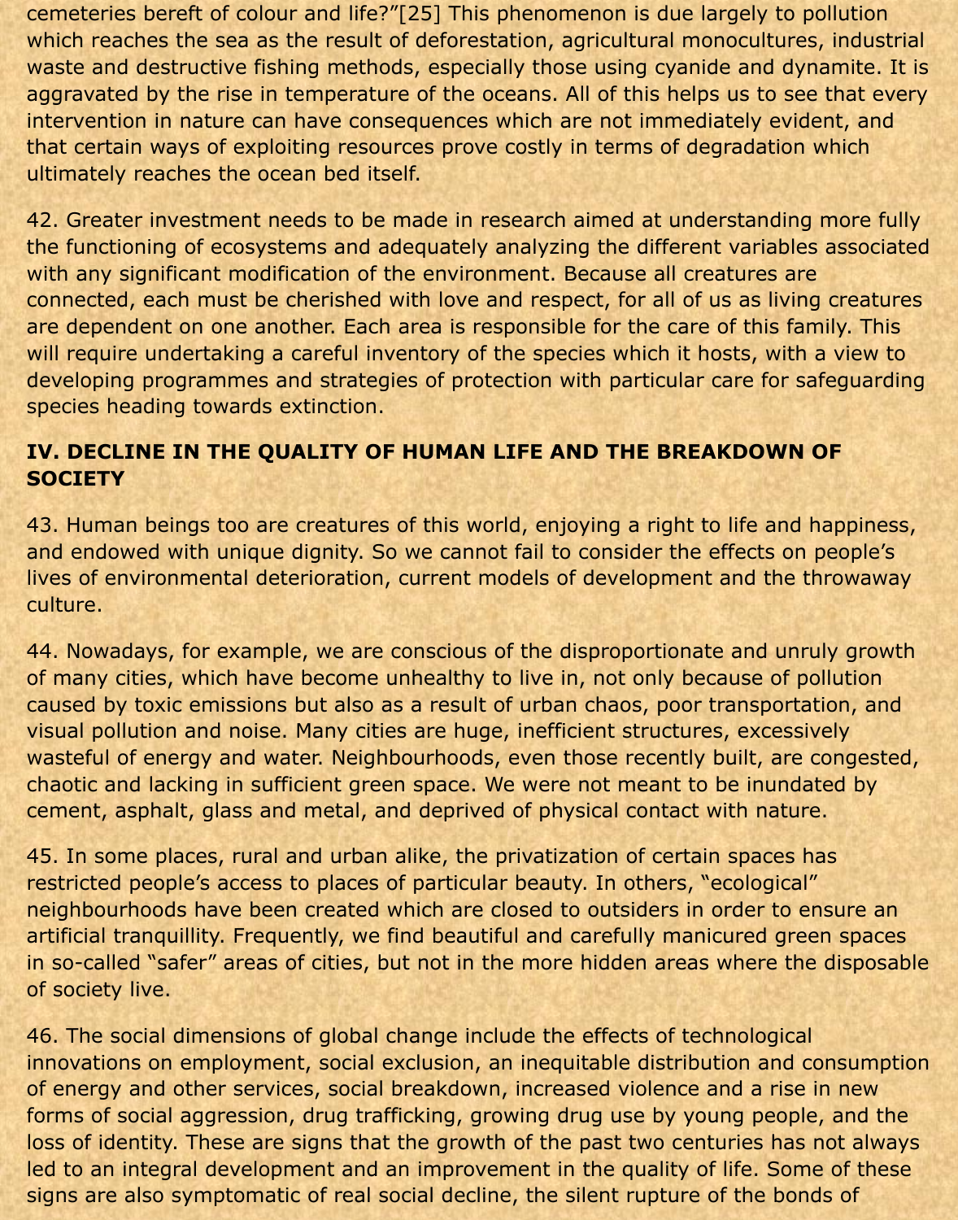cemeteries bereft of colour and life?"[25] This phenomenon is due largely to pollution which reaches the sea as the result of deforestation, agricultural monocultures, industrial waste and destructive fishing methods, especially those using cyanide and dynamite. It is aggravated by the rise in temperature of the oceans. All of this helps us to see that every intervention in nature can have consequences which are not immediately evident, and that certain ways of exploiting resources prove costly in terms of degradation which ultimately reaches the ocean bed itself.

42. Greater investment needs to be made in research aimed at understanding more fully the functioning of ecosystems and adequately analyzing the different variables associated with any significant modification of the environment. Because all creatures are connected, each must be cherished with love and respect, for all of us as living creatures are dependent on one another. Each area is responsible for the care of this family. This will require undertaking a careful inventory of the species which it hosts, with a view to developing programmes and strategies of protection with particular care for safeguarding species heading towards extinction.

## IV. DECLINE IN THE QUALITY OF HUMAN LIFE AND THE BREAKDOWN OF SOCIETY

43. Human beings too are creatures of this world, enjoying a right to life and happiness, and endowed with unique dignity. So we cannot fail to consider the effects on people's lives of environmental deterioration, current models of development and the throwaway culture.

44. Nowadays, for example, we are conscious of the disproportionate and unruly growth of many cities, which have become unhealthy to live in, not only because of pollution caused by toxic emissions but also as a result of urban chaos, poor transportation, and visual pollution and noise. Many cities are huge, inefficient structures, excessively wasteful of energy and water. Neighbourhoods, even those recently built, are congested, chaotic and lacking in sufficient green space. We were not meant to be inundated by cement, asphalt, glass and metal, and deprived of physical contact with nature.

45. In some places, rural and urban alike, the privatization of certain spaces has restricted people's access to places of particular beauty. In others, "ecological" neighbourhoods have been created which are closed to outsiders in order to ensure an artificial tranquillity. Frequently, we find beautiful and carefully manicured green spaces in so-called "safer" areas of cities, but not in the more hidden areas where the disposable of society live.

46. The social dimensions of global change include the effects of technological innovations on employment, social exclusion, an inequitable distribution and consumption of energy and other services, social breakdown, increased violence and a rise in new forms of social aggression, drug trafficking, growing drug use by young people, and the loss of identity. These are signs that the growth of the past two centuries has not always led to an integral development and an improvement in the quality of life. Some of these signs are also symptomatic of real social decline, the silent rupture of the bonds of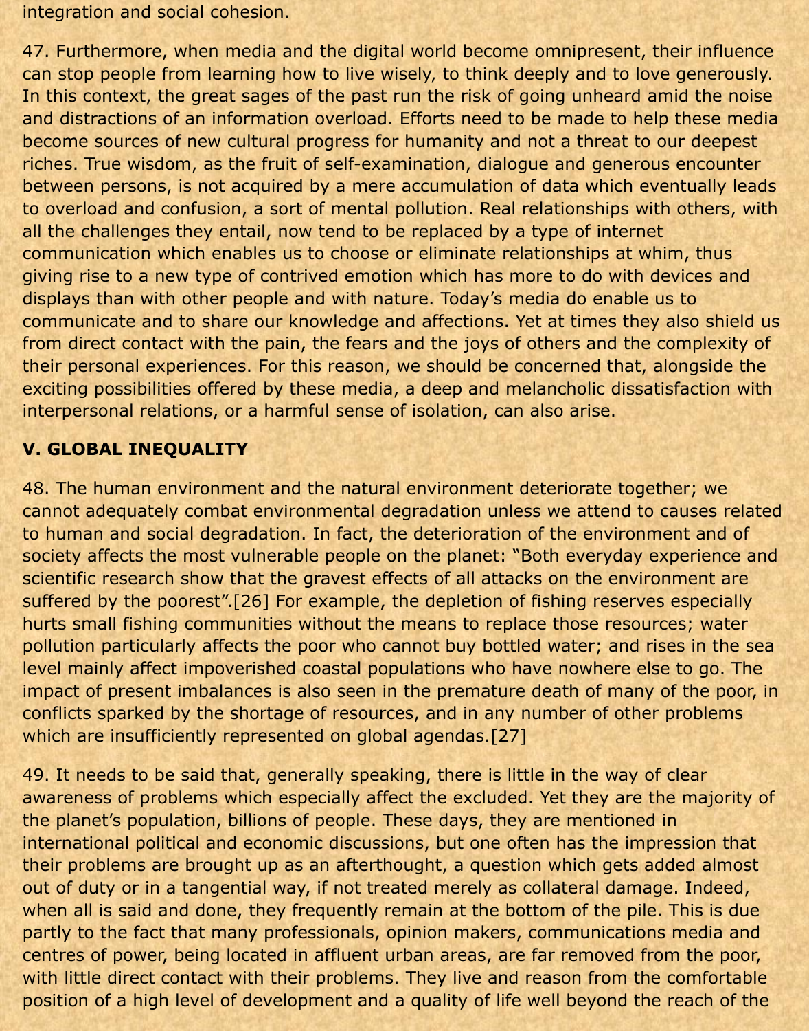integration and social cohesion.

47. Furthermore, when media and the digital world become omnipresent, their influence can stop people from learning how to live wisely, to think deeply and to love generously. In this context, the great sages of the past run the risk of going unheard amid the noise and distractions of an information overload. Efforts need to be made to help these media become sources of new cultural progress for humanity and not a threat to our deepest riches. True wisdom, as the fruit of self-examination, dialogue and generous encounter between persons, is not acquired by a mere accumulation of data which eventually leads to overload and confusion, a sort of mental pollution. Real relationships with others, with all the challenges they entail, now tend to be replaced by a type of internet communication which enables us to choose or eliminate relationships at whim, thus giving rise to a new type of contrived emotion which has more to do with devices and displays than with other people and with nature. Today's media do enable us to communicate and to share our knowledge and affections. Yet at times they also shield us from direct contact with the pain, the fears and the joys of others and the complexity of their personal experiences. For this reason, we should be concerned that, alongside the exciting possibilities offered by these media, a deep and melancholic dissatisfaction with interpersonal relations, or a harmful sense of isolation, can also arise.

## V. GLOBAL INEQUALITY

48. The human environment and the natural environment deteriorate together; we cannot adequately combat environmental degradation unless we attend to causes related to human and social degradation. In fact, the deterioration of the environment and of society affects the most vulnerable people on the planet: "Both everyday experience and scientific research show that the gravest effects of all attacks on the environment are suffered by the poorest".[26] For example, the depletion of fishing reserves especially hurts small fishing communities without the means to replace those resources; water pollution particularly affects the poor who cannot buy bottled water; and rises in the sea level mainly affect impoverished coastal populations who have nowhere else to go. The impact of present imbalances is also seen in the premature death of many of the poor, in conflicts sparked by the shortage of resources, and in any number of other problems which are insufficiently represented on global agendas.[27]

49. It needs to be said that, generally speaking, there is little in the way of clear awareness of problems which especially affect the excluded. Yet they are the majority of the planet's population, billions of people. These days, they are mentioned in international political and economic discussions, but one often has the impression that their problems are brought up as an afterthought, a question which gets added almost out of duty or in a tangential way, if not treated merely as collateral damage. Indeed, when all is said and done, they frequently remain at the bottom of the pile. This is due partly to the fact that many professionals, opinion makers, communications media and centres of power, being located in affluent urban areas, are far removed from the poor, with little direct contact with their problems. They live and reason from the comfortable position of a high level of development and a quality of life well beyond the reach of the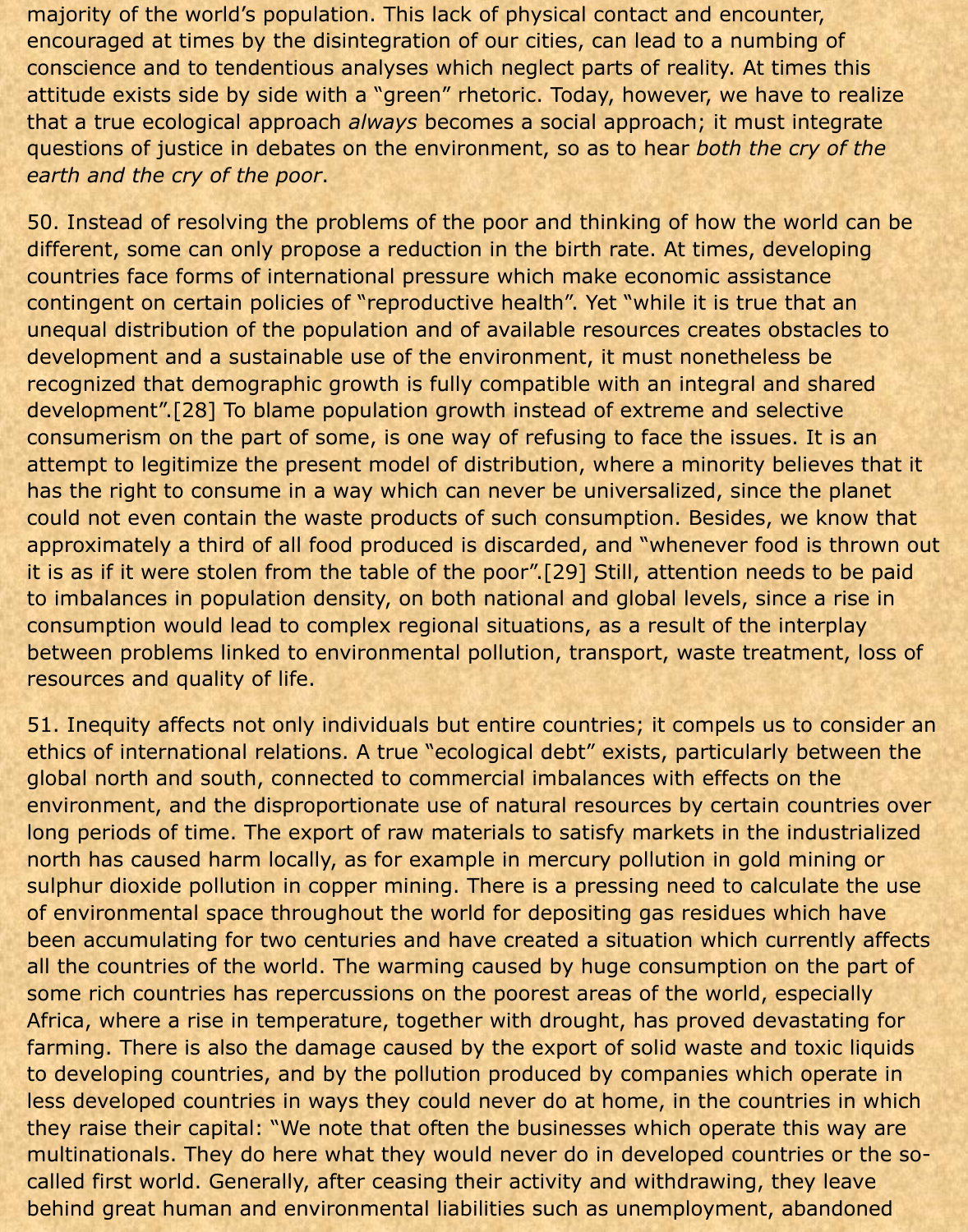majority of the world's population. This lack of physical contact and encounter, encouraged at times by the disintegration of our cities, can lead to a numbing of conscience and to tendentious analyses which neglect parts of reality. At times this attitude exists side by side with a "green" rhetoric. Today, however, we have to realize that a true ecological approach *always* becomes a social approach; it must integrate questions of justice in debates on the environment, so as to hear *both the cry of the earth and the cry of the poor*.

50. Instead of resolving the problems of the poor and thinking of how the world can be different, some can only propose a reduction in the birth rate. At times, developing countries face forms of international pressure which make economic assistance contingent on certain policies of "reproductive health". Yet "while it is true that an unequal distribution of the population and of available resources creates obstacles to development and a sustainable use of the environment, it must nonetheless be recognized that demographic growth is fully compatible with an integral and shared development".[28] To blame population growth instead of extreme and selective consumerism on the part of some, is one way of refusing to face the issues. It is an attempt to legitimize the present model of distribution, where a minority believes that it has the right to consume in a way which can never be universalized, since the planet could not even contain the waste products of such consumption. Besides, we know that approximately a third of all food produced is discarded, and "whenever food is thrown out it is as if it were stolen from the table of the poor".[29] Still, attention needs to be paid to imbalances in population density, on both national and global levels, since a rise in consumption would lead to complex regional situations, as a result of the interplay between problems linked to environmental pollution, transport, waste treatment, loss of resources and quality of life.

51. Inequity affects not only individuals but entire countries; it compels us to consider an ethics of international relations. A true "ecological debt" exists, particularly between the global north and south, connected to commercial imbalances with effects on the environment, and the disproportionate use of natural resources by certain countries over long periods of time. The export of raw materials to satisfy markets in the industrialized north has caused harm locally, as for example in mercury pollution in gold mining or sulphur dioxide pollution in copper mining. There is a pressing need to calculate the use of environmental space throughout the world for depositing gas residues which have been accumulating for two centuries and have created a situation which currently affects all the countries of the world. The warming caused by huge consumption on the part of some rich countries has repercussions on the poorest areas of the world, especially Africa, where a rise in temperature, together with drought, has proved devastating for farming. There is also the damage caused by the export of solid waste and toxic liquids to developing countries, and by the pollution produced by companies which operate in less developed countries in ways they could never do at home, in the countries in which they raise their capital: "We note that often the businesses which operate this way are multinationals. They do here what they would never do in developed countries or the so-called first world. Generally, after ceasing their activity and withdrawing, they leave behind great human and environmental liabilities such as unemployment, abandoned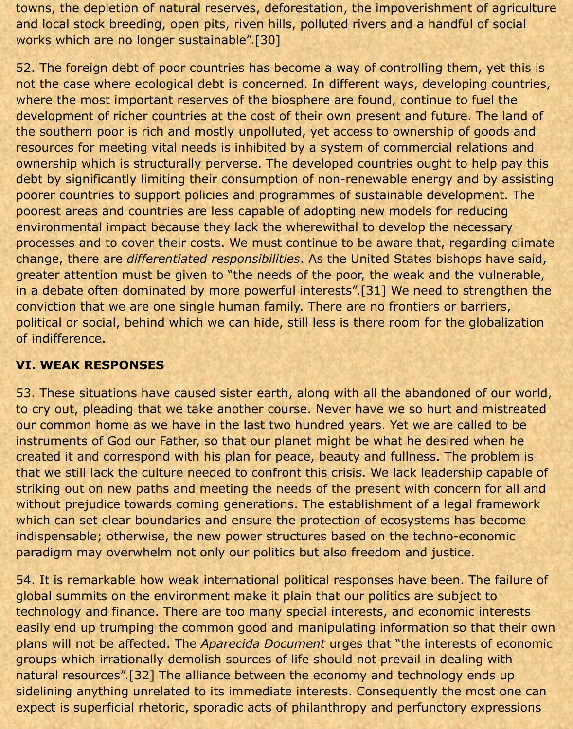towns, the depletion of natural reserves, deforestation, the impoverishment of agriculture and local stock breeding, open pits, riven hills, polluted rivers and a handful of social works which are no longer sustainable".[30]

52. The foreign debt of poor countries has become a way of controlling them, yet this is not the case where ecological debt is concerned. In different ways, developing countries, where the most important reserves of the biosphere are found, continue to fuel the development of richer countries at the cost of their own present and future. The land of the southern poor is rich and mostly unpolluted, yet access to ownership of goods and resources for meeting vital needs is inhibited by a system of commercial relations and ownership which is structurally perverse. The developed countries ought to help pay this debt by significantly limiting their consumption of non-renewable energy and by assisting poorer countries to support policies and programmes of sustainable development. The poorest areas and countries are less capable of adopting new models for reducing environmental impact because they lack the wherewithal to develop the necessary processes and to cover their costs. We must continue to be aware that, regarding climate change, there are *differentiated responsibilities*. As the United States bishops have said, greater attention must be given to "the needs of the poor, the weak and the vulnerable, in a debate often dominated by more powerful interests".[31] We need to strengthen the conviction that we are one single human family. There are no frontiers or barriers, political or social, behind which we can hide, still less is there room for the globalization of indifference.

## VI. WEAK RESPONSES

53. These situations have caused sister earth, along with all the abandoned of our world, to cry out, pleading that we take another course. Never have we so hurt and mistreated our common home as we have in the last two hundred years. Yet we are called to be instruments of God our Father, so that our planet might be what he desired when he created it and correspond with his plan for peace, beauty and fullness. The problem is that we still lack the culture needed to confront this crisis. We lack leadership capable of striking out on new paths and meeting the needs of the present with concern for all and without prejudice towards coming generations. The establishment of a legal framework which can set clear boundaries and ensure the protection of ecosystems has become indispensable; otherwise, the new power structures based on the techno-economic paradigm may overwhelm not only our politics but also freedom and justice.

54. It is remarkable how weak international political responses have been. The failure of global summits on the environment make it plain that our politics are subject to technology and finance. There are too many special interests, and economic interests easily end up trumping the common good and manipulating information so that their own plans will not be affected. The *Aparecida Document* urges that "the interests of economic groups which irrationally demolish sources of life should not prevail in dealing with natural resources".[32] The alliance between the economy and technology ends up sidelining anything unrelated to its immediate interests. Consequently the most one can expect is superficial rhetoric, sporadic acts of philanthropy and perfunctory expressions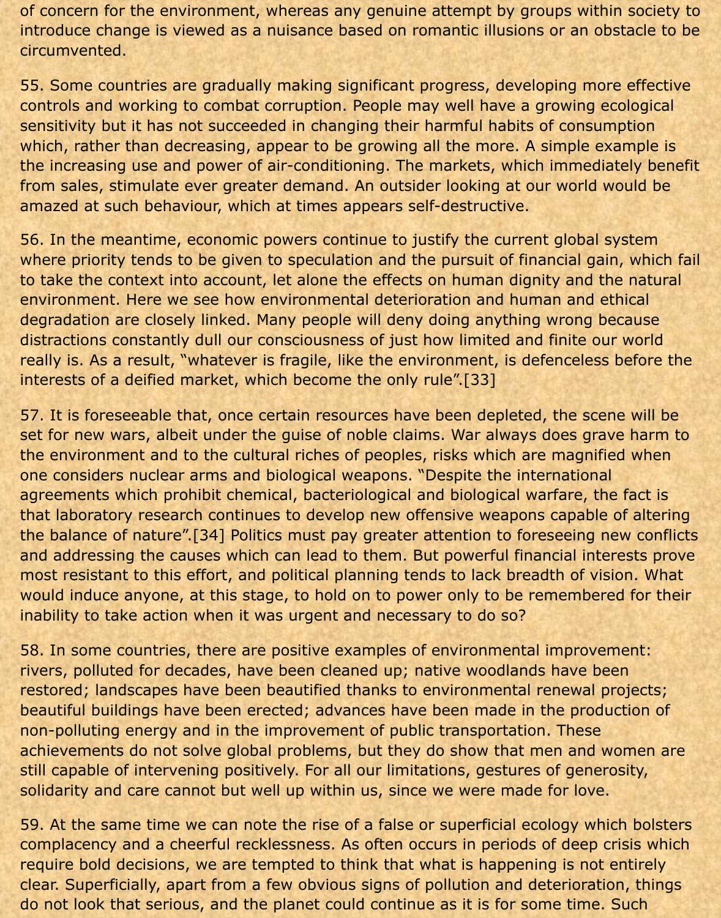of concern for the environment, whereas any genuine attempt by groups within society to introduce change is viewed as a nuisance based on romantic illusions or an obstacle to be circumvented.

55. Some countries are gradually making significant progress, developing more effective controls and working to combat corruption. People may well have a growing ecological sensitivity but it has not succeeded in changing their harmful habits of consumption which, rather than decreasing, appear to be growing all the more. A simple example is the increasing use and power of air-conditioning. The markets, which immediately benefit from sales, stimulate ever greater demand. An outsider looking at our world would be amazed at such behaviour, which at times appears self-destructive.

56. In the meantime, economic powers continue to justify the current global system where priority tends to be given to speculation and the pursuit of financial gain, which fail to take the context into account, let alone the effects on human dignity and the natural environment. Here we see how environmental deterioration and human and ethical degradation are closely linked. Many people will deny doing anything wrong because distractions constantly dull our consciousness of just how limited and finite our world really is. As a result, "whatever is fragile, like the environment, is defenceless before the interests of a deified market, which become the only rule".[33]

57. It is foreseeable that, once certain resources have been depleted, the scene will be set for new wars, albeit under the guise of noble claims. War always does grave harm to the environment and to the cultural riches of peoples, risks which are magnified when one considers nuclear arms and biological weapons. "Despite the international agreements which prohibit chemical, bacteriological and biological warfare, the fact is that laboratory research continues to develop new offensive weapons capable of altering the balance of nature".[34] Politics must pay greater attention to foreseeing new conflicts and addressing the causes which can lead to them. But powerful financial interests prove most resistant to this effort, and political planning tends to lack breadth of vision. What would induce anyone, at this stage, to hold on to power only to be remembered for their inability to take action when it was urgent and necessary to do so?

58. In some countries, there are positive examples of environmental improvement: rivers, polluted for decades, have been cleaned up; native woodlands have been restored; landscapes have been beautified thanks to environmental renewal projects; beautiful buildings have been erected; advances have been made in the production of non-polluting energy and in the improvement of public transportation. These achievements do not solve global problems, but they do show that men and women are still capable of intervening positively. For all our limitations, gestures of generosity, solidarity and care cannot but well up within us, since we were made for love.

59. At the same time we can note the rise of a false or superficial ecology which bolsters complacency and a cheerful recklessness. As often occurs in periods of deep crisis which require bold decisions, we are tempted to think that what is happening is not entirely clear. Superficially, apart from a few obvious signs of pollution and deterioration, things do not look that serious, and the planet could continue as it is for some time. Such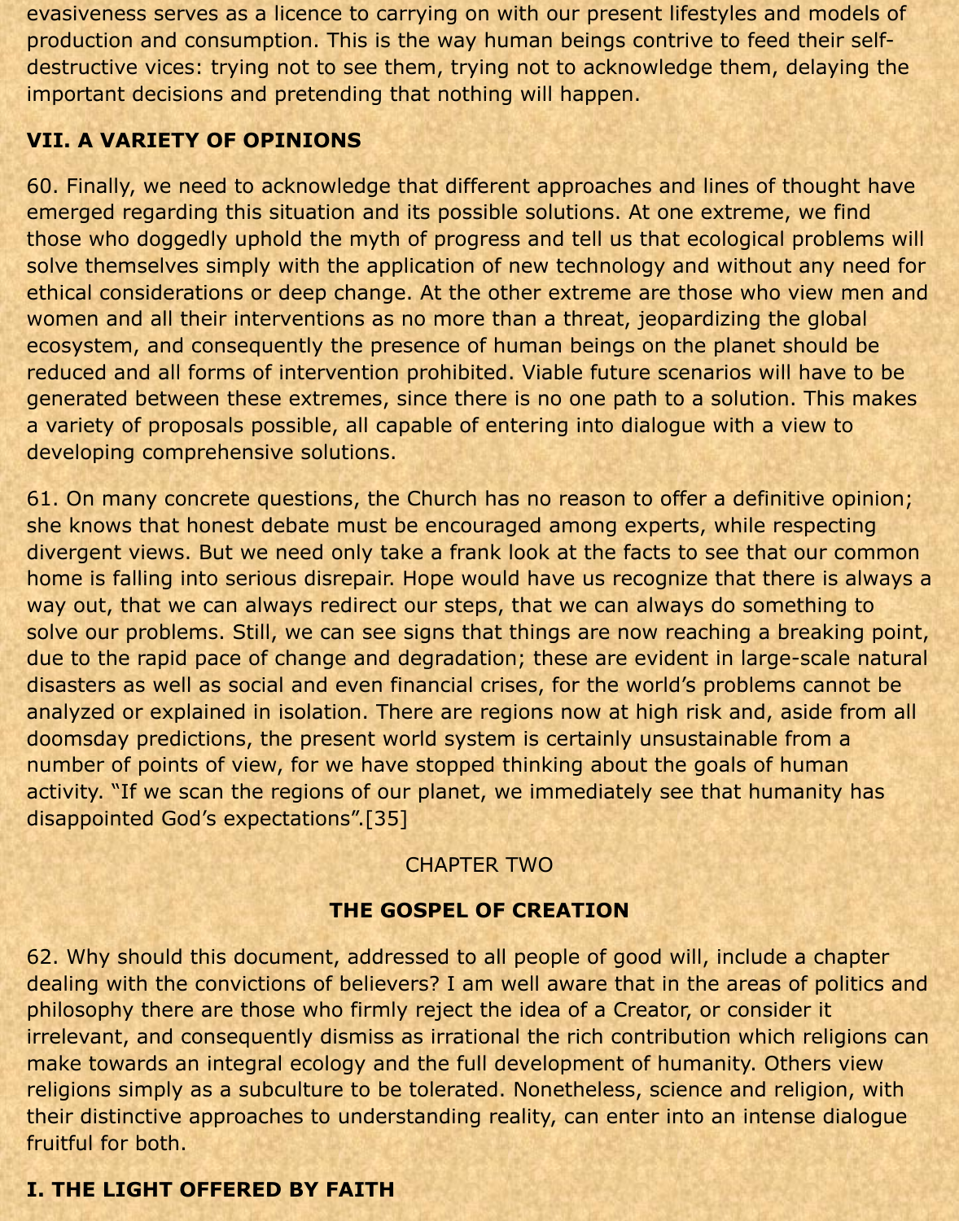evasiveness serves as a licence to carrying on with our present lifestyles and models of production and consumption. This is the way human beings contrive to feed their self-destructive vices: trying not to see them, trying not to acknowledge them, delaying the important decisions and pretending that nothing will happen.

## VII. A VARIETY OF OPINIONS

60. Finally, we need to acknowledge that different approaches and lines of thought have emerged regarding this situation and its possible solutions. At one extreme, we find those who doggedly uphold the myth of progress and tell us that ecological problems will solve themselves simply with the application of new technology and without any need for ethical considerations or deep change. At the other extreme are those who view men and women and all their interventions as no more than a threat, jeopardizing the global ecosystem, and consequently the presence of human beings on the planet should be reduced and all forms of intervention prohibited. Viable future scenarios will have to be generated between these extremes, since there is no one path to a solution. This makes a variety of proposals possible, all capable of entering into dialogue with a view to developing comprehensive solutions.

61. On many concrete questions, the Church has no reason to offer a definitive opinion; she knows that honest debate must be encouraged among experts, while respecting divergent views. But we need only take a frank look at the facts to see that our common home is falling into serious disrepair. Hope would have us recognize that there is always a way out, that we can always redirect our steps, that we can always do something to solve our problems. Still, we can see signs that things are now reaching a breaking point, due to the rapid pace of change and degradation; these are evident in large-scale natural disasters as well as social and even financial crises, for the world's problems cannot be analyzed or explained in isolation. There are regions now at high risk and, aside from all doomsday predictions, the present world system is certainly unsustainable from a number of points of view, for we have stopped thinking about the goals of human activity. "If we scan the regions of our planet, we immediately see that humanity has disappointed God's expectations".[35]

CHAPTER TWO

# THE GOSPEL OF CREATION

62. Why should this document, addressed to all people of good will, include a chapter dealing with the convictions of believers? I am well aware that in the areas of politics and philosophy there are those who firmly reject the idea of a Creator, or consider it irrelevant, and consequently dismiss as irrational the rich contribution which religions can make towards an integral ecology and the full development of humanity. Others view religions simply as a subculture to be tolerated. Nonetheless, science and religion, with their distinctive approaches to understanding reality, can enter into an intense dialogue fruitful for both.

## I. THE LIGHT OFFERED BY FAITH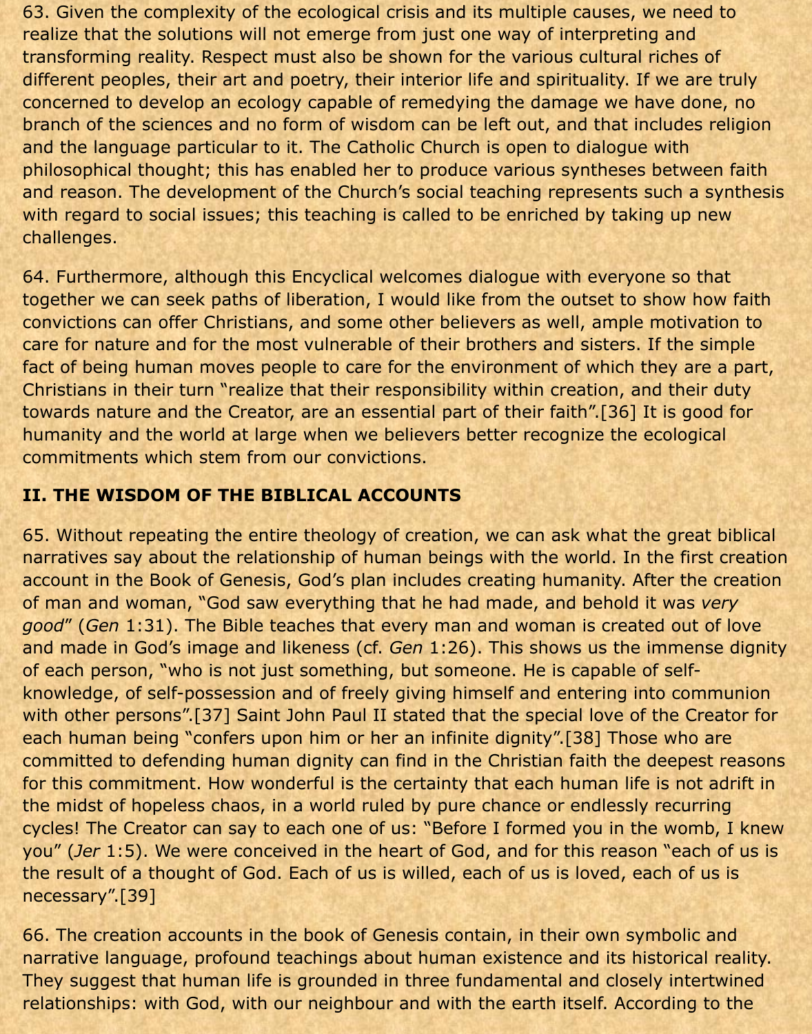63. Given the complexity of the ecological crisis and its multiple causes, we need to realize that the solutions will not emerge from just one way of interpreting and transforming reality. Respect must also be shown for the various cultural riches of different peoples, their art and poetry, their interior life and spirituality. If we are truly concerned to develop an ecology capable of remedying the damage we have done, no branch of the sciences and no form of wisdom can be left out, and that includes religion and the language particular to it. The Catholic Church is open to dialogue with philosophical thought; this has enabled her to produce various syntheses between faith and reason. The development of the Church's social teaching represents such a synthesis with regard to social issues; this teaching is called to be enriched by taking up new challenges.

64. Furthermore, although this Encyclical welcomes dialogue with everyone so that together we can seek paths of liberation, I would like from the outset to show how faith convictions can offer Christians, and some other believers as well, ample motivation to care for nature and for the most vulnerable of their brothers and sisters. If the simple fact of being human moves people to care for the environment of which they are a part, Christians in their turn "realize that their responsibility within creation, and their duty towards nature and the Creator, are an essential part of their faith".[36] It is good for humanity and the world at large when we believers better recognize the ecological commitments which stem from our convictions.

## II. THE WISDOM OF THE BIBLICAL ACCOUNTS

65. Without repeating the entire theology of creation, we can ask what the great biblical narratives say about the relationship of human beings with the world. In the first creation account in the Book of Genesis, God's plan includes creating humanity. After the creation of man and woman, "God saw everything that he had made, and behold it was *very good*" (*Gen* 1:31). The Bible teaches that every man and woman is created out of love and made in God's image and likeness (cf. *Gen* 1:26). This shows us the immense dignity of each person, "who is not just something, but someone. He is capable of self-knowledge, of self-possession and of freely giving himself and entering into communion with other persons".[37] Saint John Paul II stated that the special love of the Creator for each human being "confers upon him or her an infinite dignity".[38] Those who are committed to defending human dignity can find in the Christian faith the deepest reasons for this commitment. How wonderful is the certainty that each human life is not adrift in the midst of hopeless chaos, in a world ruled by pure chance or endlessly recurring cycles! The Creator can say to each one of us: "Before I formed you in the womb, I knew you" (*Jer* 1:5). We were conceived in the heart of God, and for this reason "each of us is the result of a thought of God. Each of us is willed, each of us is loved, each of us is necessary".[39]

66. The creation accounts in the book of Genesis contain, in their own symbolic and narrative language, profound teachings about human existence and its historical reality. They suggest that human life is grounded in three fundamental and closely intertwined relationships: with God, with our neighbour and with the earth itself. According to the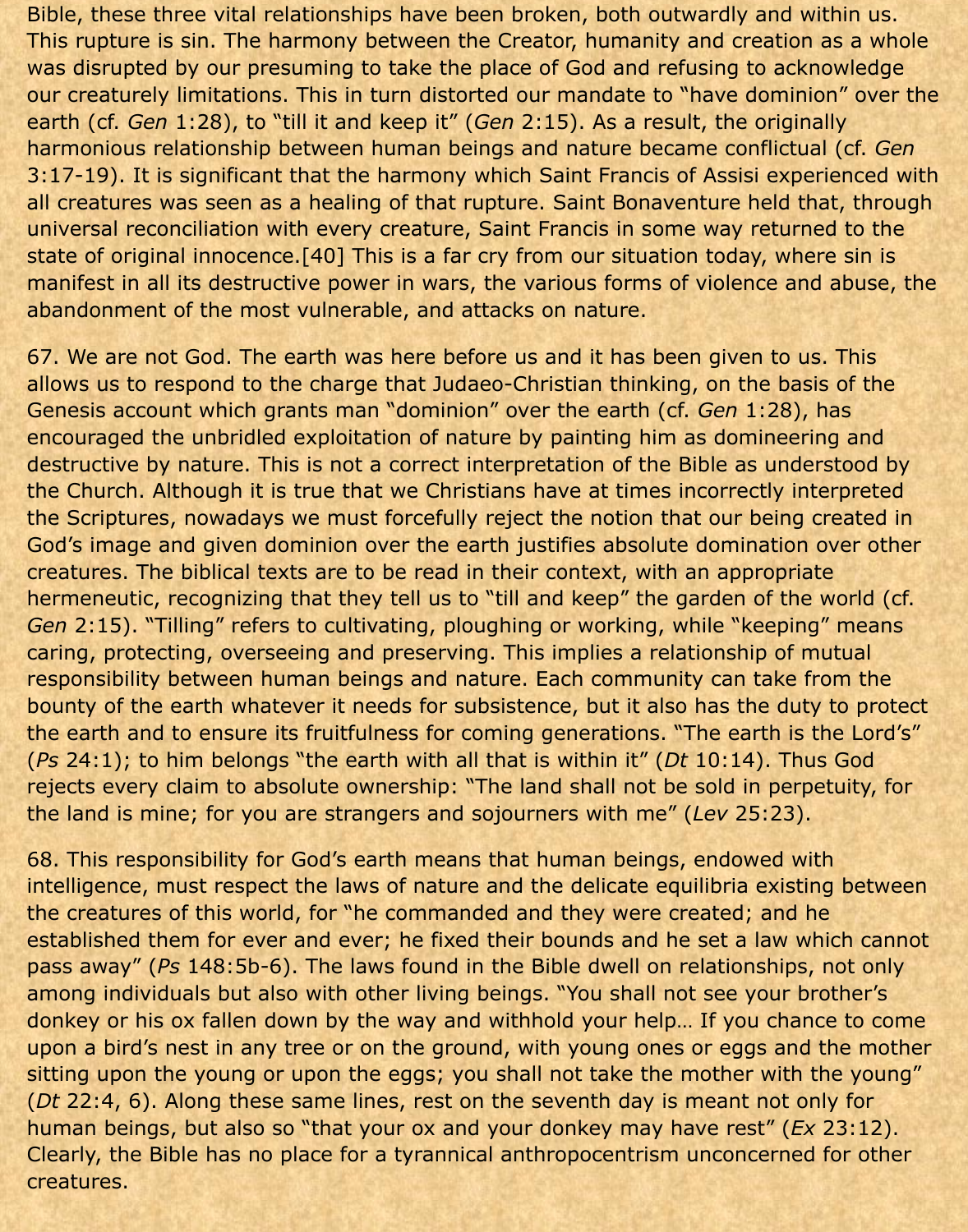Bible, these three vital relationships have been broken, both outwardly and within us. This rupture is sin. The harmony between the Creator, humanity and creation as a whole was disrupted by our presuming to take the place of God and refusing to acknowledge our creaturely limitations. This in turn distorted our mandate to "have dominion" over the earth (cf. *Gen* 1:28), to "till it and keep it" (*Gen* 2:15). As a result, the originally harmonious relationship between human beings and nature became conflictual (cf. *Gen* 3:17-19). It is significant that the harmony which Saint Francis of Assisi experienced with all creatures was seen as a healing of that rupture. Saint Bonaventure held that, through universal reconciliation with every creature, Saint Francis in some way returned to the state of original innocence.[40] This is a far cry from our situation today, where sin is manifest in all its destructive power in wars, the various forms of violence and abuse, the abandonment of the most vulnerable, and attacks on nature.

67. We are not God. The earth was here before us and it has been given to us. This allows us to respond to the charge that Judaeo-Christian thinking, on the basis of the Genesis account which grants man "dominion" over the earth (cf. *Gen* 1:28), has encouraged the unbridled exploitation of nature by painting him as domineering and destructive by nature. This is not a correct interpretation of the Bible as understood by the Church. Although it is true that we Christians have at times incorrectly interpreted the Scriptures, nowadays we must forcefully reject the notion that our being created in God's image and given dominion over the earth justifies absolute domination over other creatures. The biblical texts are to be read in their context, with an appropriate hermeneutic, recognizing that they tell us to "till and keep" the garden of the world (cf. *Gen* 2:15). "Tilling" refers to cultivating, ploughing or working, while "keeping" means caring, protecting, overseeing and preserving. This implies a relationship of mutual responsibility between human beings and nature. Each community can take from the bounty of the earth whatever it needs for subsistence, but it also has the duty to protect the earth and to ensure its fruitfulness for coming generations. "The earth is the Lord's" (*Ps* 24:1); to him belongs "the earth with all that is within it" (*Dt* 10:14). Thus God rejects every claim to absolute ownership: "The land shall not be sold in perpetuity, for the land is mine; for you are strangers and sojourners with me" (*Lev* 25:23).

68. This responsibility for God's earth means that human beings, endowed with intelligence, must respect the laws of nature and the delicate equilibria existing between the creatures of this world, for "he commanded and they were created; and he established them for ever and ever; he fixed their bounds and he set a law which cannot pass away" (*Ps* 148:5b-6). The laws found in the Bible dwell on relationships, not only among individuals but also with other living beings. "You shall not see your brother's donkey or his ox fallen down by the way and withhold your help… If you chance to come upon a bird's nest in any tree or on the ground, with young ones or eggs and the mother sitting upon the young or upon the eggs; you shall not take the mother with the young" (*Dt* 22:4, 6). Along these same lines, rest on the seventh day is meant not only for human beings, but also so "that your ox and your donkey may have rest" (*Ex* 23:12). Clearly, the Bible has no place for a tyrannical anthropocentrism unconcerned for other creatures.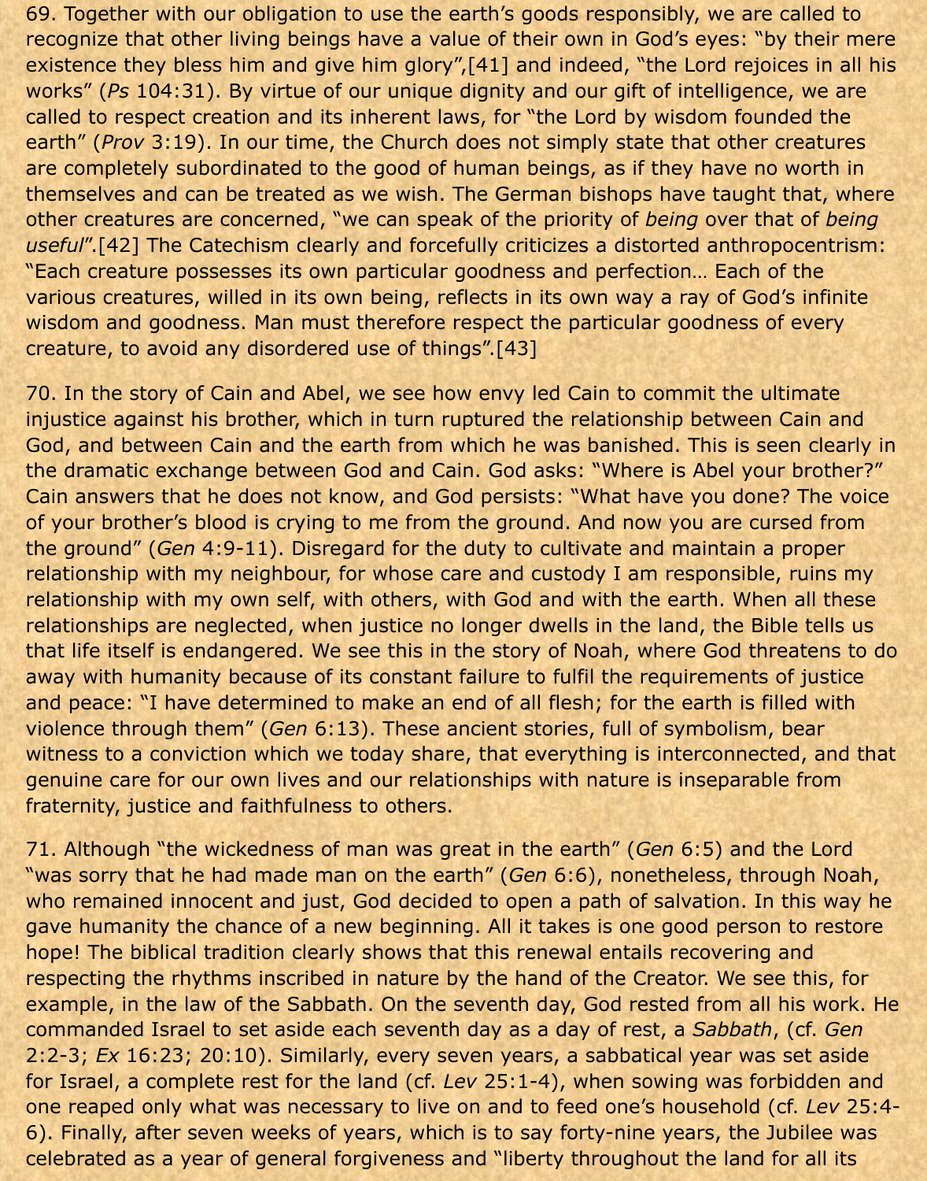69. Together with our obligation to use the earth's goods responsibly, we are called to recognize that other living beings have a value of their own in God's eyes: "by their mere existence they bless him and give him glory",[41] and indeed, "the Lord rejoices in all his works" (*Ps* 104:31). By virtue of our unique dignity and our gift of intelligence, we are called to respect creation and its inherent laws, for "the Lord by wisdom founded the earth" (*Prov* 3:19). In our time, the Church does not simply state that other creatures are completely subordinated to the good of human beings, as if they have no worth in themselves and can be treated as we wish. The German bishops have taught that, where other creatures are concerned, "we can speak of the priority of *being* over that of *being useful*".[42] The Catechism clearly and forcefully criticizes a distorted anthropocentrism: "Each creature possesses its own particular goodness and perfection… Each of the various creatures, willed in its own being, reflects in its own way a ray of God's infinite wisdom and goodness. Man must therefore respect the particular goodness of every creature, to avoid any disordered use of things".[43]

70. In the story of Cain and Abel, we see how envy led Cain to commit the ultimate injustice against his brother, which in turn ruptured the relationship between Cain and God, and between Cain and the earth from which he was banished. This is seen clearly in the dramatic exchange between God and Cain. God asks: "Where is Abel your brother?" Cain answers that he does not know, and God persists: "What have you done? The voice of your brother's blood is crying to me from the ground. And now you are cursed from the ground" (*Gen* 4:9-11). Disregard for the duty to cultivate and maintain a proper relationship with my neighbour, for whose care and custody I am responsible, ruins my relationship with my own self, with others, with God and with the earth. When all these relationships are neglected, when justice no longer dwells in the land, the Bible tells us that life itself is endangered. We see this in the story of Noah, where God threatens to do away with humanity because of its constant failure to fulfil the requirements of justice and peace: "I have determined to make an end of all flesh; for the earth is filled with violence through them" (*Gen* 6:13). These ancient stories, full of symbolism, bear witness to a conviction which we today share, that everything is interconnected, and that genuine care for our own lives and our relationships with nature is inseparable from fraternity, justice and faithfulness to others.

71. Although "the wickedness of man was great in the earth" (*Gen* 6:5) and the Lord "was sorry that he had made man on the earth" (*Gen* 6:6), nonetheless, through Noah, who remained innocent and just, God decided to open a path of salvation. In this way he gave humanity the chance of a new beginning. All it takes is one good person to restore hope! The biblical tradition clearly shows that this renewal entails recovering and respecting the rhythms inscribed in nature by the hand of the Creator. We see this, for example, in the law of the Sabbath. On the seventh day, God rested from all his work. He commanded Israel to set aside each seventh day as a day of rest, a *Sabbath*, (cf. *Gen* 2:2-3; *Ex* 16:23; 20:10). Similarly, every seven years, a sabbatical year was set aside for Israel, a complete rest for the land (cf. *Lev* 25:1-4), when sowing was forbidden and one reaped only what was necessary to live on and to feed one's household (cf. *Lev* 25:4-6). Finally, after seven weeks of years, which is to say forty-nine years, the Jubilee was celebrated as a year of general forgiveness and "liberty throughout the land for all its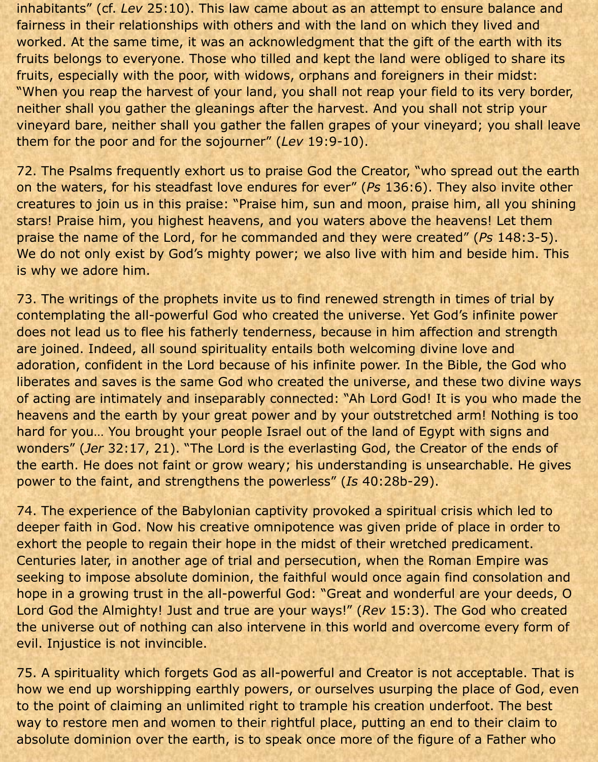inhabitants" (cf. *Lev* 25:10). This law came about as an attempt to ensure balance and fairness in their relationships with others and with the land on which they lived and worked. At the same time, it was an acknowledgment that the gift of the earth with its fruits belongs to everyone. Those who tilled and kept the land were obliged to share its fruits, especially with the poor, with widows, orphans and foreigners in their midst: "When you reap the harvest of your land, you shall not reap your field to its very border, neither shall you gather the gleanings after the harvest. And you shall not strip your vineyard bare, neither shall you gather the fallen grapes of your vineyard; you shall leave them for the poor and for the sojourner" (*Lev* 19:9-10).

72. The Psalms frequently exhort us to praise God the Creator, "who spread out the earth on the waters, for his steadfast love endures for ever" (*Ps* 136:6). They also invite other creatures to join us in this praise: "Praise him, sun and moon, praise him, all you shining stars! Praise him, you highest heavens, and you waters above the heavens! Let them praise the name of the Lord, for he commanded and they were created" (*Ps* 148:3-5). We do not only exist by God's mighty power; we also live with him and beside him. This is why we adore him.

73. The writings of the prophets invite us to find renewed strength in times of trial by contemplating the all-powerful God who created the universe. Yet God's infinite power does not lead us to flee his fatherly tenderness, because in him affection and strength are joined. Indeed, all sound spirituality entails both welcoming divine love and adoration, confident in the Lord because of his infinite power. In the Bible, the God who liberates and saves is the same God who created the universe, and these two divine ways of acting are intimately and inseparably connected: "Ah Lord God! It is you who made the heavens and the earth by your great power and by your outstretched arm! Nothing is too hard for you… You brought your people Israel out of the land of Egypt with signs and wonders" (*Jer* 32:17, 21). "The Lord is the everlasting God, the Creator of the ends of the earth. He does not faint or grow weary; his understanding is unsearchable. He gives power to the faint, and strengthens the powerless" (*Is* 40:28b-29).

74. The experience of the Babylonian captivity provoked a spiritual crisis which led to deeper faith in God. Now his creative omnipotence was given pride of place in order to exhort the people to regain their hope in the midst of their wretched predicament. Centuries later, in another age of trial and persecution, when the Roman Empire was seeking to impose absolute dominion, the faithful would once again find consolation and hope in a growing trust in the all-powerful God: "Great and wonderful are your deeds, O Lord God the Almighty! Just and true are your ways!" (*Rev* 15:3). The God who created the universe out of nothing can also intervene in this world and overcome every form of evil. Injustice is not invincible.

75. A spirituality which forgets God as all-powerful and Creator is not acceptable. That is how we end up worshipping earthly powers, or ourselves usurping the place of God, even to the point of claiming an unlimited right to trample his creation underfoot. The best way to restore men and women to their rightful place, putting an end to their claim to absolute dominion over the earth, is to speak once more of the figure of a Father who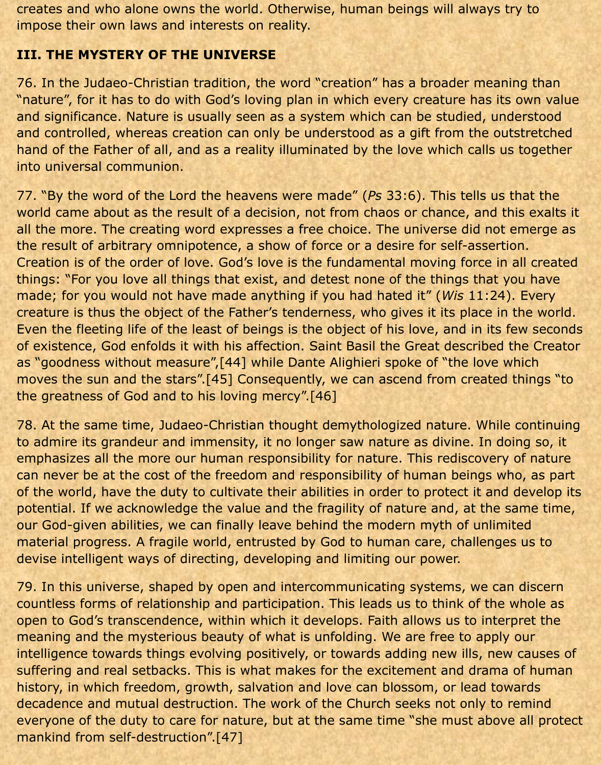creates and who alone owns the world. Otherwise, human beings will always try to impose their own laws and interests on reality.

### III. THE MYSTERY OF THE UNIVERSE

76. In the Judaeo-Christian tradition, the word "creation" has a broader meaning than "nature", for it has to do with God's loving plan in which every creature has its own value and significance. Nature is usually seen as a system which can be studied, understood and controlled, whereas creation can only be understood as a gift from the outstretched hand of the Father of all, and as a reality illuminated by the love which calls us together into universal communion.

77. "By the word of the Lord the heavens were made" (*Ps* 33:6). This tells us that the world came about as the result of a decision, not from chaos or chance, and this exalts it all the more. The creating word expresses a free choice. The universe did not emerge as the result of arbitrary omnipotence, a show of force or a desire for self-assertion. Creation is of the order of love. God's love is the fundamental moving force in all created things: "For you love all things that exist, and detest none of the things that you have made; for you would not have made anything if you had hated it" (*Wis* 11:24). Every creature is thus the object of the Father's tenderness, who gives it its place in the world. Even the fleeting life of the least of beings is the object of his love, and in its few seconds of existence, God enfolds it with his affection. Saint Basil the Great described the Creator as "goodness without measure",[44] while Dante Alighieri spoke of "the love which moves the sun and the stars".[45] Consequently, we can ascend from created things "to the greatness of God and to his loving mercy".[46]

78. At the same time, Judaeo-Christian thought demythologized nature. While continuing to admire its grandeur and immensity, it no longer saw nature as divine. In doing so, it emphasizes all the more our human responsibility for nature. This rediscovery of nature can never be at the cost of the freedom and responsibility of human beings who, as part of the world, have the duty to cultivate their abilities in order to protect it and develop its potential. If we acknowledge the value and the fragility of nature and, at the same time, our God-given abilities, we can finally leave behind the modern myth of unlimited material progress. A fragile world, entrusted by God to human care, challenges us to devise intelligent ways of directing, developing and limiting our power.

79. In this universe, shaped by open and intercommunicating systems, we can discern countless forms of relationship and participation. This leads us to think of the whole as open to God's transcendence, within which it develops. Faith allows us to interpret the meaning and the mysterious beauty of what is unfolding. We are free to apply our intelligence towards things evolving positively, or towards adding new ills, new causes of suffering and real setbacks. This is what makes for the excitement and drama of human history, in which freedom, growth, salvation and love can blossom, or lead towards decadence and mutual destruction. The work of the Church seeks not only to remind everyone of the duty to care for nature, but at the same time "she must above all protect mankind from self-destruction".[47]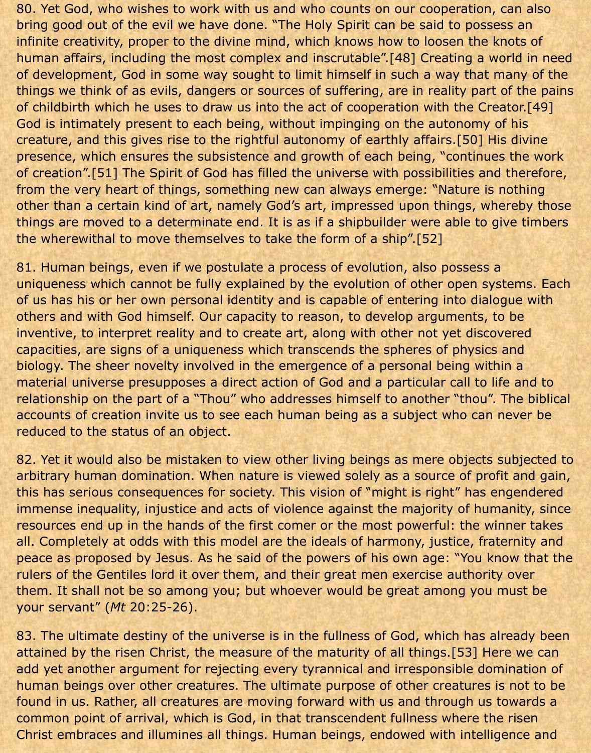80. Yet God, who wishes to work with us and who counts on our cooperation, can also bring good out of the evil we have done. "The Holy Spirit can be said to possess an infinite creativity, proper to the divine mind, which knows how to loosen the knots of human affairs, including the most complex and inscrutable".[48] Creating a world in need of development, God in some way sought to limit himself in such a way that many of the things we think of as evils, dangers or sources of suffering, are in reality part of the pains of childbirth which he uses to draw us into the act of cooperation with the Creator.[49] God is intimately present to each being, without impinging on the autonomy of his creature, and this gives rise to the rightful autonomy of earthly affairs.[50] His divine presence, which ensures the subsistence and growth of each being, "continues the work of creation".[51] The Spirit of God has filled the universe with possibilities and therefore, from the very heart of things, something new can always emerge: "Nature is nothing other than a certain kind of art, namely God's art, impressed upon things, whereby those things are moved to a determinate end. It is as if a shipbuilder were able to give timbers the wherewithal to move themselves to take the form of a ship".[52]

81. Human beings, even if we postulate a process of evolution, also possess a uniqueness which cannot be fully explained by the evolution of other open systems. Each of us has his or her own personal identity and is capable of entering into dialogue with others and with God himself. Our capacity to reason, to develop arguments, to be inventive, to interpret reality and to create art, along with other not yet discovered capacities, are signs of a uniqueness which transcends the spheres of physics and biology. The sheer novelty involved in the emergence of a personal being within a material universe presupposes a direct action of God and a particular call to life and to relationship on the part of a "Thou" who addresses himself to another "thou". The biblical accounts of creation invite us to see each human being as a subject who can never be reduced to the status of an object.

82. Yet it would also be mistaken to view other living beings as mere objects subjected to arbitrary human domination. When nature is viewed solely as a source of profit and gain, this has serious consequences for society. This vision of "might is right" has engendered immense inequality, injustice and acts of violence against the majority of humanity, since resources end up in the hands of the first comer or the most powerful: the winner takes all. Completely at odds with this model are the ideals of harmony, justice, fraternity and peace as proposed by Jesus. As he said of the powers of his own age: "You know that the rulers of the Gentiles lord it over them, and their great men exercise authority over them. It shall not be so among you; but whoever would be great among you must be your servant" (*Mt* 20:25-26).

83. The ultimate destiny of the universe is in the fullness of God, which has already been attained by the risen Christ, the measure of the maturity of all things.[53] Here we can add yet another argument for rejecting every tyrannical and irresponsible domination of human beings over other creatures. The ultimate purpose of other creatures is not to be found in us. Rather, all creatures are moving forward with us and through us towards a common point of arrival, which is God, in that transcendent fullness where the risen Christ embraces and illumines all things. Human beings, endowed with intelligence and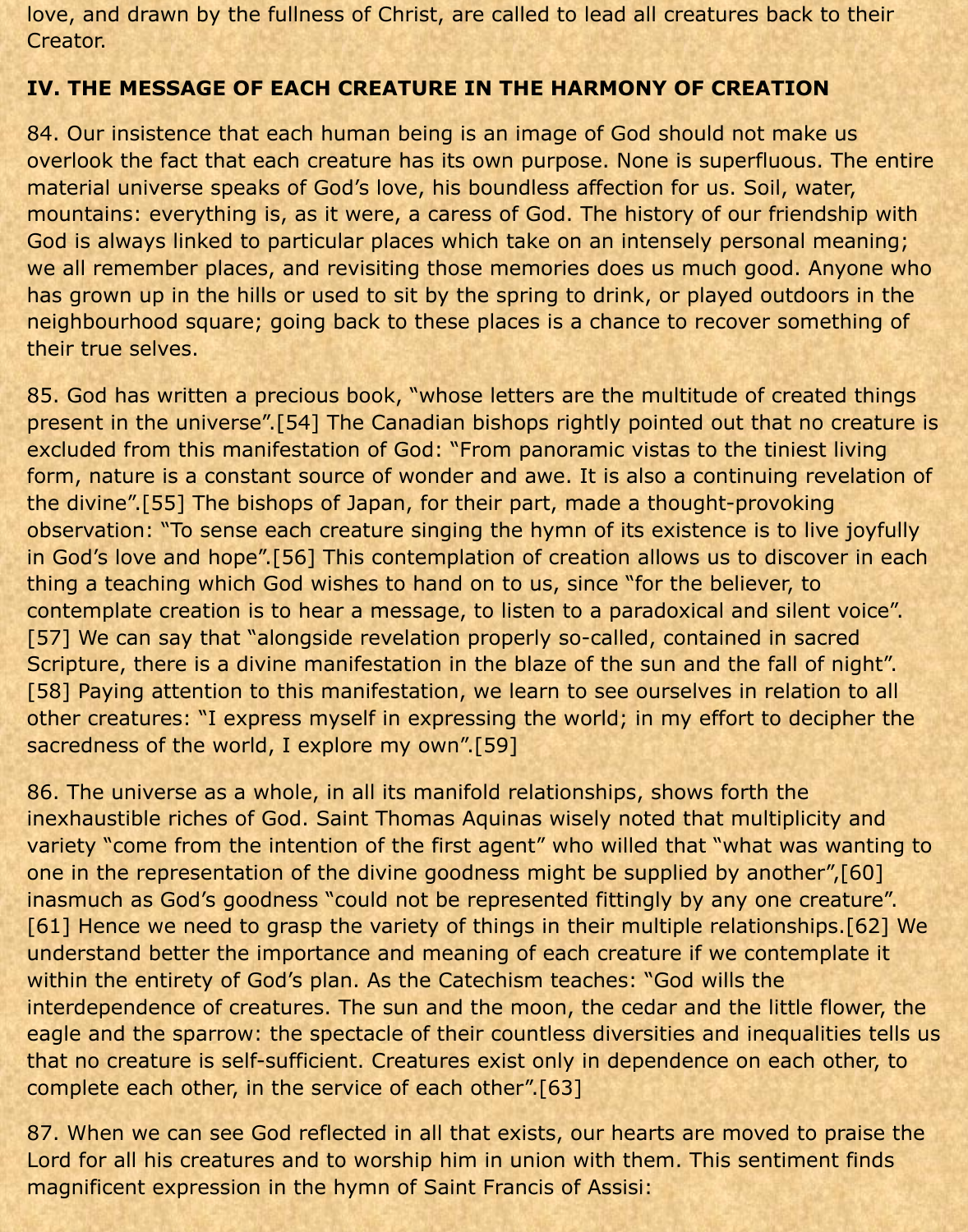love, and drawn by the fullness of Christ, are called to lead all creatures back to their Creator.

## IV. THE MESSAGE OF EACH CREATURE IN THE HARMONY OF CREATION

84. Our insistence that each human being is an image of God should not make us overlook the fact that each creature has its own purpose. None is superfluous. The entire material universe speaks of God's love, his boundless affection for us. Soil, water, mountains: everything is, as it were, a caress of God. The history of our friendship with God is always linked to particular places which take on an intensely personal meaning; we all remember places, and revisiting those memories does us much good. Anyone who has grown up in the hills or used to sit by the spring to drink, or played outdoors in the neighbourhood square; going back to these places is a chance to recover something of their true selves.

85. God has written a precious book, "whose letters are the multitude of created things present in the universe".[54] The Canadian bishops rightly pointed out that no creature is excluded from this manifestation of God: "From panoramic vistas to the tiniest living form, nature is a constant source of wonder and awe. It is also a continuing revelation of the divine".[55] The bishops of Japan, for their part, made a thought-provoking observation: "To sense each creature singing the hymn of its existence is to live joyfully in God's love and hope".[56] This contemplation of creation allows us to discover in each thing a teaching which God wishes to hand on to us, since "for the believer, to contemplate creation is to hear a message, to listen to a paradoxical and silent voice".[57] We can say that "alongside revelation properly so-called, contained in sacred Scripture, there is a divine manifestation in the blaze of the sun and the fall of night".[58] Paying attention to this manifestation, we learn to see ourselves in relation to all other creatures: "I express myself in expressing the world; in my effort to decipher the sacredness of the world, I explore my own".[59]

86. The universe as a whole, in all its manifold relationships, shows forth the inexhaustible riches of God. Saint Thomas Aquinas wisely noted that multiplicity and variety "come from the intention of the first agent" who willed that "what was wanting to one in the representation of the divine goodness might be supplied by another",[60] inasmuch as God's goodness "could not be represented fittingly by any one creature".[61] Hence we need to grasp the variety of things in their multiple relationships.[62] We understand better the importance and meaning of each creature if we contemplate it within the entirety of God's plan. As the Catechism teaches: "God wills the interdependence of creatures. The sun and the moon, the cedar and the little flower, the eagle and the sparrow: the spectacle of their countless diversities and inequalities tells us that no creature is self-sufficient. Creatures exist only in dependence on each other, to complete each other, in the service of each other".[63]

87. When we can see God reflected in all that exists, our hearts are moved to praise the Lord for all his creatures and to worship him in union with them. This sentiment finds magnificent expression in the hymn of Saint Francis of Assisi: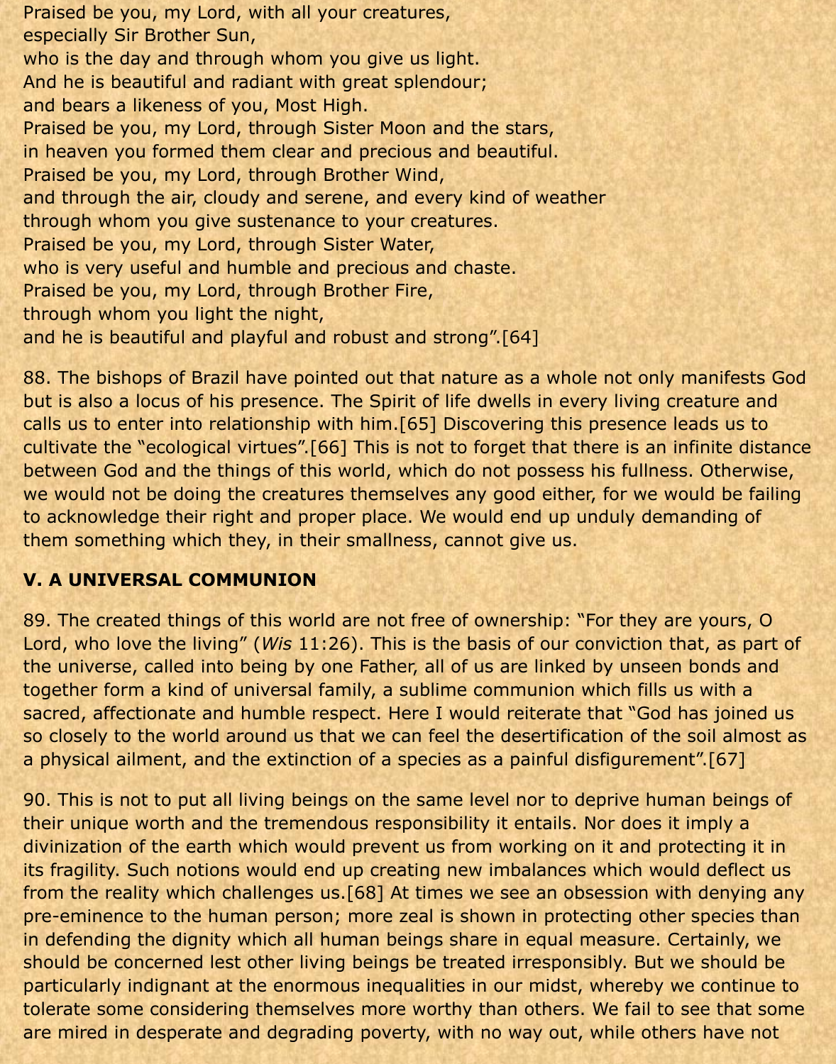Praised be you, my Lord, with all your creatures,
especially Sir Brother Sun,
who is the day and through whom you give us light.
And he is beautiful and radiant with great splendour;
and bears a likeness of you, Most High.
Praised be you, my Lord, through Sister Moon and the stars,
in heaven you formed them clear and precious and beautiful.
Praised be you, my Lord, through Brother Wind,
and through the air, cloudy and serene, and every kind of weather
through whom you give sustenance to your creatures.
Praised be you, my Lord, through Sister Water,
who is very useful and humble and precious and chaste.
Praised be you, my Lord, through Brother Fire,
through whom you light the night,
and he is beautiful and playful and robust and strong".[64]

88. The bishops of Brazil have pointed out that nature as a whole not only manifests God but is also a locus of his presence. The Spirit of life dwells in every living creature and calls us to enter into relationship with him.[65] Discovering this presence leads us to cultivate the "ecological virtues".[66] This is not to forget that there is an infinite distance between God and the things of this world, which do not possess his fullness. Otherwise, we would not be doing the creatures themselves any good either, for we would be failing to acknowledge their right and proper place. We would end up unduly demanding of them something which they, in their smallness, cannot give us.

## V. A UNIVERSAL COMMUNION

89. The created things of this world are not free of ownership: "For they are yours, O Lord, who love the living" (*Wis* 11:26). This is the basis of our conviction that, as part of the universe, called into being by one Father, all of us are linked by unseen bonds and together form a kind of universal family, a sublime communion which fills us with a sacred, affectionate and humble respect. Here I would reiterate that "God has joined us so closely to the world around us that we can feel the desertification of the soil almost as a physical ailment, and the extinction of a species as a painful disfigurement".[67]

90. This is not to put all living beings on the same level nor to deprive human beings of their unique worth and the tremendous responsibility it entails. Nor does it imply a divinization of the earth which would prevent us from working on it and protecting it in its fragility. Such notions would end up creating new imbalances which would deflect us from the reality which challenges us.[68] At times we see an obsession with denying any pre-eminence to the human person; more zeal is shown in protecting other species than in defending the dignity which all human beings share in equal measure. Certainly, we should be concerned lest other living beings be treated irresponsibly. But we should be particularly indignant at the enormous inequalities in our midst, whereby we continue to tolerate some considering themselves more worthy than others. We fail to see that some are mired in desperate and degrading poverty, with no way out, while others have not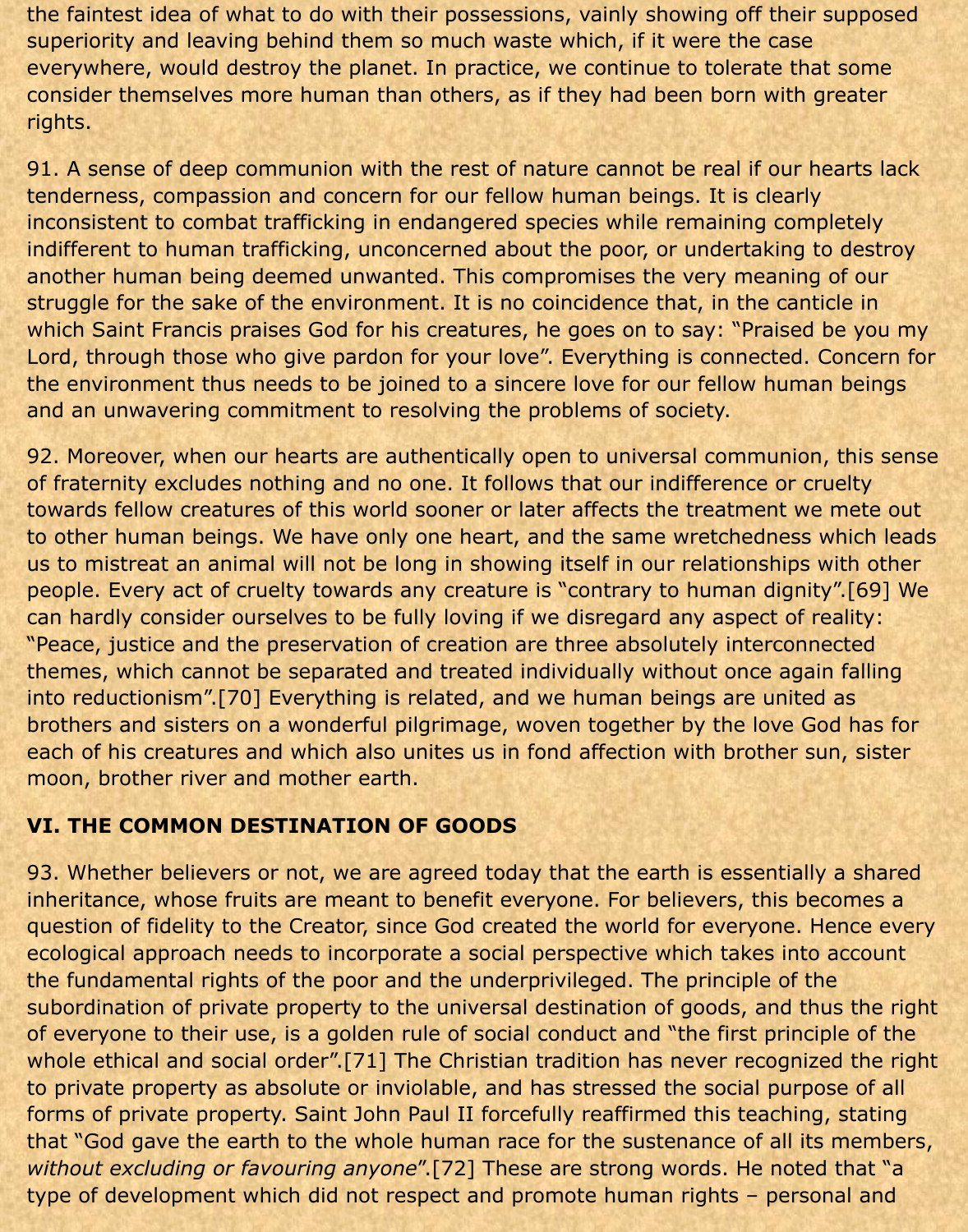the faintest idea of what to do with their possessions, vainly showing off their supposed superiority and leaving behind them so much waste which, if it were the case everywhere, would destroy the planet. In practice, we continue to tolerate that some consider themselves more human than others, as if they had been born with greater rights.

91. A sense of deep communion with the rest of nature cannot be real if our hearts lack tenderness, compassion and concern for our fellow human beings. It is clearly inconsistent to combat trafficking in endangered species while remaining completely indifferent to human trafficking, unconcerned about the poor, or undertaking to destroy another human being deemed unwanted. This compromises the very meaning of our struggle for the sake of the environment. It is no coincidence that, in the canticle in which Saint Francis praises God for his creatures, he goes on to say: "Praised be you my Lord, through those who give pardon for your love". Everything is connected. Concern for the environment thus needs to be joined to a sincere love for our fellow human beings and an unwavering commitment to resolving the problems of society.

92. Moreover, when our hearts are authentically open to universal communion, this sense of fraternity excludes nothing and no one. It follows that our indifference or cruelty towards fellow creatures of this world sooner or later affects the treatment we mete out to other human beings. We have only one heart, and the same wretchedness which leads us to mistreat an animal will not be long in showing itself in our relationships with other people. Every act of cruelty towards any creature is "contrary to human dignity".[69] We can hardly consider ourselves to be fully loving if we disregard any aspect of reality: "Peace, justice and the preservation of creation are three absolutely interconnected themes, which cannot be separated and treated individually without once again falling into reductionism".[70] Everything is related, and we human beings are united as brothers and sisters on a wonderful pilgrimage, woven together by the love God has for each of his creatures and which also unites us in fond affection with brother sun, sister moon, brother river and mother earth.

## VI. THE COMMON DESTINATION OF GOODS

93. Whether believers or not, we are agreed today that the earth is essentially a shared inheritance, whose fruits are meant to benefit everyone. For believers, this becomes a question of fidelity to the Creator, since God created the world for everyone. Hence every ecological approach needs to incorporate a social perspective which takes into account the fundamental rights of the poor and the underprivileged. The principle of the subordination of private property to the universal destination of goods, and thus the right of everyone to their use, is a golden rule of social conduct and "the first principle of the whole ethical and social order".[71] The Christian tradition has never recognized the right to private property as absolute or inviolable, and has stressed the social purpose of all forms of private property. Saint John Paul II forcefully reaffirmed this teaching, stating that "God gave the earth to the whole human race for the sustenance of all its members, *without excluding or favouring anyone*".[72] These are strong words. He noted that "a type of development which did not respect and promote human rights – personal and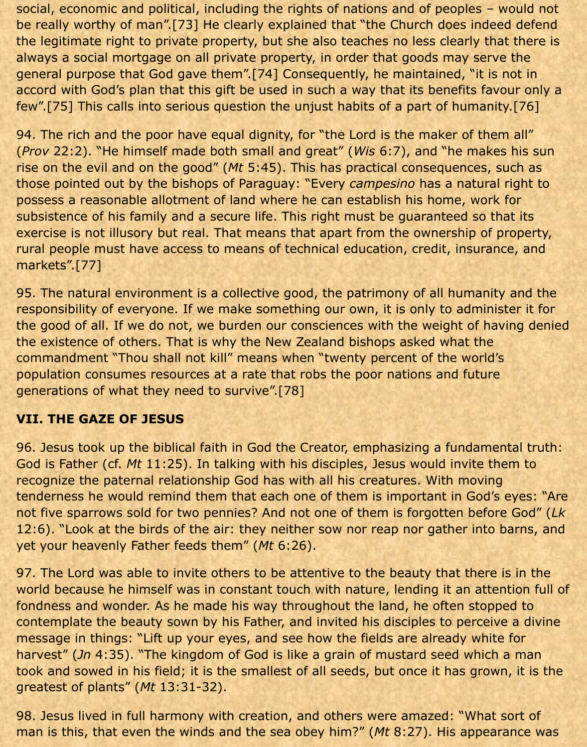social, economic and political, including the rights of nations and of peoples – would not be really worthy of man".[73] He clearly explained that "the Church does indeed defend the legitimate right to private property, but she also teaches no less clearly that there is always a social mortgage on all private property, in order that goods may serve the general purpose that God gave them".[74] Consequently, he maintained, "it is not in accord with God's plan that this gift be used in such a way that its benefits favour only a few".[75] This calls into serious question the unjust habits of a part of humanity.[76]

94. The rich and the poor have equal dignity, for "the Lord is the maker of them all" (*Prov* 22:2). "He himself made both small and great" (*Wis* 6:7), and "he makes his sun rise on the evil and on the good" (*Mt* 5:45). This has practical consequences, such as those pointed out by the bishops of Paraguay: "Every *campesino* has a natural right to possess a reasonable allotment of land where he can establish his home, work for subsistence of his family and a secure life. This right must be guaranteed so that its exercise is not illusory but real. That means that apart from the ownership of property, rural people must have access to means of technical education, credit, insurance, and markets".[77]

95. The natural environment is a collective good, the patrimony of all humanity and the responsibility of everyone. If we make something our own, it is only to administer it for the good of all. If we do not, we burden our consciences with the weight of having denied the existence of others. That is why the New Zealand bishops asked what the commandment "Thou shall not kill" means when "twenty percent of the world's population consumes resources at a rate that robs the poor nations and future generations of what they need to survive".[78]

## VII. THE GAZE OF JESUS

96. Jesus took up the biblical faith in God the Creator, emphasizing a fundamental truth: God is Father (cf. *Mt* 11:25). In talking with his disciples, Jesus would invite them to recognize the paternal relationship God has with all his creatures. With moving tenderness he would remind them that each one of them is important in God's eyes: "Are not five sparrows sold for two pennies? And not one of them is forgotten before God" (*Lk* 12:6). "Look at the birds of the air: they neither sow nor reap nor gather into barns, and yet your heavenly Father feeds them" (*Mt* 6:26).

97. The Lord was able to invite others to be attentive to the beauty that there is in the world because he himself was in constant touch with nature, lending it an attention full of fondness and wonder. As he made his way throughout the land, he often stopped to contemplate the beauty sown by his Father, and invited his disciples to perceive a divine message in things: "Lift up your eyes, and see how the fields are already white for harvest" (*Jn* 4:35). "The kingdom of God is like a grain of mustard seed which a man took and sowed in his field; it is the smallest of all seeds, but once it has grown, it is the greatest of plants" (*Mt* 13:31-32).

98. Jesus lived in full harmony with creation, and others were amazed: "What sort of man is this, that even the winds and the sea obey him?" (*Mt* 8:27). His appearance was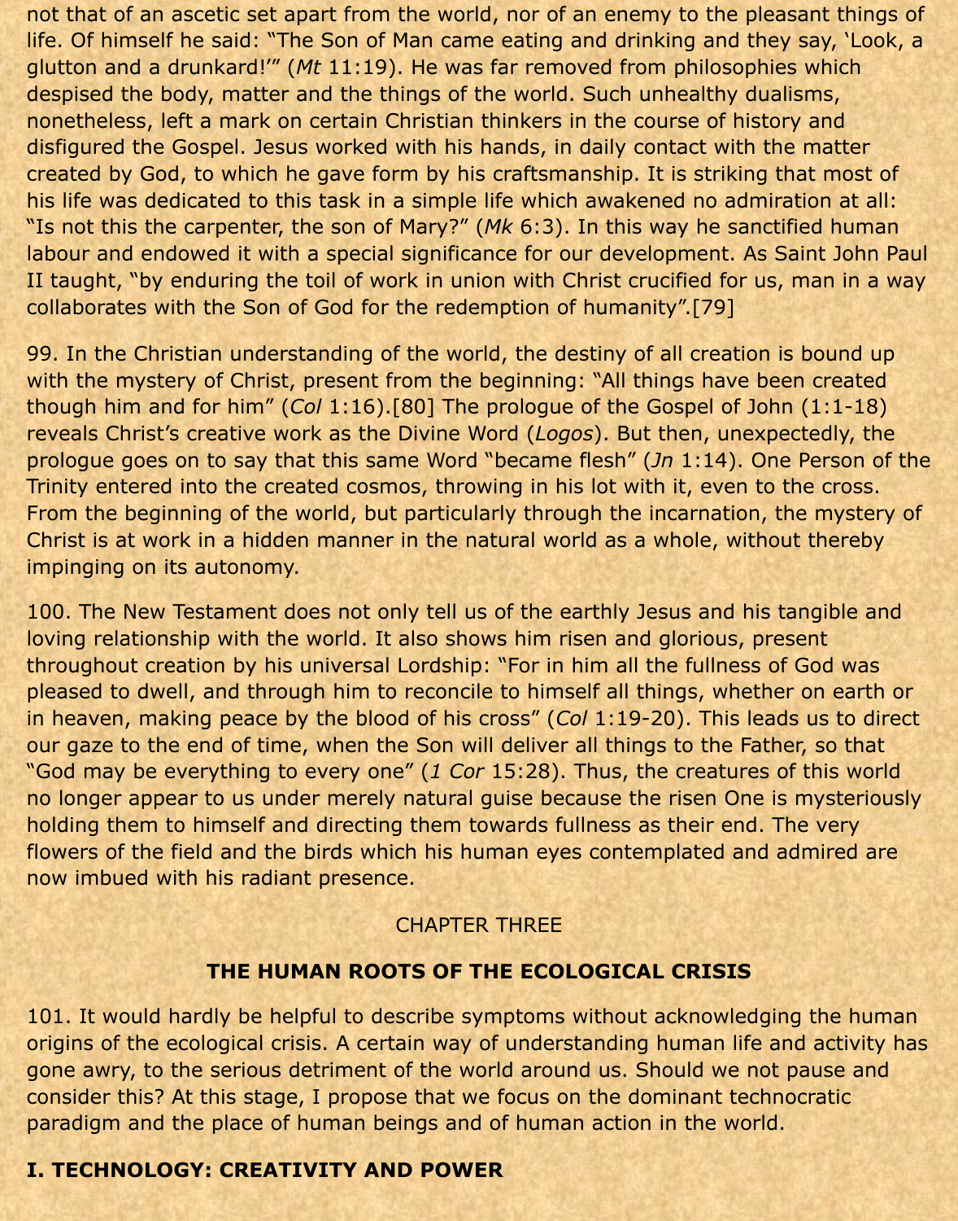not that of an ascetic set apart from the world, nor of an enemy to the pleasant things of life. Of himself he said: "The Son of Man came eating and drinking and they say, 'Look, a glutton and a drunkard!'" (*Mt* 11:19). He was far removed from philosophies which despised the body, matter and the things of the world. Such unhealthy dualisms, nonetheless, left a mark on certain Christian thinkers in the course of history and disfigured the Gospel. Jesus worked with his hands, in daily contact with the matter created by God, to which he gave form by his craftsmanship. It is striking that most of his life was dedicated to this task in a simple life which awakened no admiration at all: "Is not this the carpenter, the son of Mary?" (*Mk* 6:3). In this way he sanctified human labour and endowed it with a special significance for our development. As Saint John Paul II taught, "by enduring the toil of work in union with Christ crucified for us, man in a way collaborates with the Son of God for the redemption of humanity".[79]

99. In the Christian understanding of the world, the destiny of all creation is bound up with the mystery of Christ, present from the beginning: "All things have been created though him and for him" (*Col* 1:16).[80] The prologue of the Gospel of John (1:1-18) reveals Christ's creative work as the Divine Word (*Logos*). But then, unexpectedly, the prologue goes on to say that this same Word "became flesh" (*Jn* 1:14). One Person of the Trinity entered into the created cosmos, throwing in his lot with it, even to the cross. From the beginning of the world, but particularly through the incarnation, the mystery of Christ is at work in a hidden manner in the natural world as a whole, without thereby impinging on its autonomy.

100. The New Testament does not only tell us of the earthly Jesus and his tangible and loving relationship with the world. It also shows him risen and glorious, present throughout creation by his universal Lordship: "For in him all the fullness of God was pleased to dwell, and through him to reconcile to himself all things, whether on earth or in heaven, making peace by the blood of his cross" (*Col* 1:19-20). This leads us to direct our gaze to the end of time, when the Son will deliver all things to the Father, so that "God may be everything to every one" (*1 Cor* 15:28). Thus, the creatures of this world no longer appear to us under merely natural guise because the risen One is mysteriously holding them to himself and directing them towards fullness as their end. The very flowers of the field and the birds which his human eyes contemplated and admired are now imbued with his radiant presence.

## CHAPTER THREE

## THE HUMAN ROOTS OF THE ECOLOGICAL CRISIS

101. It would hardly be helpful to describe symptoms without acknowledging the human origins of the ecological crisis. A certain way of understanding human life and activity has gone awry, to the serious detriment of the world around us. Should we not pause and consider this? At this stage, I propose that we focus on the dominant technocratic paradigm and the place of human beings and of human action in the world.

### I. TECHNOLOGY: CREATIVITY AND POWER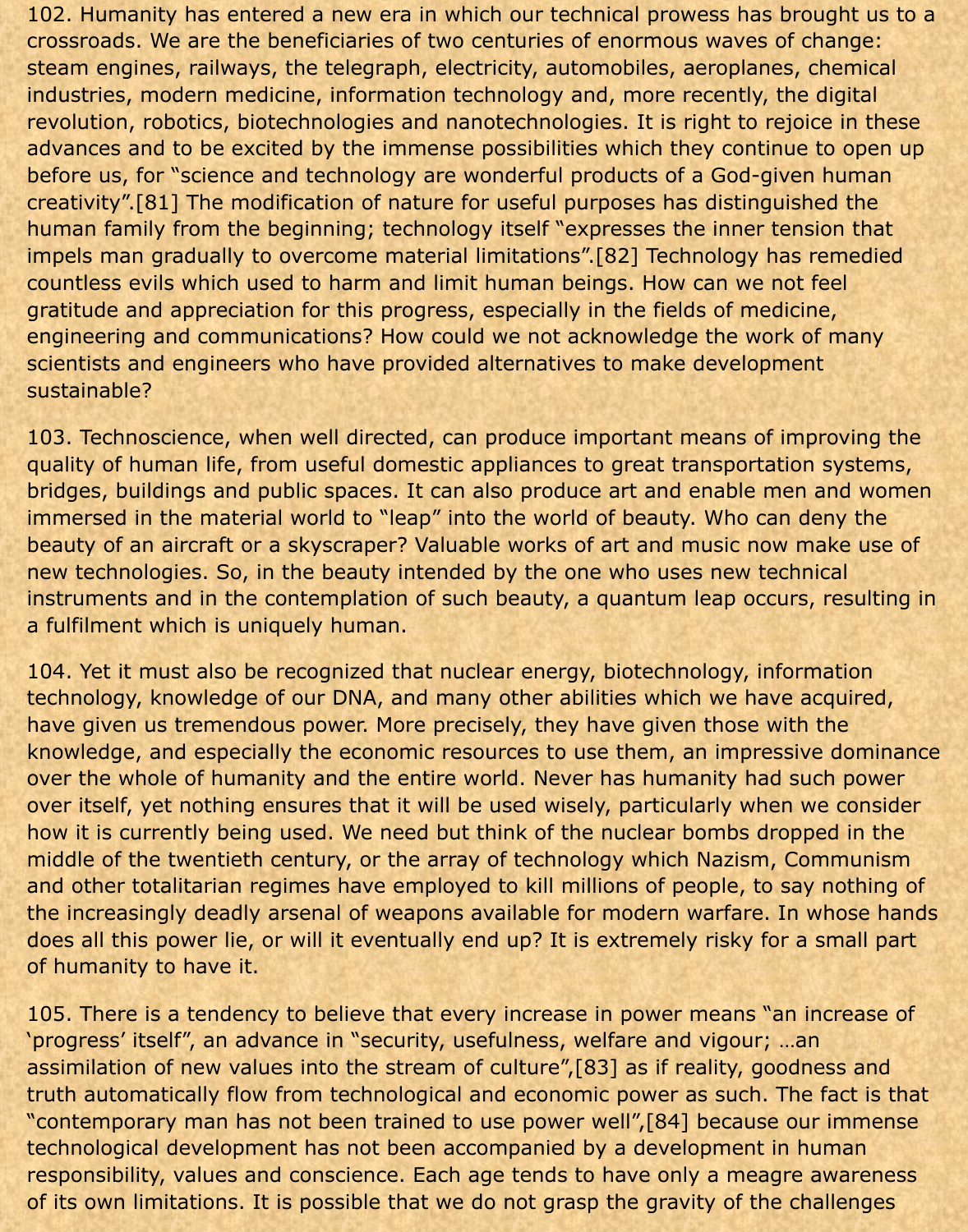102. Humanity has entered a new era in which our technical prowess has brought us to a crossroads. We are the beneficiaries of two centuries of enormous waves of change: steam engines, railways, the telegraph, electricity, automobiles, aeroplanes, chemical industries, modern medicine, information technology and, more recently, the digital revolution, robotics, biotechnologies and nanotechnologies. It is right to rejoice in these advances and to be excited by the immense possibilities which they continue to open up before us, for "science and technology are wonderful products of a God-given human creativity".[81] The modification of nature for useful purposes has distinguished the human family from the beginning; technology itself "expresses the inner tension that impels man gradually to overcome material limitations".[82] Technology has remedied countless evils which used to harm and limit human beings. How can we not feel gratitude and appreciation for this progress, especially in the fields of medicine, engineering and communications? How could we not acknowledge the work of many scientists and engineers who have provided alternatives to make development sustainable?

103. Technoscience, when well directed, can produce important means of improving the quality of human life, from useful domestic appliances to great transportation systems, bridges, buildings and public spaces. It can also produce art and enable men and women immersed in the material world to "leap" into the world of beauty. Who can deny the beauty of an aircraft or a skyscraper? Valuable works of art and music now make use of new technologies. So, in the beauty intended by the one who uses new technical instruments and in the contemplation of such beauty, a quantum leap occurs, resulting in a fulfilment which is uniquely human.

104. Yet it must also be recognized that nuclear energy, biotechnology, information technology, knowledge of our DNA, and many other abilities which we have acquired, have given us tremendous power. More precisely, they have given those with the knowledge, and especially the economic resources to use them, an impressive dominance over the whole of humanity and the entire world. Never has humanity had such power over itself, yet nothing ensures that it will be used wisely, particularly when we consider how it is currently being used. We need but think of the nuclear bombs dropped in the middle of the twentieth century, or the array of technology which Nazism, Communism and other totalitarian regimes have employed to kill millions of people, to say nothing of the increasingly deadly arsenal of weapons available for modern warfare. In whose hands does all this power lie, or will it eventually end up? It is extremely risky for a small part of humanity to have it.

105. There is a tendency to believe that every increase in power means "an increase of 'progress' itself", an advance in "security, usefulness, welfare and vigour; …an assimilation of new values into the stream of culture",[83] as if reality, goodness and truth automatically flow from technological and economic power as such. The fact is that "contemporary man has not been trained to use power well",[84] because our immense technological development has not been accompanied by a development in human responsibility, values and conscience. Each age tends to have only a meagre awareness of its own limitations. It is possible that we do not grasp the gravity of the challenges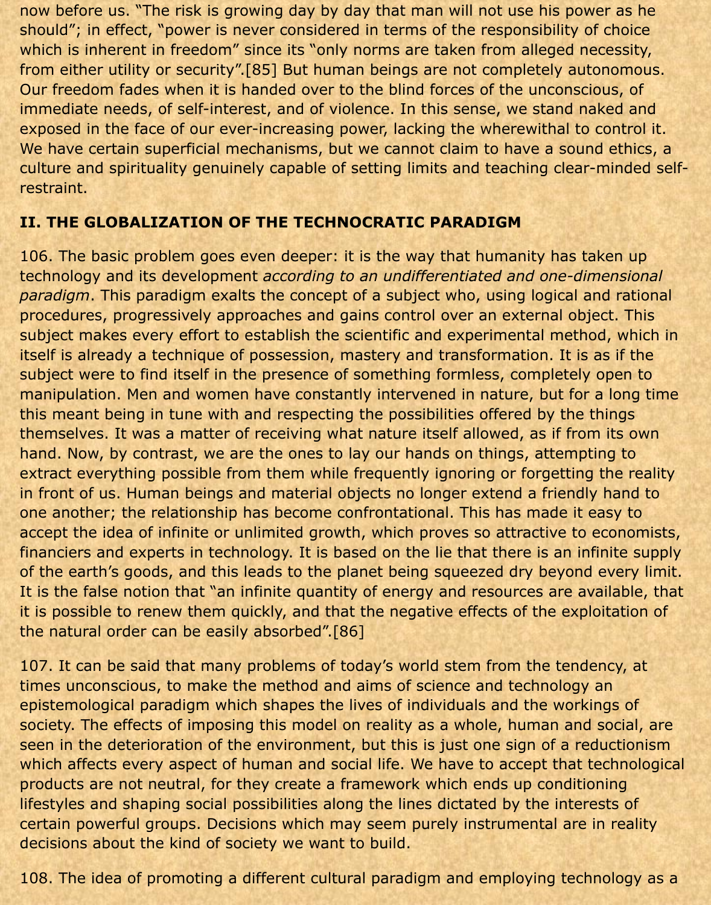now before us. "The risk is growing day by day that man will not use his power as he should"; in effect, "power is never considered in terms of the responsibility of choice which is inherent in freedom" since its "only norms are taken from alleged necessity, from either utility or security".[85] But human beings are not completely autonomous. Our freedom fades when it is handed over to the blind forces of the unconscious, of immediate needs, of self-interest, and of violence. In this sense, we stand naked and exposed in the face of our ever-increasing power, lacking the wherewithal to control it. We have certain superficial mechanisms, but we cannot claim to have a sound ethics, a culture and spirituality genuinely capable of setting limits and teaching clear-minded self-restraint.

## II. THE GLOBALIZATION OF THE TECHNOCRATIC PARADIGM

106. The basic problem goes even deeper: it is the way that humanity has taken up technology and its development *according to an undifferentiated and one-dimensional paradigm*. This paradigm exalts the concept of a subject who, using logical and rational procedures, progressively approaches and gains control over an external object. This subject makes every effort to establish the scientific and experimental method, which in itself is already a technique of possession, mastery and transformation. It is as if the subject were to find itself in the presence of something formless, completely open to manipulation. Men and women have constantly intervened in nature, but for a long time this meant being in tune with and respecting the possibilities offered by the things themselves. It was a matter of receiving what nature itself allowed, as if from its own hand. Now, by contrast, we are the ones to lay our hands on things, attempting to extract everything possible from them while frequently ignoring or forgetting the reality in front of us. Human beings and material objects no longer extend a friendly hand to one another; the relationship has become confrontational. This has made it easy to accept the idea of infinite or unlimited growth, which proves so attractive to economists, financiers and experts in technology. It is based on the lie that there is an infinite supply of the earth's goods, and this leads to the planet being squeezed dry beyond every limit. It is the false notion that "an infinite quantity of energy and resources are available, that it is possible to renew them quickly, and that the negative effects of the exploitation of the natural order can be easily absorbed".[86]

107. It can be said that many problems of today's world stem from the tendency, at times unconscious, to make the method and aims of science and technology an epistemological paradigm which shapes the lives of individuals and the workings of society. The effects of imposing this model on reality as a whole, human and social, are seen in the deterioration of the environment, but this is just one sign of a reductionism which affects every aspect of human and social life. We have to accept that technological products are not neutral, for they create a framework which ends up conditioning lifestyles and shaping social possibilities along the lines dictated by the interests of certain powerful groups. Decisions which may seem purely instrumental are in reality decisions about the kind of society we want to build.

108. The idea of promoting a different cultural paradigm and employing technology as a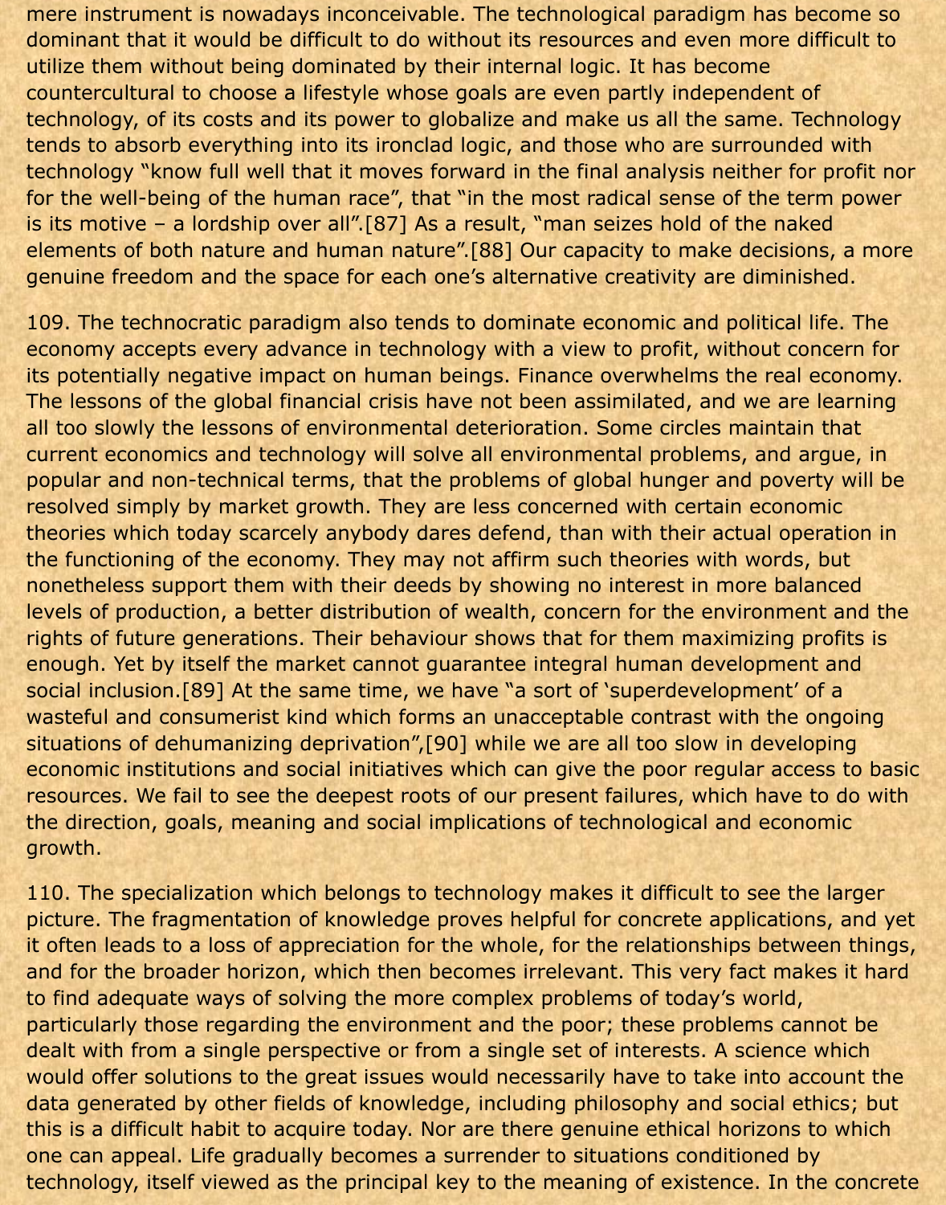mere instrument is nowadays inconceivable. The technological paradigm has become so dominant that it would be difficult to do without its resources and even more difficult to utilize them without being dominated by their internal logic. It has become countercultural to choose a lifestyle whose goals are even partly independent of technology, of its costs and its power to globalize and make us all the same. Technology tends to absorb everything into its ironclad logic, and those who are surrounded with technology "know full well that it moves forward in the final analysis neither for profit nor for the well-being of the human race", that "in the most radical sense of the term power is its motive – a lordship over all".[87] As a result, "man seizes hold of the naked elements of both nature and human nature".[88] Our capacity to make decisions, a more genuine freedom and the space for each one's alternative creativity are diminished.

109. The technocratic paradigm also tends to dominate economic and political life. The economy accepts every advance in technology with a view to profit, without concern for its potentially negative impact on human beings. Finance overwhelms the real economy. The lessons of the global financial crisis have not been assimilated, and we are learning all too slowly the lessons of environmental deterioration. Some circles maintain that current economics and technology will solve all environmental problems, and argue, in popular and non-technical terms, that the problems of global hunger and poverty will be resolved simply by market growth. They are less concerned with certain economic theories which today scarcely anybody dares defend, than with their actual operation in the functioning of the economy. They may not affirm such theories with words, but nonetheless support them with their deeds by showing no interest in more balanced levels of production, a better distribution of wealth, concern for the environment and the rights of future generations. Their behaviour shows that for them maximizing profits is enough. Yet by itself the market cannot guarantee integral human development and social inclusion.[89] At the same time, we have "a sort of 'superdevelopment' of a wasteful and consumerist kind which forms an unacceptable contrast with the ongoing situations of dehumanizing deprivation",[90] while we are all too slow in developing economic institutions and social initiatives which can give the poor regular access to basic resources. We fail to see the deepest roots of our present failures, which have to do with the direction, goals, meaning and social implications of technological and economic growth.

110. The specialization which belongs to technology makes it difficult to see the larger picture. The fragmentation of knowledge proves helpful for concrete applications, and yet it often leads to a loss of appreciation for the whole, for the relationships between things, and for the broader horizon, which then becomes irrelevant. This very fact makes it hard to find adequate ways of solving the more complex problems of today's world, particularly those regarding the environment and the poor; these problems cannot be dealt with from a single perspective or from a single set of interests. A science which would offer solutions to the great issues would necessarily have to take into account the data generated by other fields of knowledge, including philosophy and social ethics; but this is a difficult habit to acquire today. Nor are there genuine ethical horizons to which one can appeal. Life gradually becomes a surrender to situations conditioned by technology, itself viewed as the principal key to the meaning of existence. In the concrete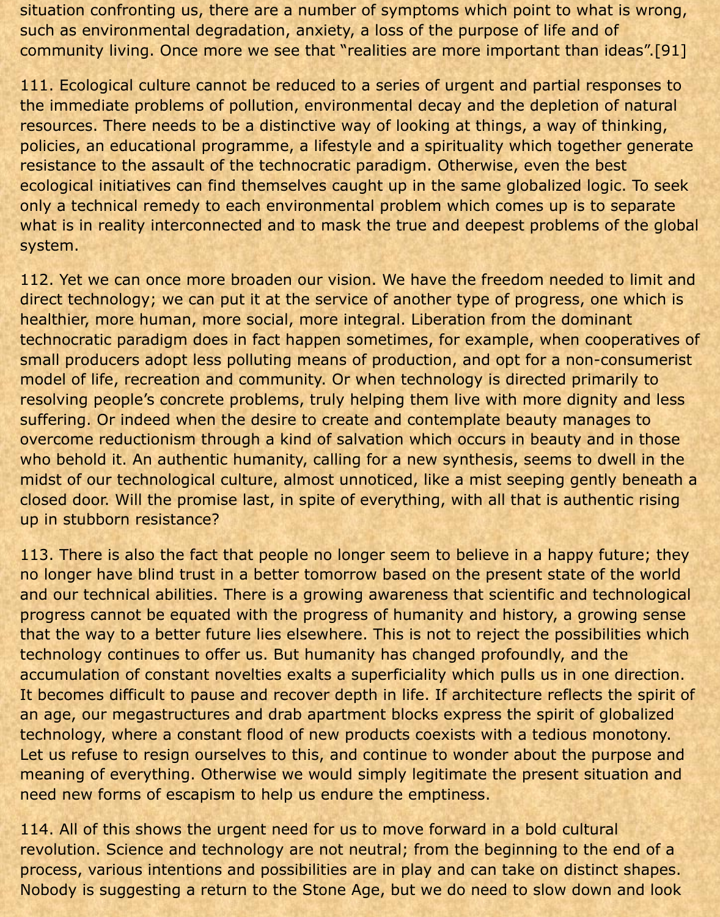situation confronting us, there are a number of symptoms which point to what is wrong, such as environmental degradation, anxiety, a loss of the purpose of life and of community living. Once more we see that "realities are more important than ideas".[91]

111. Ecological culture cannot be reduced to a series of urgent and partial responses to the immediate problems of pollution, environmental decay and the depletion of natural resources. There needs to be a distinctive way of looking at things, a way of thinking, policies, an educational programme, a lifestyle and a spirituality which together generate resistance to the assault of the technocratic paradigm. Otherwise, even the best ecological initiatives can find themselves caught up in the same globalized logic. To seek only a technical remedy to each environmental problem which comes up is to separate what is in reality interconnected and to mask the true and deepest problems of the global system.

112. Yet we can once more broaden our vision. We have the freedom needed to limit and direct technology; we can put it at the service of another type of progress, one which is healthier, more human, more social, more integral. Liberation from the dominant technocratic paradigm does in fact happen sometimes, for example, when cooperatives of small producers adopt less polluting means of production, and opt for a non-consumerist model of life, recreation and community. Or when technology is directed primarily to resolving people's concrete problems, truly helping them live with more dignity and less suffering. Or indeed when the desire to create and contemplate beauty manages to overcome reductionism through a kind of salvation which occurs in beauty and in those who behold it. An authentic humanity, calling for a new synthesis, seems to dwell in the midst of our technological culture, almost unnoticed, like a mist seeping gently beneath a closed door. Will the promise last, in spite of everything, with all that is authentic rising up in stubborn resistance?

113. There is also the fact that people no longer seem to believe in a happy future; they no longer have blind trust in a better tomorrow based on the present state of the world and our technical abilities. There is a growing awareness that scientific and technological progress cannot be equated with the progress of humanity and history, a growing sense that the way to a better future lies elsewhere. This is not to reject the possibilities which technology continues to offer us. But humanity has changed profoundly, and the accumulation of constant novelties exalts a superficiality which pulls us in one direction. It becomes difficult to pause and recover depth in life. If architecture reflects the spirit of an age, our megastructures and drab apartment blocks express the spirit of globalized technology, where a constant flood of new products coexists with a tedious monotony. Let us refuse to resign ourselves to this, and continue to wonder about the purpose and meaning of everything. Otherwise we would simply legitimate the present situation and need new forms of escapism to help us endure the emptiness.

114. All of this shows the urgent need for us to move forward in a bold cultural revolution. Science and technology are not neutral; from the beginning to the end of a process, various intentions and possibilities are in play and can take on distinct shapes. Nobody is suggesting a return to the Stone Age, but we do need to slow down and look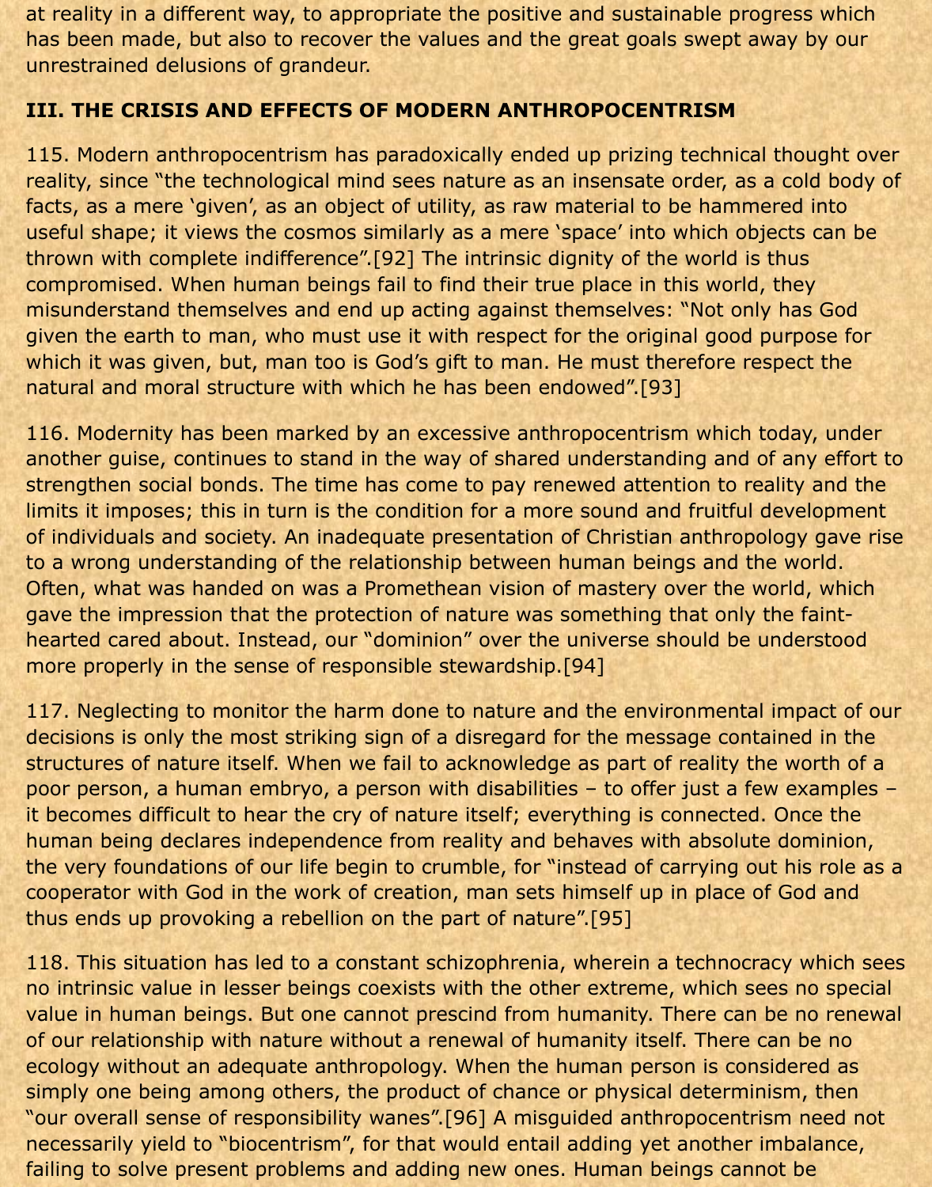at reality in a different way, to appropriate the positive and sustainable progress which has been made, but also to recover the values and the great goals swept away by our unrestrained delusions of grandeur.

### III. THE CRISIS AND EFFECTS OF MODERN ANTHROPOCENTRISM

115. Modern anthropocentrism has paradoxically ended up prizing technical thought over reality, since "the technological mind sees nature as an insensate order, as a cold body of facts, as a mere 'given', as an object of utility, as raw material to be hammered into useful shape; it views the cosmos similarly as a mere 'space' into which objects can be thrown with complete indifference".[92] The intrinsic dignity of the world is thus compromised. When human beings fail to find their true place in this world, they misunderstand themselves and end up acting against themselves: "Not only has God given the earth to man, who must use it with respect for the original good purpose for which it was given, but, man too is God's gift to man. He must therefore respect the natural and moral structure with which he has been endowed".[93]

116. Modernity has been marked by an excessive anthropocentrism which today, under another guise, continues to stand in the way of shared understanding and of any effort to strengthen social bonds. The time has come to pay renewed attention to reality and the limits it imposes; this in turn is the condition for a more sound and fruitful development of individuals and society. An inadequate presentation of Christian anthropology gave rise to a wrong understanding of the relationship between human beings and the world. Often, what was handed on was a Promethean vision of mastery over the world, which gave the impression that the protection of nature was something that only the faint-hearted cared about. Instead, our "dominion" over the universe should be understood more properly in the sense of responsible stewardship.[94]

117. Neglecting to monitor the harm done to nature and the environmental impact of our decisions is only the most striking sign of a disregard for the message contained in the structures of nature itself. When we fail to acknowledge as part of reality the worth of a poor person, a human embryo, a person with disabilities – to offer just a few examples – it becomes difficult to hear the cry of nature itself; everything is connected. Once the human being declares independence from reality and behaves with absolute dominion, the very foundations of our life begin to crumble, for "instead of carrying out his role as a cooperator with God in the work of creation, man sets himself up in place of God and thus ends up provoking a rebellion on the part of nature".[95]

118. This situation has led to a constant schizophrenia, wherein a technocracy which sees no intrinsic value in lesser beings coexists with the other extreme, which sees no special value in human beings. But one cannot prescind from humanity. There can be no renewal of our relationship with nature without a renewal of humanity itself. There can be no ecology without an adequate anthropology. When the human person is considered as simply one being among others, the product of chance or physical determinism, then "our overall sense of responsibility wanes".[96] A misguided anthropocentrism need not necessarily yield to "biocentrism", for that would entail adding yet another imbalance, failing to solve present problems and adding new ones. Human beings cannot be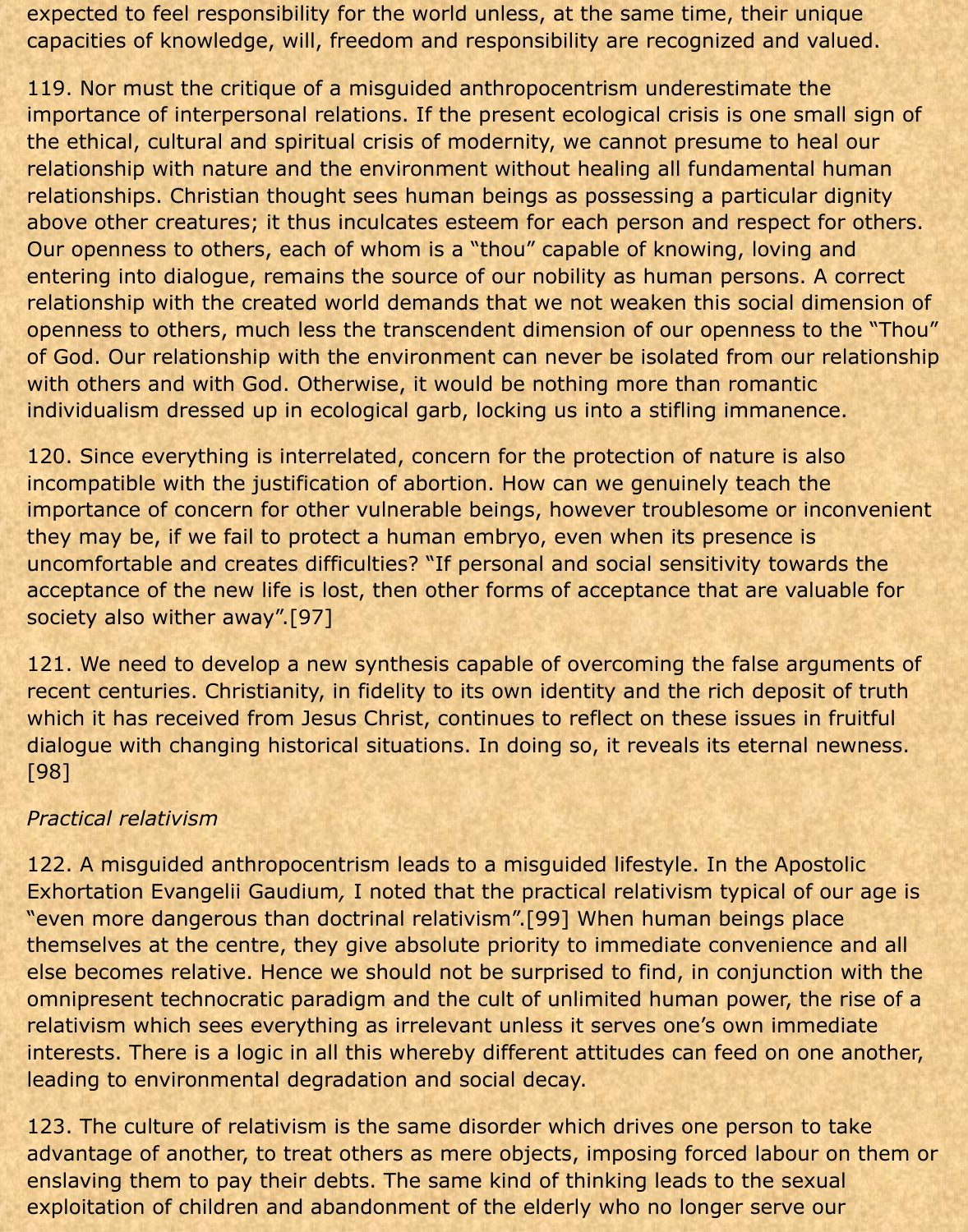expected to feel responsibility for the world unless, at the same time, their unique capacities of knowledge, will, freedom and responsibility are recognized and valued.

119. Nor must the critique of a misguided anthropocentrism underestimate the importance of interpersonal relations. If the present ecological crisis is one small sign of the ethical, cultural and spiritual crisis of modernity, we cannot presume to heal our relationship with nature and the environment without healing all fundamental human relationships. Christian thought sees human beings as possessing a particular dignity above other creatures; it thus inculcates esteem for each person and respect for others. Our openness to others, each of whom is a "thou" capable of knowing, loving and entering into dialogue, remains the source of our nobility as human persons. A correct relationship with the created world demands that we not weaken this social dimension of openness to others, much less the transcendent dimension of our openness to the "Thou" of God. Our relationship with the environment can never be isolated from our relationship with others and with God. Otherwise, it would be nothing more than romantic individualism dressed up in ecological garb, locking us into a stifling immanence.

120. Since everything is interrelated, concern for the protection of nature is also incompatible with the justification of abortion. How can we genuinely teach the importance of concern for other vulnerable beings, however troublesome or inconvenient they may be, if we fail to protect a human embryo, even when its presence is uncomfortable and creates difficulties? "If personal and social sensitivity towards the acceptance of the new life is lost, then other forms of acceptance that are valuable for society also wither away".[97]

121. We need to develop a new synthesis capable of overcoming the false arguments of recent centuries. Christianity, in fidelity to its own identity and the rich deposit of truth which it has received from Jesus Christ, continues to reflect on these issues in fruitful dialogue with changing historical situations. In doing so, it reveals its eternal newness.[98]

*Practical relativism*

122. A misguided anthropocentrism leads to a misguided lifestyle. In the Apostolic Exhortation Evangelii Gaudium*,* I noted that the practical relativism typical of our age is "even more dangerous than doctrinal relativism".[99] When human beings place themselves at the centre, they give absolute priority to immediate convenience and all else becomes relative. Hence we should not be surprised to find, in conjunction with the omnipresent technocratic paradigm and the cult of unlimited human power, the rise of a relativism which sees everything as irrelevant unless it serves one's own immediate interests. There is a logic in all this whereby different attitudes can feed on one another, leading to environmental degradation and social decay.

123. The culture of relativism is the same disorder which drives one person to take advantage of another, to treat others as mere objects, imposing forced labour on them or enslaving them to pay their debts. The same kind of thinking leads to the sexual exploitation of children and abandonment of the elderly who no longer serve our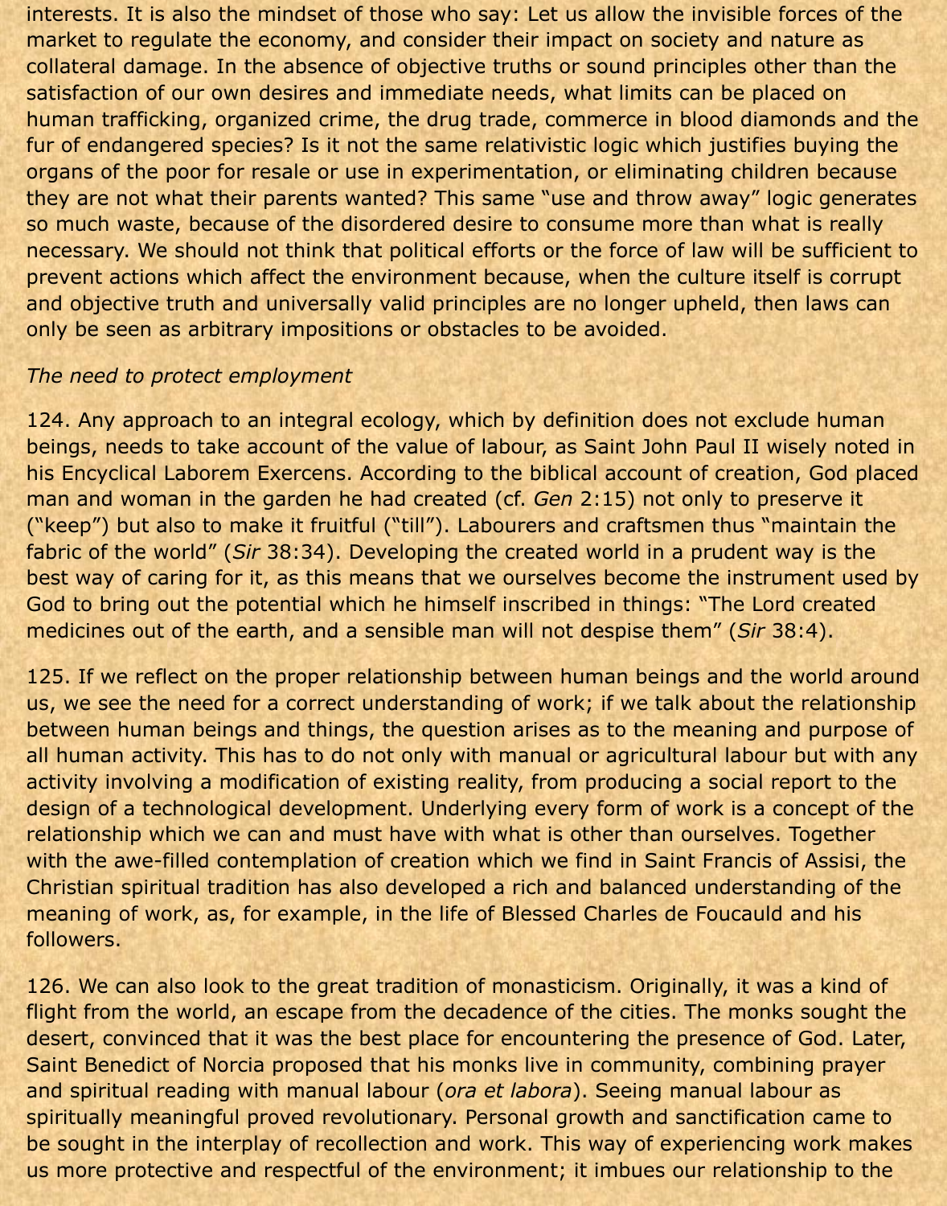interests. It is also the mindset of those who say: Let us allow the invisible forces of the market to regulate the economy, and consider their impact on society and nature as collateral damage. In the absence of objective truths or sound principles other than the satisfaction of our own desires and immediate needs, what limits can be placed on human trafficking, organized crime, the drug trade, commerce in blood diamonds and the fur of endangered species? Is it not the same relativistic logic which justifies buying the organs of the poor for resale or use in experimentation, or eliminating children because they are not what their parents wanted? This same "use and throw away" logic generates so much waste, because of the disordered desire to consume more than what is really necessary. We should not think that political efforts or the force of law will be sufficient to prevent actions which affect the environment because, when the culture itself is corrupt and objective truth and universally valid principles are no longer upheld, then laws can only be seen as arbitrary impositions or obstacles to be avoided.

*The need to protect employment*

124. Any approach to an integral ecology, which by definition does not exclude human beings, needs to take account of the value of labour, as Saint John Paul II wisely noted in his Encyclical Laborem Exercens. According to the biblical account of creation, God placed man and woman in the garden he had created (cf. *Gen* 2:15) not only to preserve it ("keep") but also to make it fruitful ("till"). Labourers and craftsmen thus "maintain the fabric of the world" (*Sir* 38:34). Developing the created world in a prudent way is the best way of caring for it, as this means that we ourselves become the instrument used by God to bring out the potential which he himself inscribed in things: "The Lord created medicines out of the earth, and a sensible man will not despise them" (*Sir* 38:4).

125. If we reflect on the proper relationship between human beings and the world around us, we see the need for a correct understanding of work; if we talk about the relationship between human beings and things, the question arises as to the meaning and purpose of all human activity. This has to do not only with manual or agricultural labour but with any activity involving a modification of existing reality, from producing a social report to the design of a technological development. Underlying every form of work is a concept of the relationship which we can and must have with what is other than ourselves. Together with the awe-filled contemplation of creation which we find in Saint Francis of Assisi, the Christian spiritual tradition has also developed a rich and balanced understanding of the meaning of work, as, for example, in the life of Blessed Charles de Foucauld and his followers.

126. We can also look to the great tradition of monasticism. Originally, it was a kind of flight from the world, an escape from the decadence of the cities. The monks sought the desert, convinced that it was the best place for encountering the presence of God. Later, Saint Benedict of Norcia proposed that his monks live in community, combining prayer and spiritual reading with manual labour (*ora et labora*). Seeing manual labour as spiritually meaningful proved revolutionary. Personal growth and sanctification came to be sought in the interplay of recollection and work. This way of experiencing work makes us more protective and respectful of the environment; it imbues our relationship to the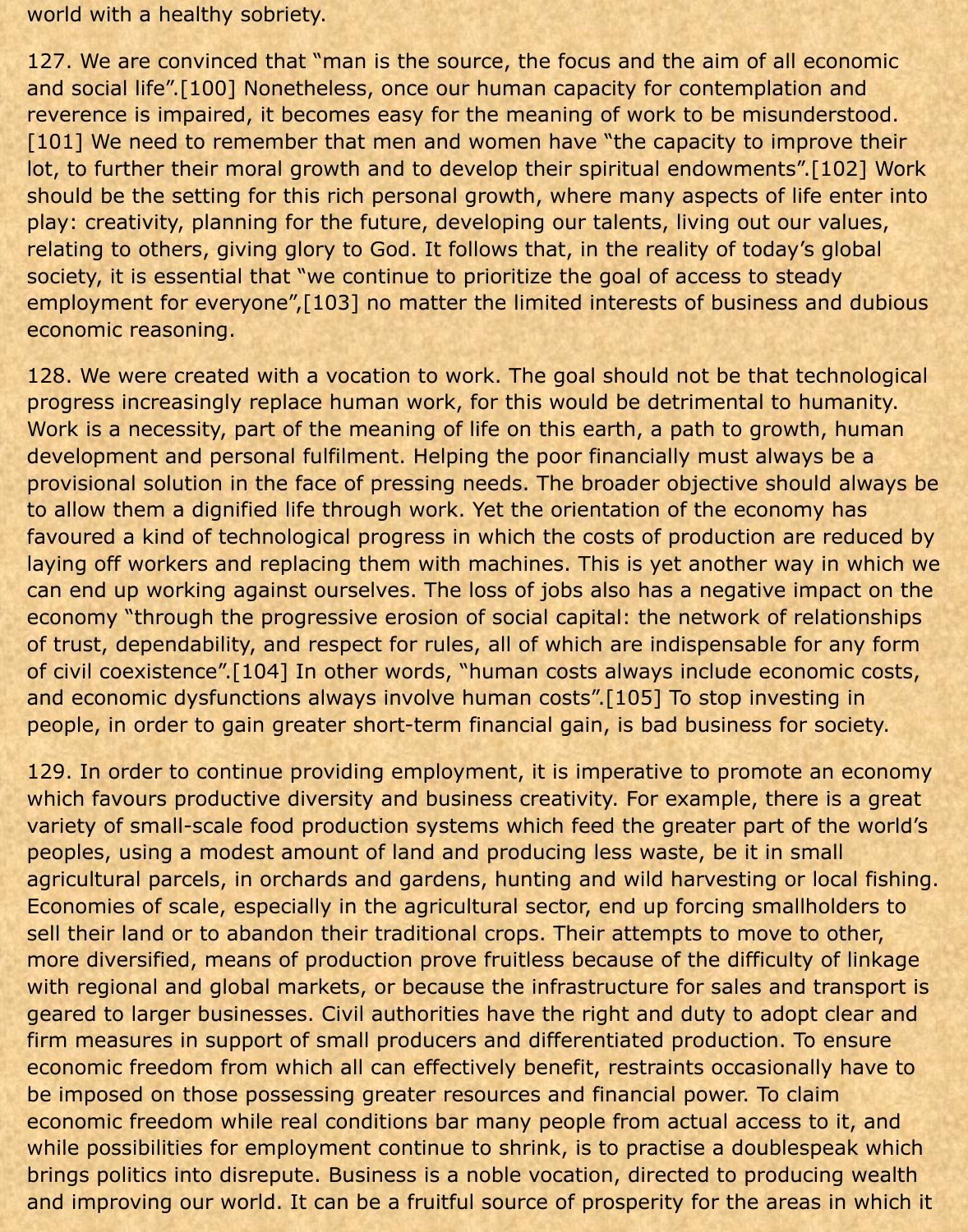world with a healthy sobriety.

127. We are convinced that "man is the source, the focus and the aim of all economic and social life".[100] Nonetheless, once our human capacity for contemplation and reverence is impaired, it becomes easy for the meaning of work to be misunderstood.[101] We need to remember that men and women have "the capacity to improve their lot, to further their moral growth and to develop their spiritual endowments".[102] Work should be the setting for this rich personal growth, where many aspects of life enter into play: creativity, planning for the future, developing our talents, living out our values, relating to others, giving glory to God. It follows that, in the reality of today's global society, it is essential that "we continue to prioritize the goal of access to steady employment for everyone",[103] no matter the limited interests of business and dubious economic reasoning.

128. We were created with a vocation to work. The goal should not be that technological progress increasingly replace human work, for this would be detrimental to humanity. Work is a necessity, part of the meaning of life on this earth, a path to growth, human development and personal fulfilment. Helping the poor financially must always be a provisional solution in the face of pressing needs. The broader objective should always be to allow them a dignified life through work. Yet the orientation of the economy has favoured a kind of technological progress in which the costs of production are reduced by laying off workers and replacing them with machines. This is yet another way in which we can end up working against ourselves. The loss of jobs also has a negative impact on the economy "through the progressive erosion of social capital: the network of relationships of trust, dependability, and respect for rules, all of which are indispensable for any form of civil coexistence".[104] In other words, "human costs always include economic costs, and economic dysfunctions always involve human costs".[105] To stop investing in people, in order to gain greater short-term financial gain, is bad business for society.

129. In order to continue providing employment, it is imperative to promote an economy which favours productive diversity and business creativity. For example, there is a great variety of small-scale food production systems which feed the greater part of the world's peoples, using a modest amount of land and producing less waste, be it in small agricultural parcels, in orchards and gardens, hunting and wild harvesting or local fishing. Economies of scale, especially in the agricultural sector, end up forcing smallholders to sell their land or to abandon their traditional crops. Their attempts to move to other, more diversified, means of production prove fruitless because of the difficulty of linkage with regional and global markets, or because the infrastructure for sales and transport is geared to larger businesses. Civil authorities have the right and duty to adopt clear and firm measures in support of small producers and differentiated production. To ensure economic freedom from which all can effectively benefit, restraints occasionally have to be imposed on those possessing greater resources and financial power. To claim economic freedom while real conditions bar many people from actual access to it, and while possibilities for employment continue to shrink, is to practise a doublespeak which brings politics into disrepute. Business is a noble vocation, directed to producing wealth and improving our world. It can be a fruitful source of prosperity for the areas in which it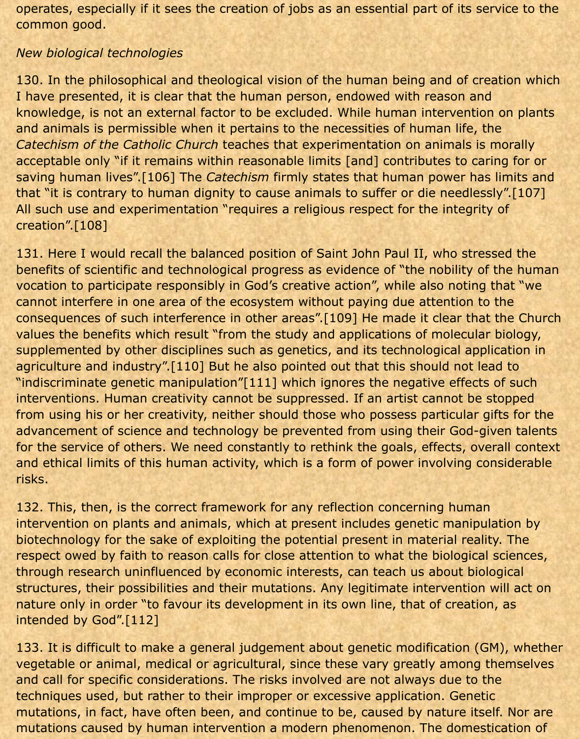operates, especially if it sees the creation of jobs as an essential part of its service to the common good.

*New biological technologies*

130. In the philosophical and theological vision of the human being and of creation which I have presented, it is clear that the human person, endowed with reason and knowledge, is not an external factor to be excluded. While human intervention on plants and animals is permissible when it pertains to the necessities of human life, the *Catechism of the Catholic Church* teaches that experimentation on animals is morally acceptable only "if it remains within reasonable limits [and] contributes to caring for or saving human lives".[106] The *Catechism* firmly states that human power has limits and that "it is contrary to human dignity to cause animals to suffer or die needlessly".[107] All such use and experimentation "requires a religious respect for the integrity of creation".[108]

131. Here I would recall the balanced position of Saint John Paul II, who stressed the benefits of scientific and technological progress as evidence of "the nobility of the human vocation to participate responsibly in God's creative action", while also noting that "we cannot interfere in one area of the ecosystem without paying due attention to the consequences of such interference in other areas".[109] He made it clear that the Church values the benefits which result "from the study and applications of molecular biology, supplemented by other disciplines such as genetics, and its technological application in agriculture and industry".[110] But he also pointed out that this should not lead to "indiscriminate genetic manipulation"[111] which ignores the negative effects of such interventions. Human creativity cannot be suppressed. If an artist cannot be stopped from using his or her creativity, neither should those who possess particular gifts for the advancement of science and technology be prevented from using their God-given talents for the service of others. We need constantly to rethink the goals, effects, overall context and ethical limits of this human activity, which is a form of power involving considerable risks.

132. This, then, is the correct framework for any reflection concerning human intervention on plants and animals, which at present includes genetic manipulation by biotechnology for the sake of exploiting the potential present in material reality. The respect owed by faith to reason calls for close attention to what the biological sciences, through research uninfluenced by economic interests, can teach us about biological structures, their possibilities and their mutations. Any legitimate intervention will act on nature only in order "to favour its development in its own line, that of creation, as intended by God".[112]

133. It is difficult to make a general judgement about genetic modification (GM), whether vegetable or animal, medical or agricultural, since these vary greatly among themselves and call for specific considerations. The risks involved are not always due to the techniques used, but rather to their improper or excessive application. Genetic mutations, in fact, have often been, and continue to be, caused by nature itself. Nor are mutations caused by human intervention a modern phenomenon. The domestication of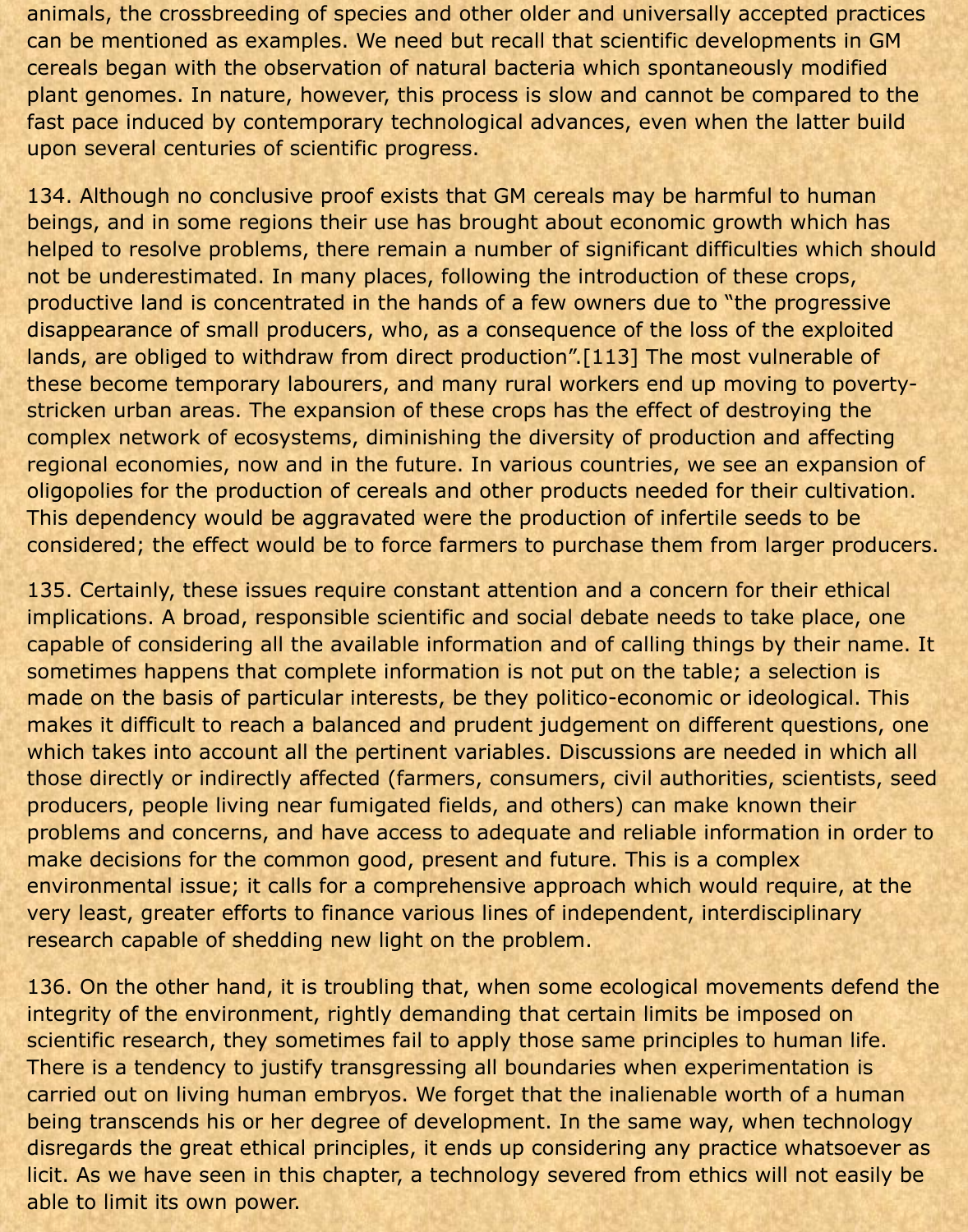animals, the crossbreeding of species and other older and universally accepted practices can be mentioned as examples. We need but recall that scientific developments in GM cereals began with the observation of natural bacteria which spontaneously modified plant genomes. In nature, however, this process is slow and cannot be compared to the fast pace induced by contemporary technological advances, even when the latter build upon several centuries of scientific progress.

134. Although no conclusive proof exists that GM cereals may be harmful to human beings, and in some regions their use has brought about economic growth which has helped to resolve problems, there remain a number of significant difficulties which should not be underestimated. In many places, following the introduction of these crops, productive land is concentrated in the hands of a few owners due to "the progressive disappearance of small producers, who, as a consequence of the loss of the exploited lands, are obliged to withdraw from direct production".[113] The most vulnerable of these become temporary labourers, and many rural workers end up moving to poverty-stricken urban areas. The expansion of these crops has the effect of destroying the complex network of ecosystems, diminishing the diversity of production and affecting regional economies, now and in the future. In various countries, we see an expansion of oligopolies for the production of cereals and other products needed for their cultivation. This dependency would be aggravated were the production of infertile seeds to be considered; the effect would be to force farmers to purchase them from larger producers.

135. Certainly, these issues require constant attention and a concern for their ethical implications. A broad, responsible scientific and social debate needs to take place, one capable of considering all the available information and of calling things by their name. It sometimes happens that complete information is not put on the table; a selection is made on the basis of particular interests, be they politico-economic or ideological. This makes it difficult to reach a balanced and prudent judgement on different questions, one which takes into account all the pertinent variables. Discussions are needed in which all those directly or indirectly affected (farmers, consumers, civil authorities, scientists, seed producers, people living near fumigated fields, and others) can make known their problems and concerns, and have access to adequate and reliable information in order to make decisions for the common good, present and future. This is a complex environmental issue; it calls for a comprehensive approach which would require, at the very least, greater efforts to finance various lines of independent, interdisciplinary research capable of shedding new light on the problem.

136. On the other hand, it is troubling that, when some ecological movements defend the integrity of the environment, rightly demanding that certain limits be imposed on scientific research, they sometimes fail to apply those same principles to human life. There is a tendency to justify transgressing all boundaries when experimentation is carried out on living human embryos. We forget that the inalienable worth of a human being transcends his or her degree of development. In the same way, when technology disregards the great ethical principles, it ends up considering any practice whatsoever as licit. As we have seen in this chapter, a technology severed from ethics will not easily be able to limit its own power.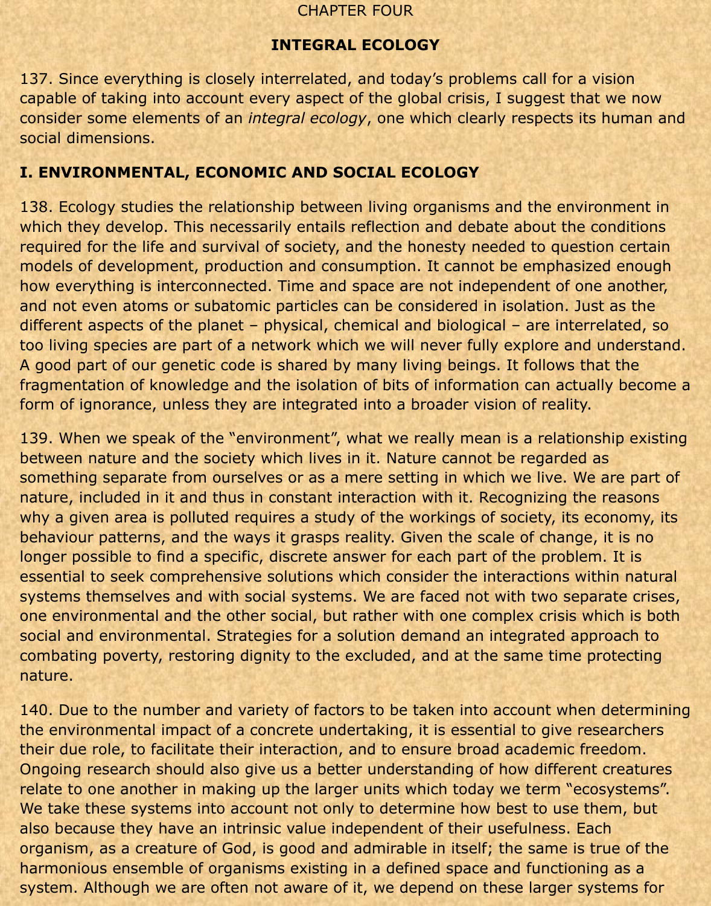CHAPTER FOUR

## INTEGRAL ECOLOGY

137. Since everything is closely interrelated, and today's problems call for a vision capable of taking into account every aspect of the global crisis, I suggest that we now consider some elements of an *integral ecology*, one which clearly respects its human and social dimensions.

### I. ENVIRONMENTAL, ECONOMIC AND SOCIAL ECOLOGY

138. Ecology studies the relationship between living organisms and the environment in which they develop. This necessarily entails reflection and debate about the conditions required for the life and survival of society, and the honesty needed to question certain models of development, production and consumption. It cannot be emphasized enough how everything is interconnected. Time and space are not independent of one another, and not even atoms or subatomic particles can be considered in isolation. Just as the different aspects of the planet – physical, chemical and biological – are interrelated, so too living species are part of a network which we will never fully explore and understand. A good part of our genetic code is shared by many living beings. It follows that the fragmentation of knowledge and the isolation of bits of information can actually become a form of ignorance, unless they are integrated into a broader vision of reality.

139. When we speak of the "environment", what we really mean is a relationship existing between nature and the society which lives in it. Nature cannot be regarded as something separate from ourselves or as a mere setting in which we live. We are part of nature, included in it and thus in constant interaction with it. Recognizing the reasons why a given area is polluted requires a study of the workings of society, its economy, its behaviour patterns, and the ways it grasps reality. Given the scale of change, it is no longer possible to find a specific, discrete answer for each part of the problem. It is essential to seek comprehensive solutions which consider the interactions within natural systems themselves and with social systems. We are faced not with two separate crises, one environmental and the other social, but rather with one complex crisis which is both social and environmental. Strategies for a solution demand an integrated approach to combating poverty, restoring dignity to the excluded, and at the same time protecting nature.

140. Due to the number and variety of factors to be taken into account when determining the environmental impact of a concrete undertaking, it is essential to give researchers their due role, to facilitate their interaction, and to ensure broad academic freedom. Ongoing research should also give us a better understanding of how different creatures relate to one another in making up the larger units which today we term "ecosystems". We take these systems into account not only to determine how best to use them, but also because they have an intrinsic value independent of their usefulness. Each organism, as a creature of God, is good and admirable in itself; the same is true of the harmonious ensemble of organisms existing in a defined space and functioning as a system. Although we are often not aware of it, we depend on these larger systems for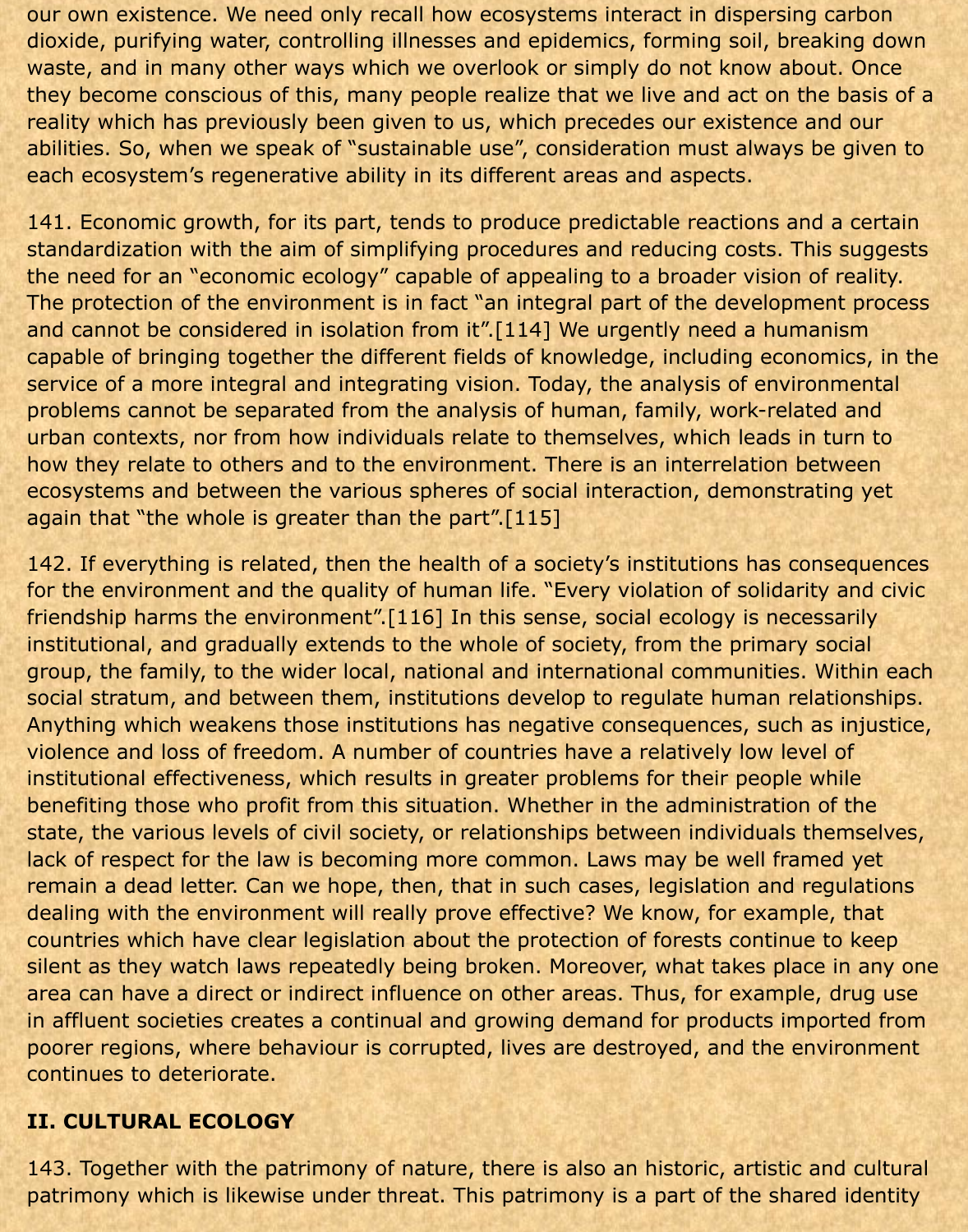our own existence. We need only recall how ecosystems interact in dispersing carbon dioxide, purifying water, controlling illnesses and epidemics, forming soil, breaking down waste, and in many other ways which we overlook or simply do not know about. Once they become conscious of this, many people realize that we live and act on the basis of a reality which has previously been given to us, which precedes our existence and our abilities. So, when we speak of "sustainable use", consideration must always be given to each ecosystem's regenerative ability in its different areas and aspects.

141. Economic growth, for its part, tends to produce predictable reactions and a certain standardization with the aim of simplifying procedures and reducing costs. This suggests the need for an "economic ecology" capable of appealing to a broader vision of reality. The protection of the environment is in fact "an integral part of the development process and cannot be considered in isolation from it".[114] We urgently need a humanism capable of bringing together the different fields of knowledge, including economics, in the service of a more integral and integrating vision. Today, the analysis of environmental problems cannot be separated from the analysis of human, family, work-related and urban contexts, nor from how individuals relate to themselves, which leads in turn to how they relate to others and to the environment. There is an interrelation between ecosystems and between the various spheres of social interaction, demonstrating yet again that "the whole is greater than the part".[115]

142. If everything is related, then the health of a society's institutions has consequences for the environment and the quality of human life. "Every violation of solidarity and civic friendship harms the environment".[116] In this sense, social ecology is necessarily institutional, and gradually extends to the whole of society, from the primary social group, the family, to the wider local, national and international communities. Within each social stratum, and between them, institutions develop to regulate human relationships. Anything which weakens those institutions has negative consequences, such as injustice, violence and loss of freedom. A number of countries have a relatively low level of institutional effectiveness, which results in greater problems for their people while benefiting those who profit from this situation. Whether in the administration of the state, the various levels of civil society, or relationships between individuals themselves, lack of respect for the law is becoming more common. Laws may be well framed yet remain a dead letter. Can we hope, then, that in such cases, legislation and regulations dealing with the environment will really prove effective? We know, for example, that countries which have clear legislation about the protection of forests continue to keep silent as they watch laws repeatedly being broken. Moreover, what takes place in any one area can have a direct or indirect influence on other areas. Thus, for example, drug use in affluent societies creates a continual and growing demand for products imported from poorer regions, where behaviour is corrupted, lives are destroyed, and the environment continues to deteriorate.

## II. CULTURAL ECOLOGY

143. Together with the patrimony of nature, there is also an historic, artistic and cultural patrimony which is likewise under threat. This patrimony is a part of the shared identity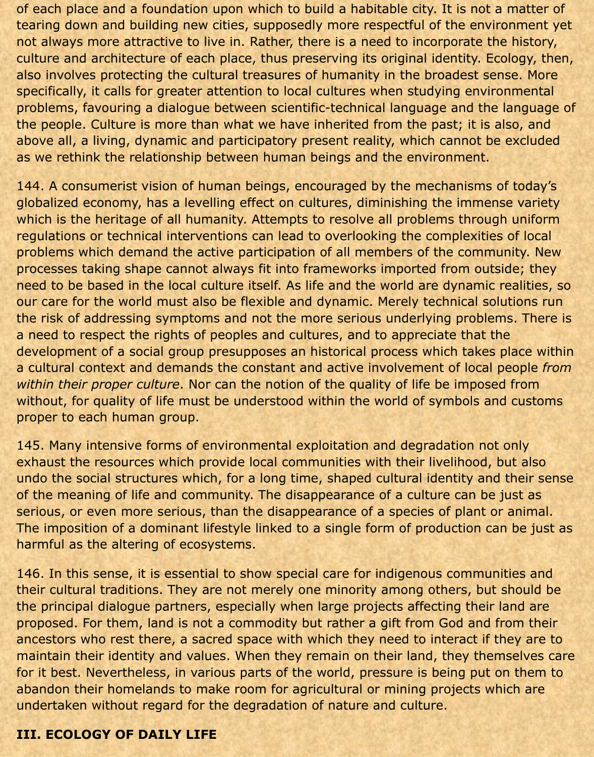of each place and a foundation upon which to build a habitable city. It is not a matter of tearing down and building new cities, supposedly more respectful of the environment yet not always more attractive to live in. Rather, there is a need to incorporate the history, culture and architecture of each place, thus preserving its original identity. Ecology, then, also involves protecting the cultural treasures of humanity in the broadest sense. More specifically, it calls for greater attention to local cultures when studying environmental problems, favouring a dialogue between scientific-technical language and the language of the people. Culture is more than what we have inherited from the past; it is also, and above all, a living, dynamic and participatory present reality, which cannot be excluded as we rethink the relationship between human beings and the environment.

144. A consumerist vision of human beings, encouraged by the mechanisms of today's globalized economy, has a levelling effect on cultures, diminishing the immense variety which is the heritage of all humanity. Attempts to resolve all problems through uniform regulations or technical interventions can lead to overlooking the complexities of local problems which demand the active participation of all members of the community. New processes taking shape cannot always fit into frameworks imported from outside; they need to be based in the local culture itself. As life and the world are dynamic realities, so our care for the world must also be flexible and dynamic. Merely technical solutions run the risk of addressing symptoms and not the more serious underlying problems. There is a need to respect the rights of peoples and cultures, and to appreciate that the development of a social group presupposes an historical process which takes place within a cultural context and demands the constant and active involvement of local people *from within their proper culture*. Nor can the notion of the quality of life be imposed from without, for quality of life must be understood within the world of symbols and customs proper to each human group.

145. Many intensive forms of environmental exploitation and degradation not only exhaust the resources which provide local communities with their livelihood, but also undo the social structures which, for a long time, shaped cultural identity and their sense of the meaning of life and community. The disappearance of a culture can be just as serious, or even more serious, than the disappearance of a species of plant or animal. The imposition of a dominant lifestyle linked to a single form of production can be just as harmful as the altering of ecosystems.

146. In this sense, it is essential to show special care for indigenous communities and their cultural traditions. They are not merely one minority among others, but should be the principal dialogue partners, especially when large projects affecting their land are proposed. For them, land is not a commodity but rather a gift from God and from their ancestors who rest there, a sacred space with which they need to interact if they are to maintain their identity and values. When they remain on their land, they themselves care for it best. Nevertheless, in various parts of the world, pressure is being put on them to abandon their homelands to make room for agricultural or mining projects which are undertaken without regard for the degradation of nature and culture.

## III. ECOLOGY OF DAILY LIFE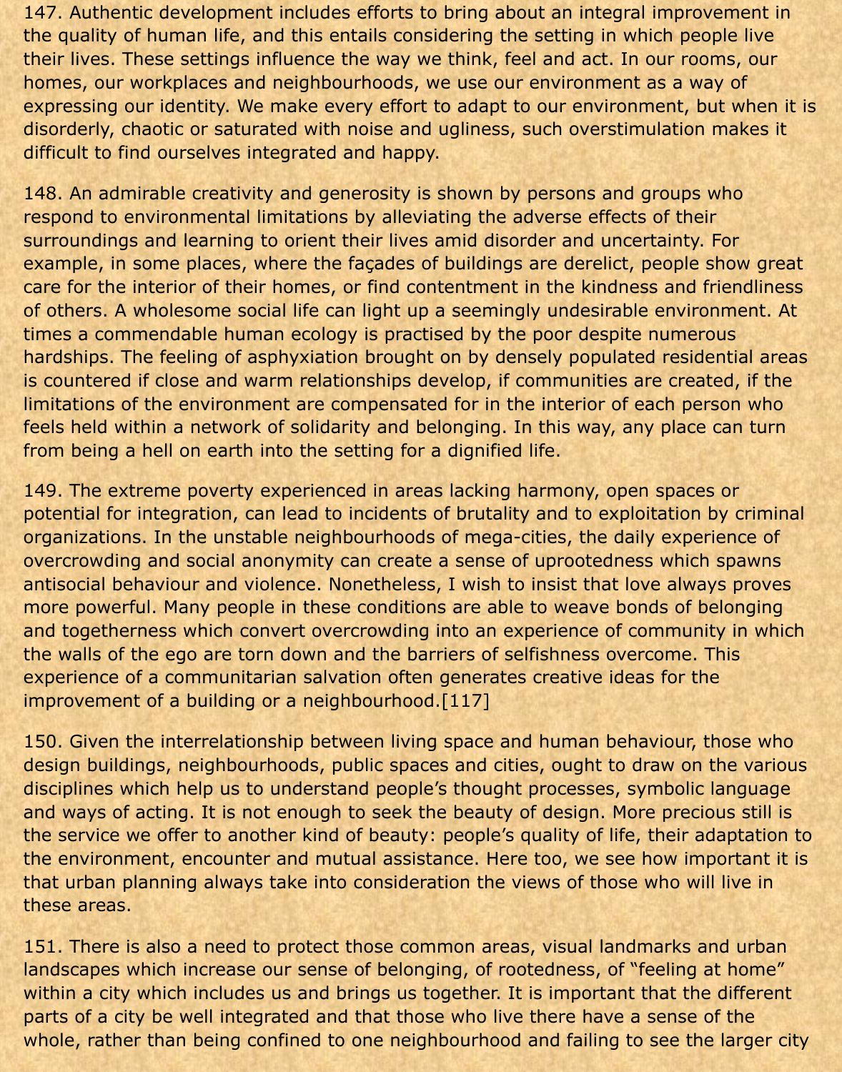147. Authentic development includes efforts to bring about an integral improvement in the quality of human life, and this entails considering the setting in which people live their lives. These settings influence the way we think, feel and act. In our rooms, our homes, our workplaces and neighbourhoods, we use our environment as a way of expressing our identity. We make every effort to adapt to our environment, but when it is disorderly, chaotic or saturated with noise and ugliness, such overstimulation makes it difficult to find ourselves integrated and happy.

148. An admirable creativity and generosity is shown by persons and groups who respond to environmental limitations by alleviating the adverse effects of their surroundings and learning to orient their lives amid disorder and uncertainty. For example, in some places, where the façades of buildings are derelict, people show great care for the interior of their homes, or find contentment in the kindness and friendliness of others. A wholesome social life can light up a seemingly undesirable environment. At times a commendable human ecology is practised by the poor despite numerous hardships. The feeling of asphyxiation brought on by densely populated residential areas is countered if close and warm relationships develop, if communities are created, if the limitations of the environment are compensated for in the interior of each person who feels held within a network of solidarity and belonging. In this way, any place can turn from being a hell on earth into the setting for a dignified life.

149. The extreme poverty experienced in areas lacking harmony, open spaces or potential for integration, can lead to incidents of brutality and to exploitation by criminal organizations. In the unstable neighbourhoods of mega-cities, the daily experience of overcrowding and social anonymity can create a sense of uprootedness which spawns antisocial behaviour and violence. Nonetheless, I wish to insist that love always proves more powerful. Many people in these conditions are able to weave bonds of belonging and togetherness which convert overcrowding into an experience of community in which the walls of the ego are torn down and the barriers of selfishness overcome. This experience of a communitarian salvation often generates creative ideas for the improvement of a building or a neighbourhood.[117]

150. Given the interrelationship between living space and human behaviour, those who design buildings, neighbourhoods, public spaces and cities, ought to draw on the various disciplines which help us to understand people's thought processes, symbolic language and ways of acting. It is not enough to seek the beauty of design. More precious still is the service we offer to another kind of beauty: people's quality of life, their adaptation to the environment, encounter and mutual assistance. Here too, we see how important it is that urban planning always take into consideration the views of those who will live in these areas.

151. There is also a need to protect those common areas, visual landmarks and urban landscapes which increase our sense of belonging, of rootedness, of "feeling at home" within a city which includes us and brings us together. It is important that the different parts of a city be well integrated and that those who live there have a sense of the whole, rather than being confined to one neighbourhood and failing to see the larger city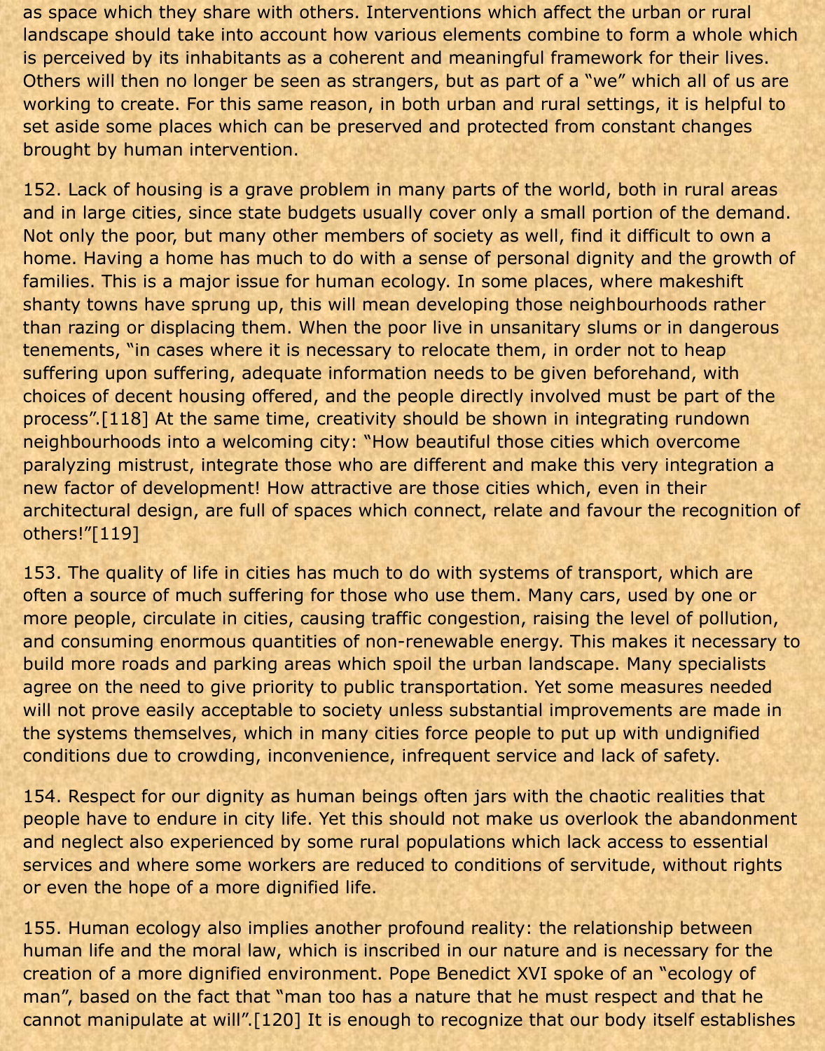as space which they share with others. Interventions which affect the urban or rural landscape should take into account how various elements combine to form a whole which is perceived by its inhabitants as a coherent and meaningful framework for their lives. Others will then no longer be seen as strangers, but as part of a "we" which all of us are working to create. For this same reason, in both urban and rural settings, it is helpful to set aside some places which can be preserved and protected from constant changes brought by human intervention.

152. Lack of housing is a grave problem in many parts of the world, both in rural areas and in large cities, since state budgets usually cover only a small portion of the demand. Not only the poor, but many other members of society as well, find it difficult to own a home. Having a home has much to do with a sense of personal dignity and the growth of families. This is a major issue for human ecology. In some places, where makeshift shanty towns have sprung up, this will mean developing those neighbourhoods rather than razing or displacing them. When the poor live in unsanitary slums or in dangerous tenements, "in cases where it is necessary to relocate them, in order not to heap suffering upon suffering, adequate information needs to be given beforehand, with choices of decent housing offered, and the people directly involved must be part of the process".[118] At the same time, creativity should be shown in integrating rundown neighbourhoods into a welcoming city: "How beautiful those cities which overcome paralyzing mistrust, integrate those who are different and make this very integration a new factor of development! How attractive are those cities which, even in their architectural design, are full of spaces which connect, relate and favour the recognition of others!"[119]

153. The quality of life in cities has much to do with systems of transport, which are often a source of much suffering for those who use them. Many cars, used by one or more people, circulate in cities, causing traffic congestion, raising the level of pollution, and consuming enormous quantities of non-renewable energy. This makes it necessary to build more roads and parking areas which spoil the urban landscape. Many specialists agree on the need to give priority to public transportation. Yet some measures needed will not prove easily acceptable to society unless substantial improvements are made in the systems themselves, which in many cities force people to put up with undignified conditions due to crowding, inconvenience, infrequent service and lack of safety.

154. Respect for our dignity as human beings often jars with the chaotic realities that people have to endure in city life. Yet this should not make us overlook the abandonment and neglect also experienced by some rural populations which lack access to essential services and where some workers are reduced to conditions of servitude, without rights or even the hope of a more dignified life.

155. Human ecology also implies another profound reality: the relationship between human life and the moral law, which is inscribed in our nature and is necessary for the creation of a more dignified environment. Pope Benedict XVI spoke of an "ecology of man", based on the fact that "man too has a nature that he must respect and that he cannot manipulate at will".[120] It is enough to recognize that our body itself establishes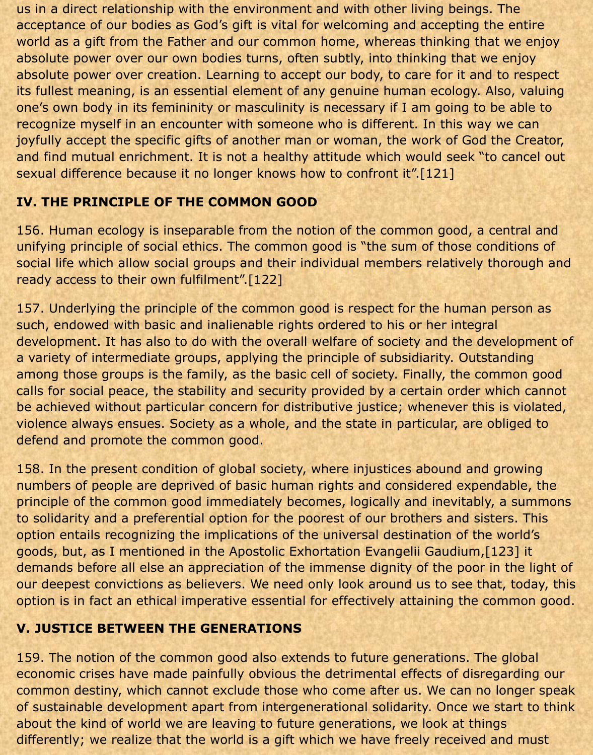us in a direct relationship with the environment and with other living beings. The acceptance of our bodies as God's gift is vital for welcoming and accepting the entire world as a gift from the Father and our common home, whereas thinking that we enjoy absolute power over our own bodies turns, often subtly, into thinking that we enjoy absolute power over creation. Learning to accept our body, to care for it and to respect its fullest meaning, is an essential element of any genuine human ecology. Also, valuing one's own body in its femininity or masculinity is necessary if I am going to be able to recognize myself in an encounter with someone who is different. In this way we can joyfully accept the specific gifts of another man or woman, the work of God the Creator, and find mutual enrichment. It is not a healthy attitude which would seek "to cancel out sexual difference because it no longer knows how to confront it".[121]

## IV. THE PRINCIPLE OF THE COMMON GOOD

156. Human ecology is inseparable from the notion of the common good, a central and unifying principle of social ethics. The common good is "the sum of those conditions of social life which allow social groups and their individual members relatively thorough and ready access to their own fulfilment".[122]

157. Underlying the principle of the common good is respect for the human person as such, endowed with basic and inalienable rights ordered to his or her integral development. It has also to do with the overall welfare of society and the development of a variety of intermediate groups, applying the principle of subsidiarity. Outstanding among those groups is the family, as the basic cell of society. Finally, the common good calls for social peace, the stability and security provided by a certain order which cannot be achieved without particular concern for distributive justice; whenever this is violated, violence always ensues. Society as a whole, and the state in particular, are obliged to defend and promote the common good.

158. In the present condition of global society, where injustices abound and growing numbers of people are deprived of basic human rights and considered expendable, the principle of the common good immediately becomes, logically and inevitably, a summons to solidarity and a preferential option for the poorest of our brothers and sisters. This option entails recognizing the implications of the universal destination of the world's goods, but, as I mentioned in the Apostolic Exhortation Evangelii Gaudium,[123] it demands before all else an appreciation of the immense dignity of the poor in the light of our deepest convictions as believers. We need only look around us to see that, today, this option is in fact an ethical imperative essential for effectively attaining the common good.

## V. JUSTICE BETWEEN THE GENERATIONS

159. The notion of the common good also extends to future generations. The global economic crises have made painfully obvious the detrimental effects of disregarding our common destiny, which cannot exclude those who come after us. We can no longer speak of sustainable development apart from intergenerational solidarity. Once we start to think about the kind of world we are leaving to future generations, we look at things differently; we realize that the world is a gift which we have freely received and must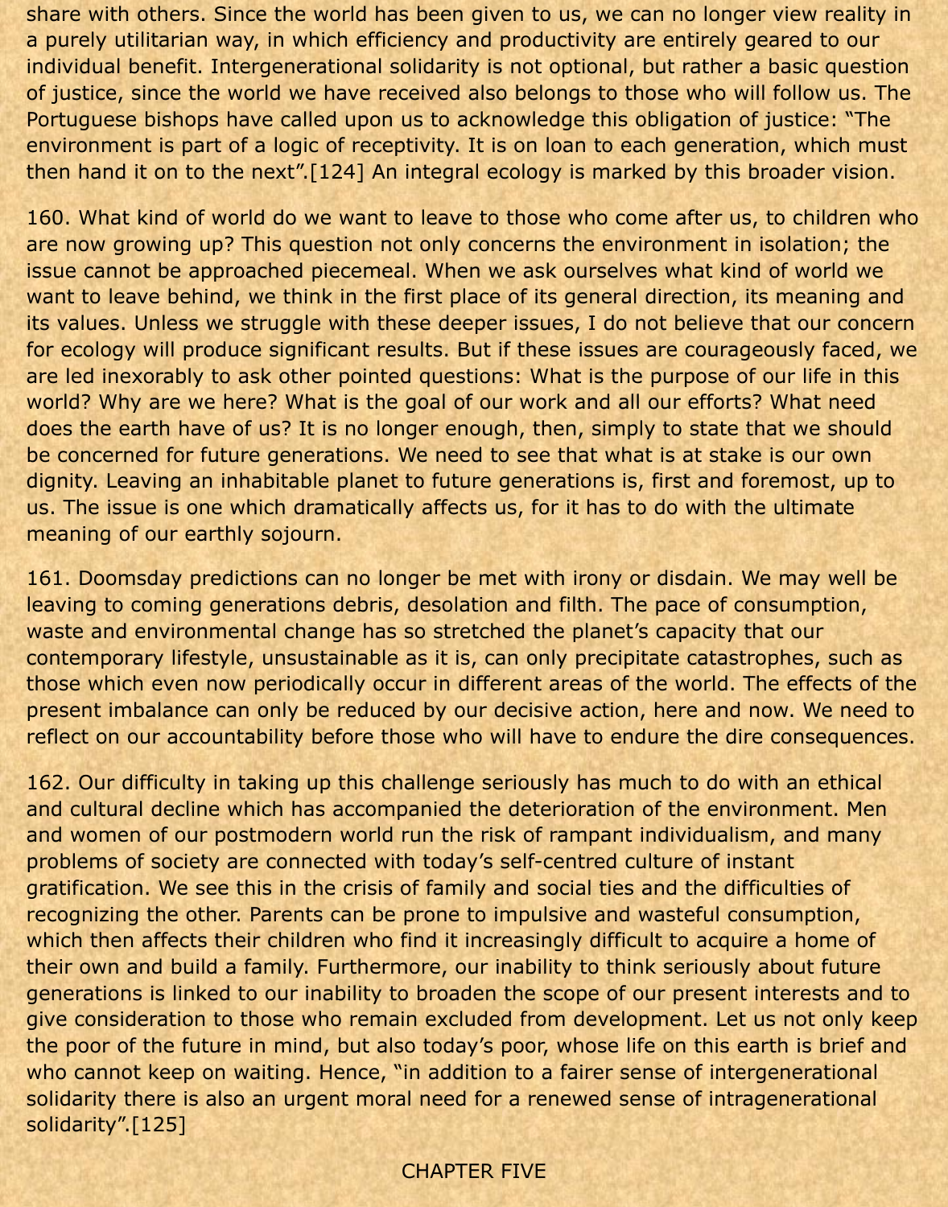share with others. Since the world has been given to us, we can no longer view reality in a purely utilitarian way, in which efficiency and productivity are entirely geared to our individual benefit. Intergenerational solidarity is not optional, but rather a basic question of justice, since the world we have received also belongs to those who will follow us. The Portuguese bishops have called upon us to acknowledge this obligation of justice: "The environment is part of a logic of receptivity. It is on loan to each generation, which must then hand it on to the next".[124] An integral ecology is marked by this broader vision.

160. What kind of world do we want to leave to those who come after us, to children who are now growing up? This question not only concerns the environment in isolation; the issue cannot be approached piecemeal. When we ask ourselves what kind of world we want to leave behind, we think in the first place of its general direction, its meaning and its values. Unless we struggle with these deeper issues, I do not believe that our concern for ecology will produce significant results. But if these issues are courageously faced, we are led inexorably to ask other pointed questions: What is the purpose of our life in this world? Why are we here? What is the goal of our work and all our efforts? What need does the earth have of us? It is no longer enough, then, simply to state that we should be concerned for future generations. We need to see that what is at stake is our own dignity. Leaving an inhabitable planet to future generations is, first and foremost, up to us. The issue is one which dramatically affects us, for it has to do with the ultimate meaning of our earthly sojourn.

161. Doomsday predictions can no longer be met with irony or disdain. We may well be leaving to coming generations debris, desolation and filth. The pace of consumption, waste and environmental change has so stretched the planet's capacity that our contemporary lifestyle, unsustainable as it is, can only precipitate catastrophes, such as those which even now periodically occur in different areas of the world. The effects of the present imbalance can only be reduced by our decisive action, here and now. We need to reflect on our accountability before those who will have to endure the dire consequences.

162. Our difficulty in taking up this challenge seriously has much to do with an ethical and cultural decline which has accompanied the deterioration of the environment. Men and women of our postmodern world run the risk of rampant individualism, and many problems of society are connected with today's self-centred culture of instant gratification. We see this in the crisis of family and social ties and the difficulties of recognizing the other. Parents can be prone to impulsive and wasteful consumption, which then affects their children who find it increasingly difficult to acquire a home of their own and build a family. Furthermore, our inability to think seriously about future generations is linked to our inability to broaden the scope of our present interests and to give consideration to those who remain excluded from development. Let us not only keep the poor of the future in mind, but also today's poor, whose life on this earth is brief and who cannot keep on waiting. Hence, "in addition to a fairer sense of intergenerational solidarity there is also an urgent moral need for a renewed sense of intragenerational solidarity".[125]

## CHAPTER FIVE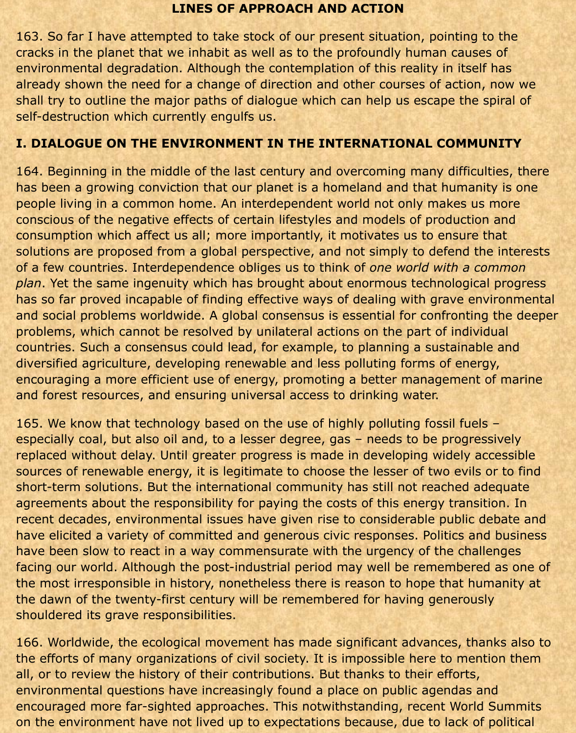## LINES OF APPROACH AND ACTION

163. So far I have attempted to take stock of our present situation, pointing to the cracks in the planet that we inhabit as well as to the profoundly human causes of environmental degradation. Although the contemplation of this reality in itself has already shown the need for a change of direction and other courses of action, now we shall try to outline the major paths of dialogue which can help us escape the spiral of self-destruction which currently engulfs us.

## I. DIALOGUE ON THE ENVIRONMENT IN THE INTERNATIONAL COMMUNITY

164. Beginning in the middle of the last century and overcoming many difficulties, there has been a growing conviction that our planet is a homeland and that humanity is one people living in a common home. An interdependent world not only makes us more conscious of the negative effects of certain lifestyles and models of production and consumption which affect us all; more importantly, it motivates us to ensure that solutions are proposed from a global perspective, and not simply to defend the interests of a few countries. Interdependence obliges us to think of *one world with a common plan*. Yet the same ingenuity which has brought about enormous technological progress has so far proved incapable of finding effective ways of dealing with grave environmental and social problems worldwide. A global consensus is essential for confronting the deeper problems, which cannot be resolved by unilateral actions on the part of individual countries. Such a consensus could lead, for example, to planning a sustainable and diversified agriculture, developing renewable and less polluting forms of energy, encouraging a more efficient use of energy, promoting a better management of marine and forest resources, and ensuring universal access to drinking water.

165. We know that technology based on the use of highly polluting fossil fuels – especially coal, but also oil and, to a lesser degree, gas – needs to be progressively replaced without delay. Until greater progress is made in developing widely accessible sources of renewable energy, it is legitimate to choose the lesser of two evils or to find short-term solutions. But the international community has still not reached adequate agreements about the responsibility for paying the costs of this energy transition. In recent decades, environmental issues have given rise to considerable public debate and have elicited a variety of committed and generous civic responses. Politics and business have been slow to react in a way commensurate with the urgency of the challenges facing our world. Although the post-industrial period may well be remembered as one of the most irresponsible in history, nonetheless there is reason to hope that humanity at the dawn of the twenty-first century will be remembered for having generously shouldered its grave responsibilities.

166. Worldwide, the ecological movement has made significant advances, thanks also to the efforts of many organizations of civil society. It is impossible here to mention them all, or to review the history of their contributions. But thanks to their efforts, environmental questions have increasingly found a place on public agendas and encouraged more far-sighted approaches. This notwithstanding, recent World Summits on the environment have not lived up to expectations because, due to lack of political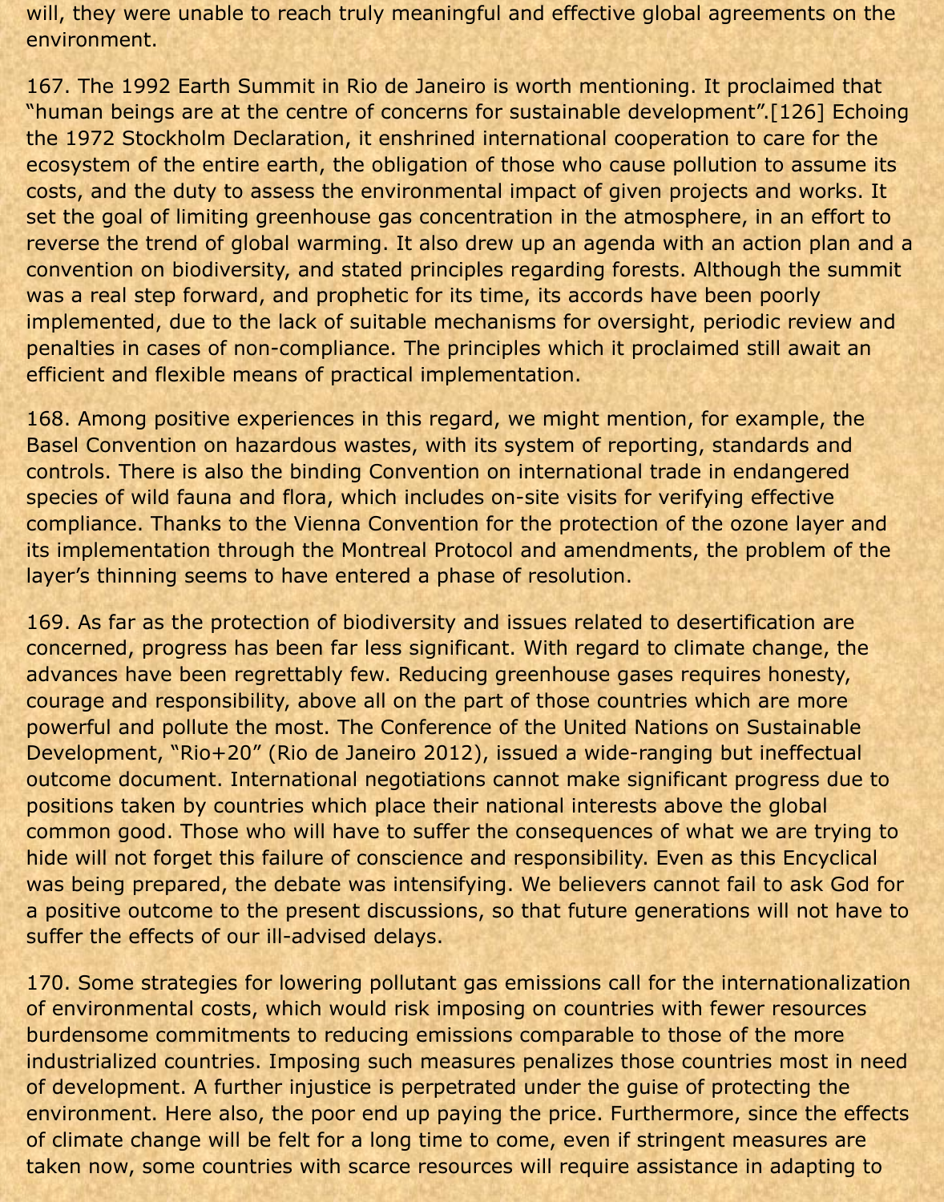will, they were unable to reach truly meaningful and effective global agreements on the environment.

167. The 1992 Earth Summit in Rio de Janeiro is worth mentioning. It proclaimed that "human beings are at the centre of concerns for sustainable development".[126] Echoing the 1972 Stockholm Declaration, it enshrined international cooperation to care for the ecosystem of the entire earth, the obligation of those who cause pollution to assume its costs, and the duty to assess the environmental impact of given projects and works. It set the goal of limiting greenhouse gas concentration in the atmosphere, in an effort to reverse the trend of global warming. It also drew up an agenda with an action plan and a convention on biodiversity, and stated principles regarding forests. Although the summit was a real step forward, and prophetic for its time, its accords have been poorly implemented, due to the lack of suitable mechanisms for oversight, periodic review and penalties in cases of non-compliance. The principles which it proclaimed still await an efficient and flexible means of practical implementation.

168. Among positive experiences in this regard, we might mention, for example, the Basel Convention on hazardous wastes, with its system of reporting, standards and controls. There is also the binding Convention on international trade in endangered species of wild fauna and flora, which includes on-site visits for verifying effective compliance. Thanks to the Vienna Convention for the protection of the ozone layer and its implementation through the Montreal Protocol and amendments, the problem of the layer's thinning seems to have entered a phase of resolution.

169. As far as the protection of biodiversity and issues related to desertification are concerned, progress has been far less significant. With regard to climate change, the advances have been regrettably few. Reducing greenhouse gases requires honesty, courage and responsibility, above all on the part of those countries which are more powerful and pollute the most. The Conference of the United Nations on Sustainable Development, "Rio+20" (Rio de Janeiro 2012), issued a wide-ranging but ineffectual outcome document. International negotiations cannot make significant progress due to positions taken by countries which place their national interests above the global common good. Those who will have to suffer the consequences of what we are trying to hide will not forget this failure of conscience and responsibility. Even as this Encyclical was being prepared, the debate was intensifying. We believers cannot fail to ask God for a positive outcome to the present discussions, so that future generations will not have to suffer the effects of our ill-advised delays.

170. Some strategies for lowering pollutant gas emissions call for the internationalization of environmental costs, which would risk imposing on countries with fewer resources burdensome commitments to reducing emissions comparable to those of the more industrialized countries. Imposing such measures penalizes those countries most in need of development. A further injustice is perpetrated under the guise of protecting the environment. Here also, the poor end up paying the price. Furthermore, since the effects of climate change will be felt for a long time to come, even if stringent measures are taken now, some countries with scarce resources will require assistance in adapting to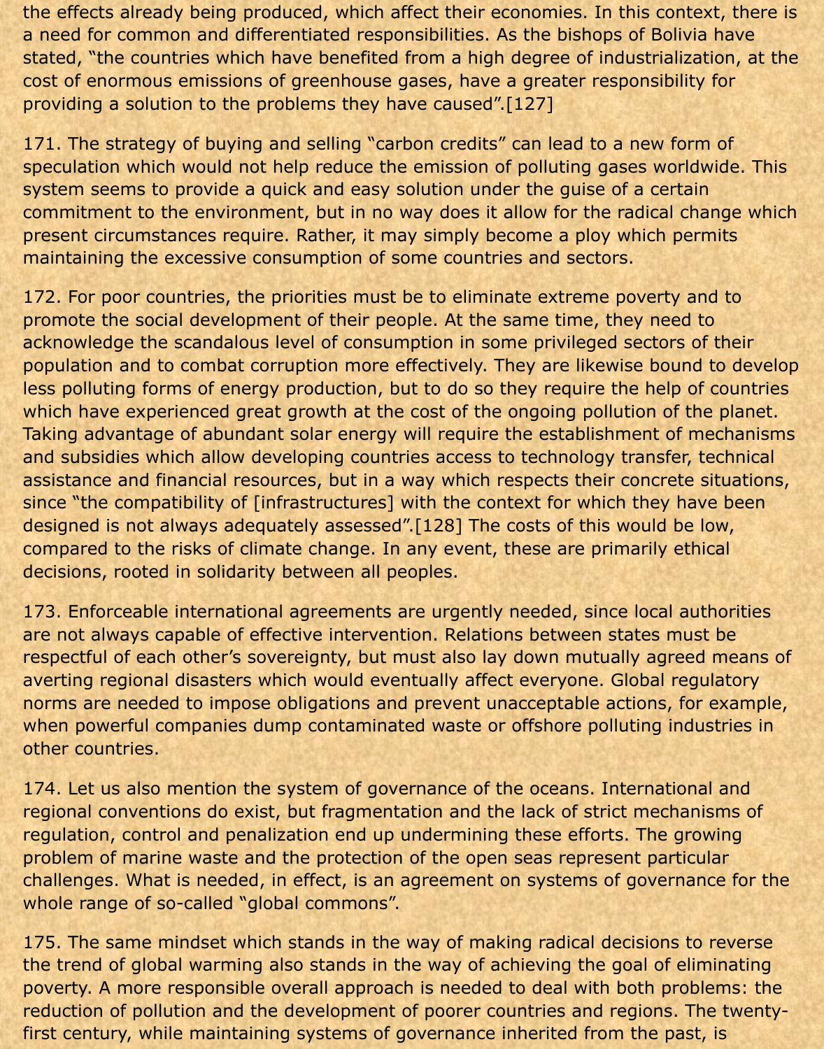the effects already being produced, which affect their economies. In this context, there is a need for common and differentiated responsibilities. As the bishops of Bolivia have stated, "the countries which have benefited from a high degree of industrialization, at the cost of enormous emissions of greenhouse gases, have a greater responsibility for providing a solution to the problems they have caused".[127]

171. The strategy of buying and selling "carbon credits" can lead to a new form of speculation which would not help reduce the emission of polluting gases worldwide. This system seems to provide a quick and easy solution under the guise of a certain commitment to the environment, but in no way does it allow for the radical change which present circumstances require. Rather, it may simply become a ploy which permits maintaining the excessive consumption of some countries and sectors.

172. For poor countries, the priorities must be to eliminate extreme poverty and to promote the social development of their people. At the same time, they need to acknowledge the scandalous level of consumption in some privileged sectors of their population and to combat corruption more effectively. They are likewise bound to develop less polluting forms of energy production, but to do so they require the help of countries which have experienced great growth at the cost of the ongoing pollution of the planet. Taking advantage of abundant solar energy will require the establishment of mechanisms and subsidies which allow developing countries access to technology transfer, technical assistance and financial resources, but in a way which respects their concrete situations, since "the compatibility of [infrastructures] with the context for which they have been designed is not always adequately assessed".[128] The costs of this would be low, compared to the risks of climate change. In any event, these are primarily ethical decisions, rooted in solidarity between all peoples.

173. Enforceable international agreements are urgently needed, since local authorities are not always capable of effective intervention. Relations between states must be respectful of each other's sovereignty, but must also lay down mutually agreed means of averting regional disasters which would eventually affect everyone. Global regulatory norms are needed to impose obligations and prevent unacceptable actions, for example, when powerful companies dump contaminated waste or offshore polluting industries in other countries.

174. Let us also mention the system of governance of the oceans. International and regional conventions do exist, but fragmentation and the lack of strict mechanisms of regulation, control and penalization end up undermining these efforts. The growing problem of marine waste and the protection of the open seas represent particular challenges. What is needed, in effect, is an agreement on systems of governance for the whole range of so-called "global commons".

175. The same mindset which stands in the way of making radical decisions to reverse the trend of global warming also stands in the way of achieving the goal of eliminating poverty. A more responsible overall approach is needed to deal with both problems: the reduction of pollution and the development of poorer countries and regions. The twenty-first century, while maintaining systems of governance inherited from the past, is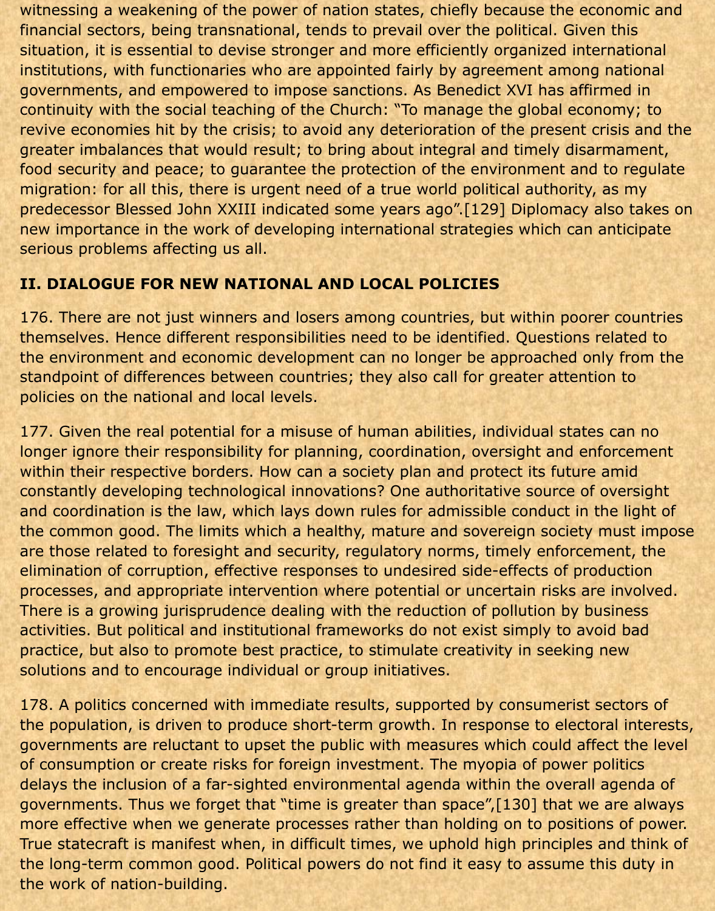witnessing a weakening of the power of nation states, chiefly because the economic and financial sectors, being transnational, tends to prevail over the political. Given this situation, it is essential to devise stronger and more efficiently organized international institutions, with functionaries who are appointed fairly by agreement among national governments, and empowered to impose sanctions. As Benedict XVI has affirmed in continuity with the social teaching of the Church: "To manage the global economy; to revive economies hit by the crisis; to avoid any deterioration of the present crisis and the greater imbalances that would result; to bring about integral and timely disarmament, food security and peace; to guarantee the protection of the environment and to regulate migration: for all this, there is urgent need of a true world political authority, as my predecessor Blessed John XXIII indicated some years ago".[129] Diplomacy also takes on new importance in the work of developing international strategies which can anticipate serious problems affecting us all.

## II. DIALOGUE FOR NEW NATIONAL AND LOCAL POLICIES

176. There are not just winners and losers among countries, but within poorer countries themselves. Hence different responsibilities need to be identified. Questions related to the environment and economic development can no longer be approached only from the standpoint of differences between countries; they also call for greater attention to policies on the national and local levels.

177. Given the real potential for a misuse of human abilities, individual states can no longer ignore their responsibility for planning, coordination, oversight and enforcement within their respective borders. How can a society plan and protect its future amid constantly developing technological innovations? One authoritative source of oversight and coordination is the law, which lays down rules for admissible conduct in the light of the common good. The limits which a healthy, mature and sovereign society must impose are those related to foresight and security, regulatory norms, timely enforcement, the elimination of corruption, effective responses to undesired side-effects of production processes, and appropriate intervention where potential or uncertain risks are involved. There is a growing jurisprudence dealing with the reduction of pollution by business activities. But political and institutional frameworks do not exist simply to avoid bad practice, but also to promote best practice, to stimulate creativity in seeking new solutions and to encourage individual or group initiatives.

178. A politics concerned with immediate results, supported by consumerist sectors of the population, is driven to produce short-term growth. In response to electoral interests, governments are reluctant to upset the public with measures which could affect the level of consumption or create risks for foreign investment. The myopia of power politics delays the inclusion of a far-sighted environmental agenda within the overall agenda of governments. Thus we forget that "time is greater than space",[130] that we are always more effective when we generate processes rather than holding on to positions of power. True statecraft is manifest when, in difficult times, we uphold high principles and think of the long-term common good. Political powers do not find it easy to assume this duty in the work of nation-building.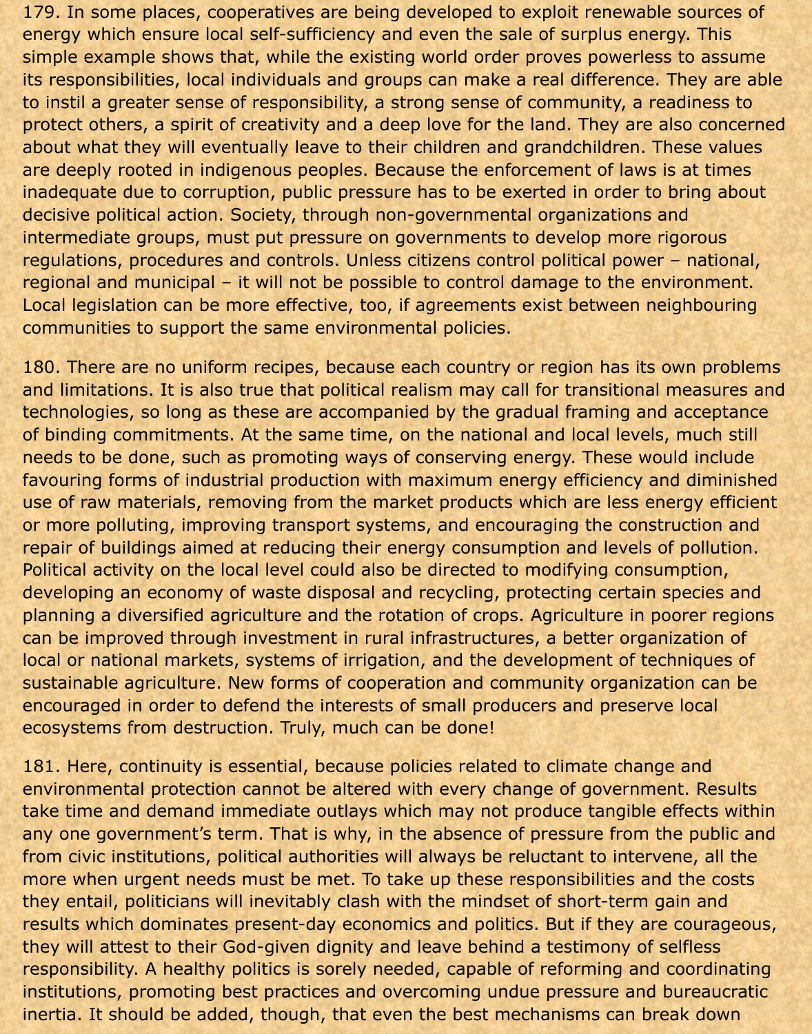179. In some places, cooperatives are being developed to exploit renewable sources of energy which ensure local self-sufficiency and even the sale of surplus energy. This simple example shows that, while the existing world order proves powerless to assume its responsibilities, local individuals and groups can make a real difference. They are able to instil a greater sense of responsibility, a strong sense of community, a readiness to protect others, a spirit of creativity and a deep love for the land. They are also concerned about what they will eventually leave to their children and grandchildren. These values are deeply rooted in indigenous peoples. Because the enforcement of laws is at times inadequate due to corruption, public pressure has to be exerted in order to bring about decisive political action. Society, through non-governmental organizations and intermediate groups, must put pressure on governments to develop more rigorous regulations, procedures and controls. Unless citizens control political power – national, regional and municipal – it will not be possible to control damage to the environment. Local legislation can be more effective, too, if agreements exist between neighbouring communities to support the same environmental policies.

180. There are no uniform recipes, because each country or region has its own problems and limitations. It is also true that political realism may call for transitional measures and technologies, so long as these are accompanied by the gradual framing and acceptance of binding commitments. At the same time, on the national and local levels, much still needs to be done, such as promoting ways of conserving energy. These would include favouring forms of industrial production with maximum energy efficiency and diminished use of raw materials, removing from the market products which are less energy efficient or more polluting, improving transport systems, and encouraging the construction and repair of buildings aimed at reducing their energy consumption and levels of pollution. Political activity on the local level could also be directed to modifying consumption, developing an economy of waste disposal and recycling, protecting certain species and planning a diversified agriculture and the rotation of crops. Agriculture in poorer regions can be improved through investment in rural infrastructures, a better organization of local or national markets, systems of irrigation, and the development of techniques of sustainable agriculture. New forms of cooperation and community organization can be encouraged in order to defend the interests of small producers and preserve local ecosystems from destruction. Truly, much can be done!

181. Here, continuity is essential, because policies related to climate change and environmental protection cannot be altered with every change of government. Results take time and demand immediate outlays which may not produce tangible effects within any one government's term. That is why, in the absence of pressure from the public and from civic institutions, political authorities will always be reluctant to intervene, all the more when urgent needs must be met. To take up these responsibilities and the costs they entail, politicians will inevitably clash with the mindset of short-term gain and results which dominates present-day economics and politics. But if they are courageous, they will attest to their God-given dignity and leave behind a testimony of selfless responsibility. A healthy politics is sorely needed, capable of reforming and coordinating institutions, promoting best practices and overcoming undue pressure and bureaucratic inertia. It should be added, though, that even the best mechanisms can break down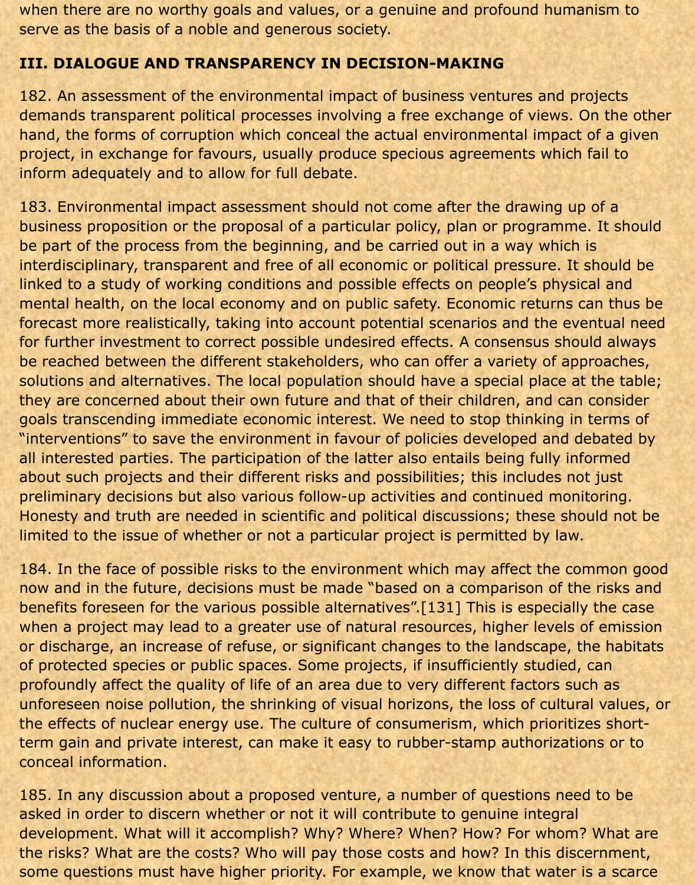when there are no worthy goals and values, or a genuine and profound humanism to serve as the basis of a noble and generous society.

### III. DIALOGUE AND TRANSPARENCY IN DECISION-MAKING

182. An assessment of the environmental impact of business ventures and projects demands transparent political processes involving a free exchange of views. On the other hand, the forms of corruption which conceal the actual environmental impact of a given project, in exchange for favours, usually produce specious agreements which fail to inform adequately and to allow for full debate.

183. Environmental impact assessment should not come after the drawing up of a business proposition or the proposal of a particular policy, plan or programme. It should be part of the process from the beginning, and be carried out in a way which is interdisciplinary, transparent and free of all economic or political pressure. It should be linked to a study of working conditions and possible effects on people's physical and mental health, on the local economy and on public safety. Economic returns can thus be forecast more realistically, taking into account potential scenarios and the eventual need for further investment to correct possible undesired effects. A consensus should always be reached between the different stakeholders, who can offer a variety of approaches, solutions and alternatives. The local population should have a special place at the table; they are concerned about their own future and that of their children, and can consider goals transcending immediate economic interest. We need to stop thinking in terms of "interventions" to save the environment in favour of policies developed and debated by all interested parties. The participation of the latter also entails being fully informed about such projects and their different risks and possibilities; this includes not just preliminary decisions but also various follow-up activities and continued monitoring. Honesty and truth are needed in scientific and political discussions; these should not be limited to the issue of whether or not a particular project is permitted by law.

184. In the face of possible risks to the environment which may affect the common good now and in the future, decisions must be made "based on a comparison of the risks and benefits foreseen for the various possible alternatives".[131] This is especially the case when a project may lead to a greater use of natural resources, higher levels of emission or discharge, an increase of refuse, or significant changes to the landscape, the habitats of protected species or public spaces. Some projects, if insufficiently studied, can profoundly affect the quality of life of an area due to very different factors such as unforeseen noise pollution, the shrinking of visual horizons, the loss of cultural values, or the effects of nuclear energy use. The culture of consumerism, which prioritizes short-term gain and private interest, can make it easy to rubber-stamp authorizations or to conceal information.

185. In any discussion about a proposed venture, a number of questions need to be asked in order to discern whether or not it will contribute to genuine integral development. What will it accomplish? Why? Where? When? How? For whom? What are the risks? What are the costs? Who will pay those costs and how? In this discernment, some questions must have higher priority. For example, we know that water is a scarce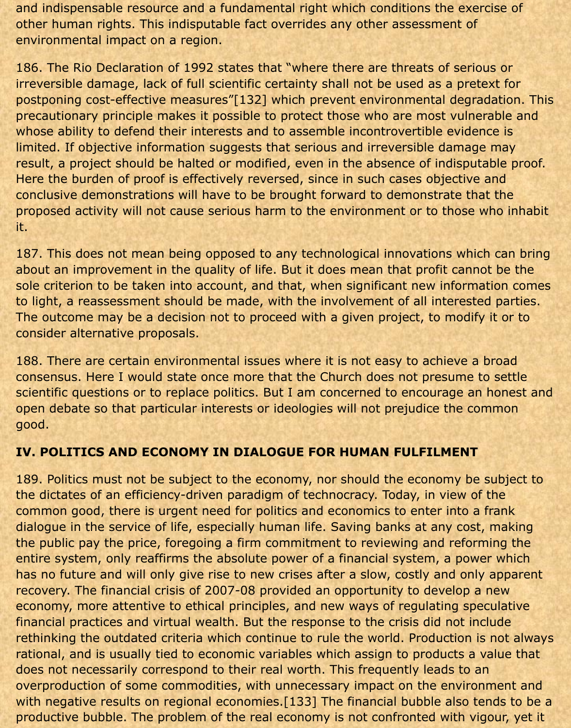and indispensable resource and a fundamental right which conditions the exercise of other human rights. This indisputable fact overrides any other assessment of environmental impact on a region.

186. The Rio Declaration of 1992 states that "where there are threats of serious or irreversible damage, lack of full scientific certainty shall not be used as a pretext for postponing cost-effective measures"[132] which prevent environmental degradation. This precautionary principle makes it possible to protect those who are most vulnerable and whose ability to defend their interests and to assemble incontrovertible evidence is limited. If objective information suggests that serious and irreversible damage may result, a project should be halted or modified, even in the absence of indisputable proof. Here the burden of proof is effectively reversed, since in such cases objective and conclusive demonstrations will have to be brought forward to demonstrate that the proposed activity will not cause serious harm to the environment or to those who inhabit it.

187. This does not mean being opposed to any technological innovations which can bring about an improvement in the quality of life. But it does mean that profit cannot be the sole criterion to be taken into account, and that, when significant new information comes to light, a reassessment should be made, with the involvement of all interested parties. The outcome may be a decision not to proceed with a given project, to modify it or to consider alternative proposals.

188. There are certain environmental issues where it is not easy to achieve a broad consensus. Here I would state once more that the Church does not presume to settle scientific questions or to replace politics. But I am concerned to encourage an honest and open debate so that particular interests or ideologies will not prejudice the common good.

## IV. POLITICS AND ECONOMY IN DIALOGUE FOR HUMAN FULFILMENT

189. Politics must not be subject to the economy, nor should the economy be subject to the dictates of an efficiency-driven paradigm of technocracy. Today, in view of the common good, there is urgent need for politics and economics to enter into a frank dialogue in the service of life, especially human life. Saving banks at any cost, making the public pay the price, foregoing a firm commitment to reviewing and reforming the entire system, only reaffirms the absolute power of a financial system, a power which has no future and will only give rise to new crises after a slow, costly and only apparent recovery. The financial crisis of 2007-08 provided an opportunity to develop a new economy, more attentive to ethical principles, and new ways of regulating speculative financial practices and virtual wealth. But the response to the crisis did not include rethinking the outdated criteria which continue to rule the world. Production is not always rational, and is usually tied to economic variables which assign to products a value that does not necessarily correspond to their real worth. This frequently leads to an overproduction of some commodities, with unnecessary impact on the environment and with negative results on regional economies.[133] The financial bubble also tends to be a productive bubble. The problem of the real economy is not confronted with vigour, yet it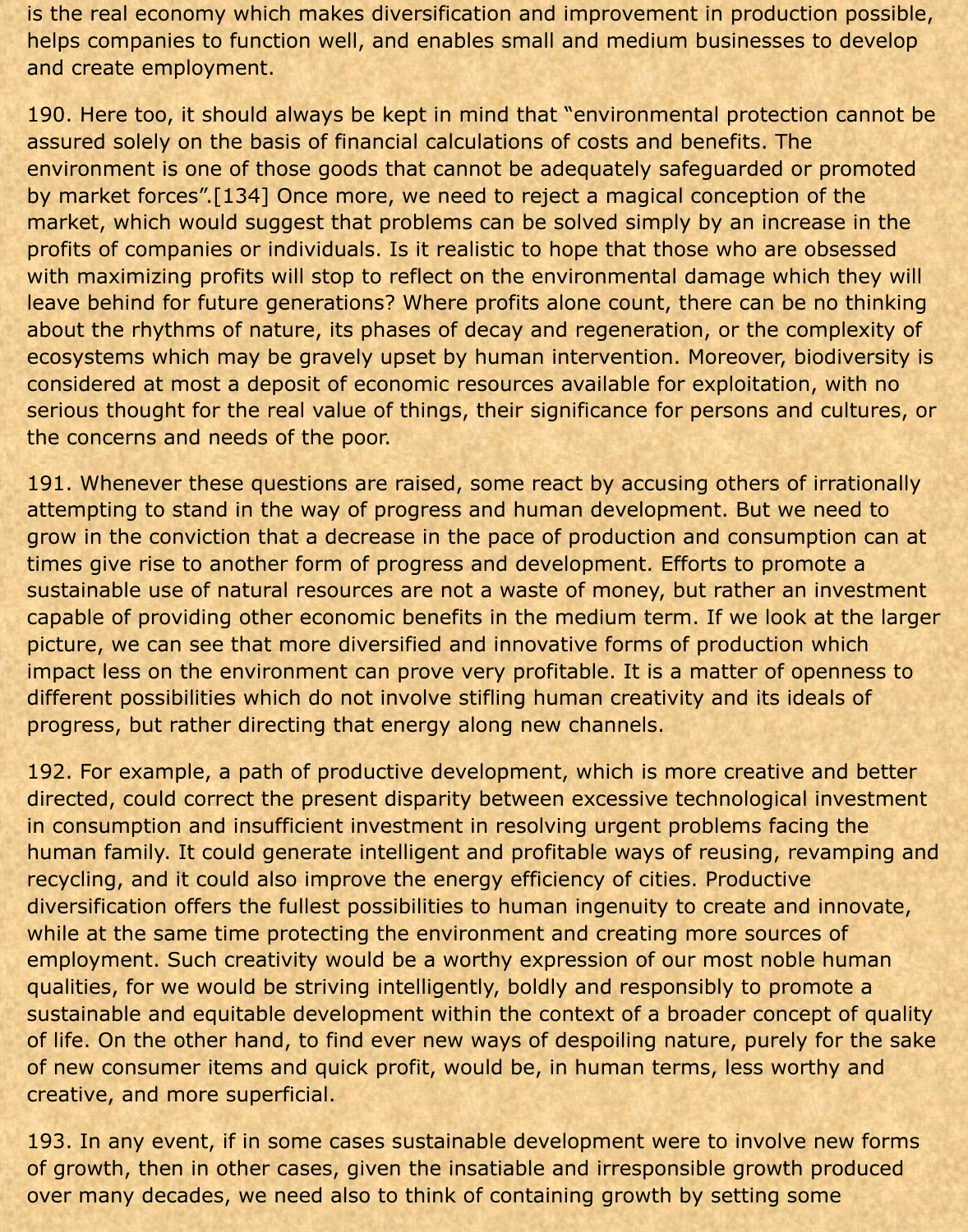is the real economy which makes diversification and improvement in production possible, helps companies to function well, and enables small and medium businesses to develop and create employment.

190. Here too, it should always be kept in mind that "environmental protection cannot be assured solely on the basis of financial calculations of costs and benefits. The environment is one of those goods that cannot be adequately safeguarded or promoted by market forces".[134] Once more, we need to reject a magical conception of the market, which would suggest that problems can be solved simply by an increase in the profits of companies or individuals. Is it realistic to hope that those who are obsessed with maximizing profits will stop to reflect on the environmental damage which they will leave behind for future generations? Where profits alone count, there can be no thinking about the rhythms of nature, its phases of decay and regeneration, or the complexity of ecosystems which may be gravely upset by human intervention. Moreover, biodiversity is considered at most a deposit of economic resources available for exploitation, with no serious thought for the real value of things, their significance for persons and cultures, or the concerns and needs of the poor.

191. Whenever these questions are raised, some react by accusing others of irrationally attempting to stand in the way of progress and human development. But we need to grow in the conviction that a decrease in the pace of production and consumption can at times give rise to another form of progress and development. Efforts to promote a sustainable use of natural resources are not a waste of money, but rather an investment capable of providing other economic benefits in the medium term. If we look at the larger picture, we can see that more diversified and innovative forms of production which impact less on the environment can prove very profitable. It is a matter of openness to different possibilities which do not involve stifling human creativity and its ideals of progress, but rather directing that energy along new channels.

192. For example, a path of productive development, which is more creative and better directed, could correct the present disparity between excessive technological investment in consumption and insufficient investment in resolving urgent problems facing the human family. It could generate intelligent and profitable ways of reusing, revamping and recycling, and it could also improve the energy efficiency of cities. Productive diversification offers the fullest possibilities to human ingenuity to create and innovate, while at the same time protecting the environment and creating more sources of employment. Such creativity would be a worthy expression of our most noble human qualities, for we would be striving intelligently, boldly and responsibly to promote a sustainable and equitable development within the context of a broader concept of quality of life. On the other hand, to find ever new ways of despoiling nature, purely for the sake of new consumer items and quick profit, would be, in human terms, less worthy and creative, and more superficial.

193. In any event, if in some cases sustainable development were to involve new forms of growth, then in other cases, given the insatiable and irresponsible growth produced over many decades, we need also to think of containing growth by setting some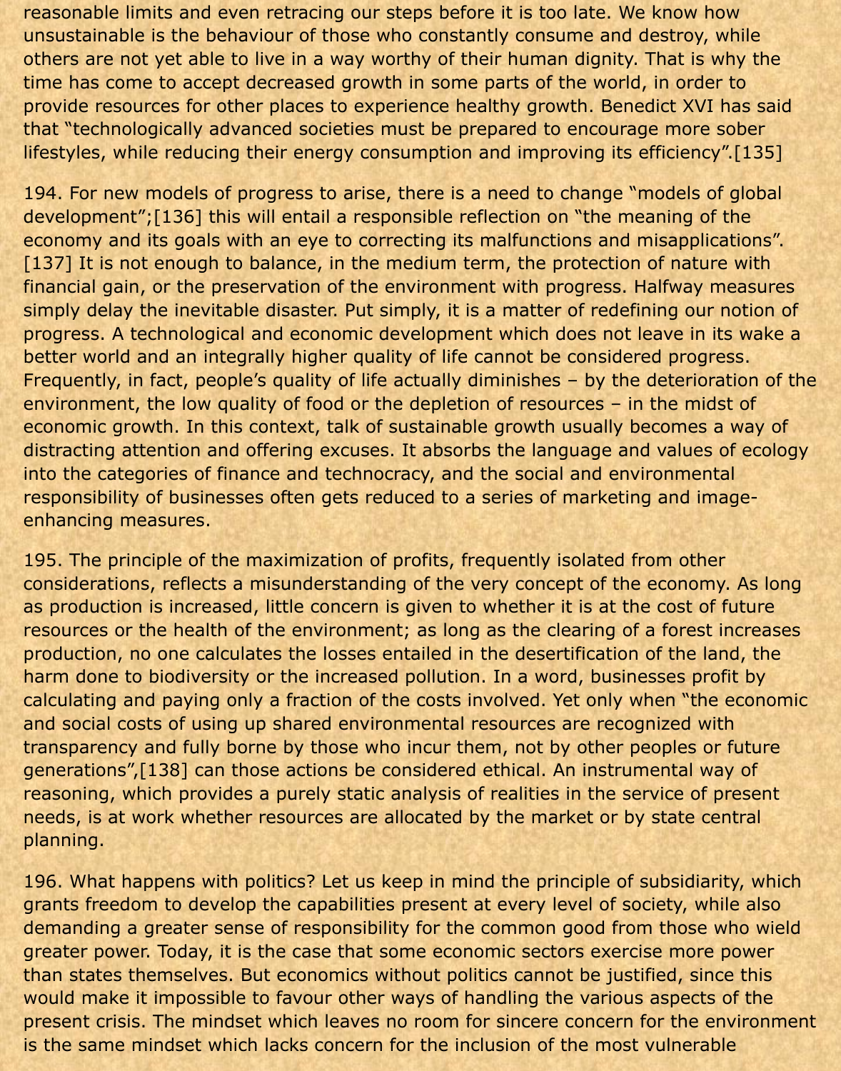reasonable limits and even retracing our steps before it is too late. We know how unsustainable is the behaviour of those who constantly consume and destroy, while others are not yet able to live in a way worthy of their human dignity. That is why the time has come to accept decreased growth in some parts of the world, in order to provide resources for other places to experience healthy growth. Benedict XVI has said that "technologically advanced societies must be prepared to encourage more sober lifestyles, while reducing their energy consumption and improving its efficiency".[135]

194. For new models of progress to arise, there is a need to change "models of global development";[136] this will entail a responsible reflection on "the meaning of the economy and its goals with an eye to correcting its malfunctions and misapplications".[137] It is not enough to balance, in the medium term, the protection of nature with financial gain, or the preservation of the environment with progress. Halfway measures simply delay the inevitable disaster. Put simply, it is a matter of redefining our notion of progress. A technological and economic development which does not leave in its wake a better world and an integrally higher quality of life cannot be considered progress. Frequently, in fact, people's quality of life actually diminishes – by the deterioration of the environment, the low quality of food or the depletion of resources – in the midst of economic growth. In this context, talk of sustainable growth usually becomes a way of distracting attention and offering excuses. It absorbs the language and values of ecology into the categories of finance and technocracy, and the social and environmental responsibility of businesses often gets reduced to a series of marketing and image-enhancing measures.

195. The principle of the maximization of profits, frequently isolated from other considerations, reflects a misunderstanding of the very concept of the economy. As long as production is increased, little concern is given to whether it is at the cost of future resources or the health of the environment; as long as the clearing of a forest increases production, no one calculates the losses entailed in the desertification of the land, the harm done to biodiversity or the increased pollution. In a word, businesses profit by calculating and paying only a fraction of the costs involved. Yet only when "the economic and social costs of using up shared environmental resources are recognized with transparency and fully borne by those who incur them, not by other peoples or future generations",[138] can those actions be considered ethical. An instrumental way of reasoning, which provides a purely static analysis of realities in the service of present needs, is at work whether resources are allocated by the market or by state central planning.

196. What happens with politics? Let us keep in mind the principle of subsidiarity, which grants freedom to develop the capabilities present at every level of society, while also demanding a greater sense of responsibility for the common good from those who wield greater power. Today, it is the case that some economic sectors exercise more power than states themselves. But economics without politics cannot be justified, since this would make it impossible to favour other ways of handling the various aspects of the present crisis. The mindset which leaves no room for sincere concern for the environment is the same mindset which lacks concern for the inclusion of the most vulnerable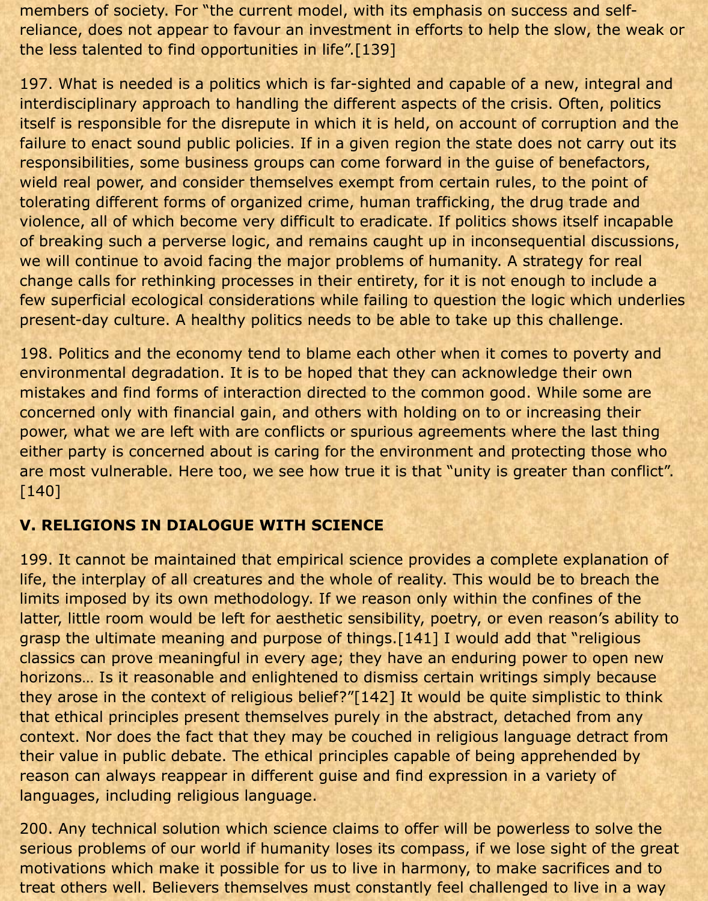members of society. For "the current model, with its emphasis on success and self-reliance, does not appear to favour an investment in efforts to help the slow, the weak or the less talented to find opportunities in life".[139]

197. What is needed is a politics which is far-sighted and capable of a new, integral and interdisciplinary approach to handling the different aspects of the crisis. Often, politics itself is responsible for the disrepute in which it is held, on account of corruption and the failure to enact sound public policies. If in a given region the state does not carry out its responsibilities, some business groups can come forward in the guise of benefactors, wield real power, and consider themselves exempt from certain rules, to the point of tolerating different forms of organized crime, human trafficking, the drug trade and violence, all of which become very difficult to eradicate. If politics shows itself incapable of breaking such a perverse logic, and remains caught up in inconsequential discussions, we will continue to avoid facing the major problems of humanity. A strategy for real change calls for rethinking processes in their entirety, for it is not enough to include a few superficial ecological considerations while failing to question the logic which underlies present-day culture. A healthy politics needs to be able to take up this challenge.

198. Politics and the economy tend to blame each other when it comes to poverty and environmental degradation. It is to be hoped that they can acknowledge their own mistakes and find forms of interaction directed to the common good. While some are concerned only with financial gain, and others with holding on to or increasing their power, what we are left with are conflicts or spurious agreements where the last thing either party is concerned about is caring for the environment and protecting those who are most vulnerable. Here too, we see how true it is that "unity is greater than conflict".[140]

## V. RELIGIONS IN DIALOGUE WITH SCIENCE

199. It cannot be maintained that empirical science provides a complete explanation of life, the interplay of all creatures and the whole of reality. This would be to breach the limits imposed by its own methodology. If we reason only within the confines of the latter, little room would be left for aesthetic sensibility, poetry, or even reason's ability to grasp the ultimate meaning and purpose of things.[141] I would add that "religious classics can prove meaningful in every age; they have an enduring power to open new horizons… Is it reasonable and enlightened to dismiss certain writings simply because they arose in the context of religious belief?"[142] It would be quite simplistic to think that ethical principles present themselves purely in the abstract, detached from any context. Nor does the fact that they may be couched in religious language detract from their value in public debate. The ethical principles capable of being apprehended by reason can always reappear in different guise and find expression in a variety of languages, including religious language.

200. Any technical solution which science claims to offer will be powerless to solve the serious problems of our world if humanity loses its compass, if we lose sight of the great motivations which make it possible for us to live in harmony, to make sacrifices and to treat others well. Believers themselves must constantly feel challenged to live in a way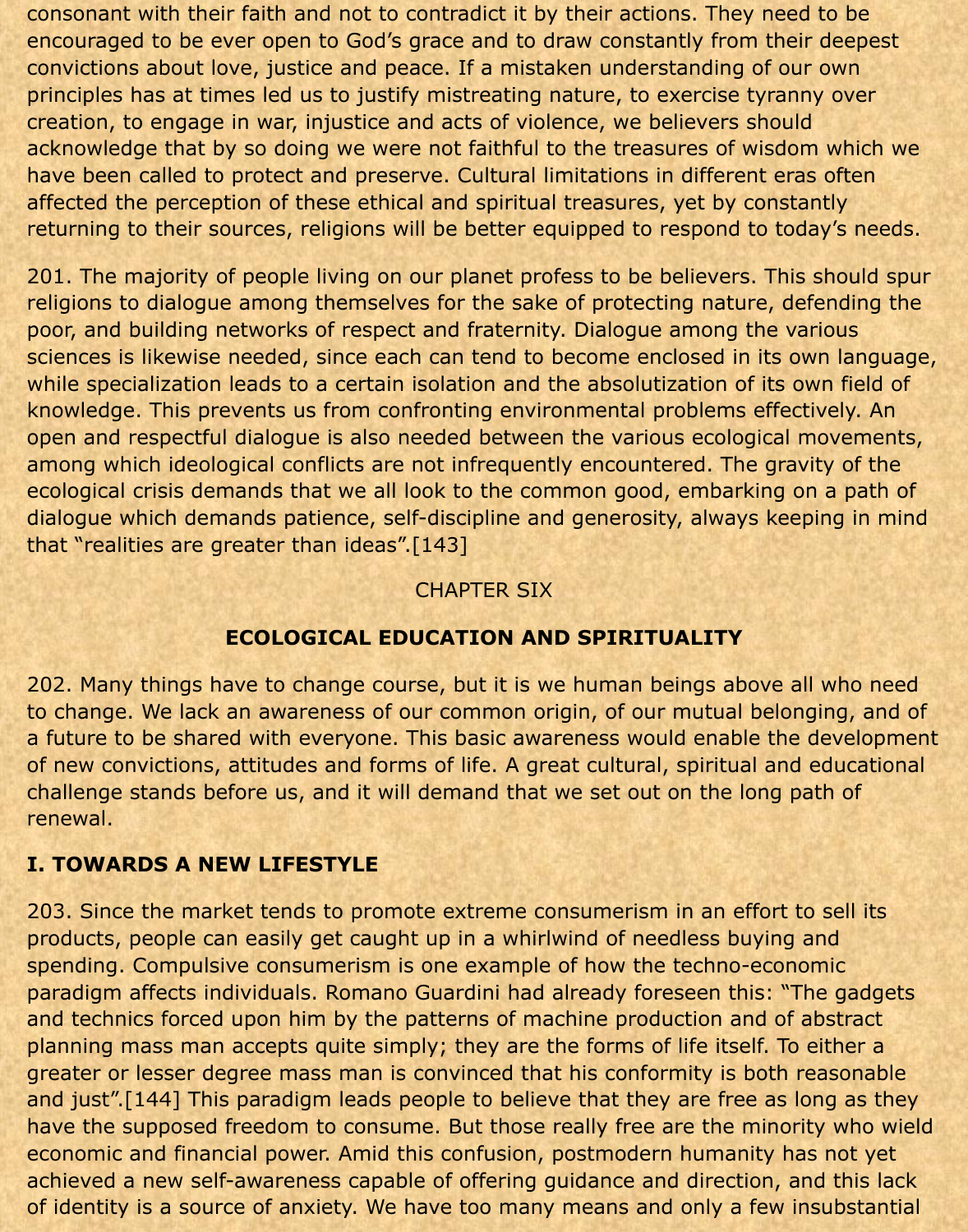consonant with their faith and not to contradict it by their actions. They need to be encouraged to be ever open to God's grace and to draw constantly from their deepest convictions about love, justice and peace. If a mistaken understanding of our own principles has at times led us to justify mistreating nature, to exercise tyranny over creation, to engage in war, injustice and acts of violence, we believers should acknowledge that by so doing we were not faithful to the treasures of wisdom which we have been called to protect and preserve. Cultural limitations in different eras often affected the perception of these ethical and spiritual treasures, yet by constantly returning to their sources, religions will be better equipped to respond to today's needs.

201. The majority of people living on our planet profess to be believers. This should spur religions to dialogue among themselves for the sake of protecting nature, defending the poor, and building networks of respect and fraternity. Dialogue among the various sciences is likewise needed, since each can tend to become enclosed in its own language, while specialization leads to a certain isolation and the absolutization of its own field of knowledge. This prevents us from confronting environmental problems effectively. An open and respectful dialogue is also needed between the various ecological movements, among which ideological conflicts are not infrequently encountered. The gravity of the ecological crisis demands that we all look to the common good, embarking on a path of dialogue which demands patience, self-discipline and generosity, always keeping in mind that "realities are greater than ideas".[143]

CHAPTER SIX

## ECOLOGICAL EDUCATION AND SPIRITUALITY

202. Many things have to change course, but it is we human beings above all who need to change. We lack an awareness of our common origin, of our mutual belonging, and of a future to be shared with everyone. This basic awareness would enable the development of new convictions, attitudes and forms of life. A great cultural, spiritual and educational challenge stands before us, and it will demand that we set out on the long path of renewal.

### I. TOWARDS A NEW LIFESTYLE

203. Since the market tends to promote extreme consumerism in an effort to sell its products, people can easily get caught up in a whirlwind of needless buying and spending. Compulsive consumerism is one example of how the techno-economic paradigm affects individuals. Romano Guardini had already foreseen this: "The gadgets and technics forced upon him by the patterns of machine production and of abstract planning mass man accepts quite simply; they are the forms of life itself. To either a greater or lesser degree mass man is convinced that his conformity is both reasonable and just".[144] This paradigm leads people to believe that they are free as long as they have the supposed freedom to consume. But those really free are the minority who wield economic and financial power. Amid this confusion, postmodern humanity has not yet achieved a new self-awareness capable of offering guidance and direction, and this lack of identity is a source of anxiety. We have too many means and only a few insubstantial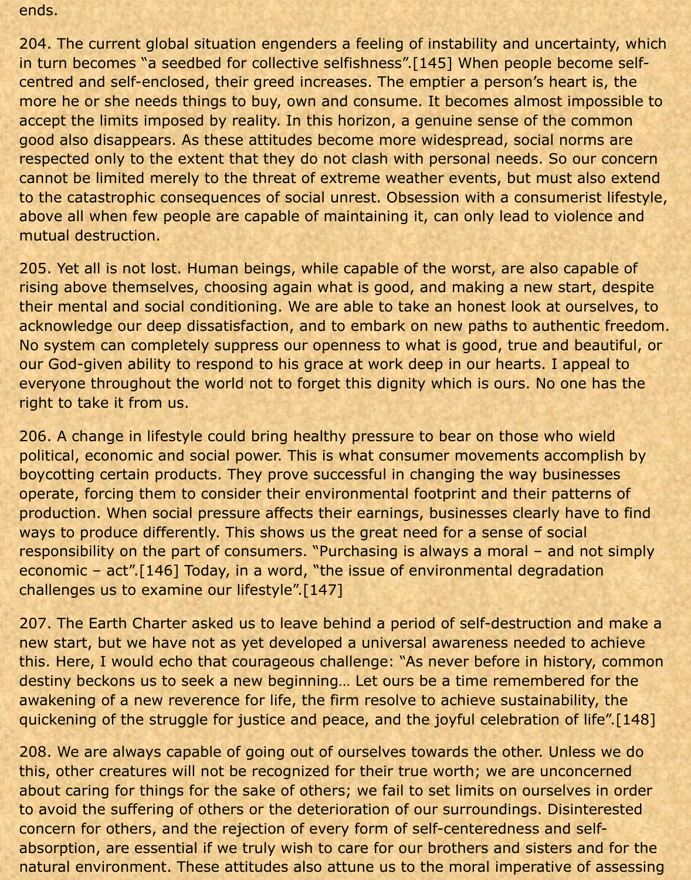ends.

204. The current global situation engenders a feeling of instability and uncertainty, which in turn becomes "a seedbed for collective selfishness".[145] When people become self-centred and self-enclosed, their greed increases. The emptier a person's heart is, the more he or she needs things to buy, own and consume. It becomes almost impossible to accept the limits imposed by reality. In this horizon, a genuine sense of the common good also disappears. As these attitudes become more widespread, social norms are respected only to the extent that they do not clash with personal needs. So our concern cannot be limited merely to the threat of extreme weather events, but must also extend to the catastrophic consequences of social unrest. Obsession with a consumerist lifestyle, above all when few people are capable of maintaining it, can only lead to violence and mutual destruction.

205. Yet all is not lost. Human beings, while capable of the worst, are also capable of rising above themselves, choosing again what is good, and making a new start, despite their mental and social conditioning. We are able to take an honest look at ourselves, to acknowledge our deep dissatisfaction, and to embark on new paths to authentic freedom. No system can completely suppress our openness to what is good, true and beautiful, or our God-given ability to respond to his grace at work deep in our hearts. I appeal to everyone throughout the world not to forget this dignity which is ours. No one has the right to take it from us.

206. A change in lifestyle could bring healthy pressure to bear on those who wield political, economic and social power. This is what consumer movements accomplish by boycotting certain products. They prove successful in changing the way businesses operate, forcing them to consider their environmental footprint and their patterns of production. When social pressure affects their earnings, businesses clearly have to find ways to produce differently. This shows us the great need for a sense of social responsibility on the part of consumers. "Purchasing is always a moral – and not simply economic – act".[146] Today, in a word, "the issue of environmental degradation challenges us to examine our lifestyle".[147]

207. The Earth Charter asked us to leave behind a period of self-destruction and make a new start, but we have not as yet developed a universal awareness needed to achieve this. Here, I would echo that courageous challenge: "As never before in history, common destiny beckons us to seek a new beginning… Let ours be a time remembered for the awakening of a new reverence for life, the firm resolve to achieve sustainability, the quickening of the struggle for justice and peace, and the joyful celebration of life".[148]

208. We are always capable of going out of ourselves towards the other. Unless we do this, other creatures will not be recognized for their true worth; we are unconcerned about caring for things for the sake of others; we fail to set limits on ourselves in order to avoid the suffering of others or the deterioration of our surroundings. Disinterested concern for others, and the rejection of every form of self-centeredness and self-absorption, are essential if we truly wish to care for our brothers and sisters and for the natural environment. These attitudes also attune us to the moral imperative of assessing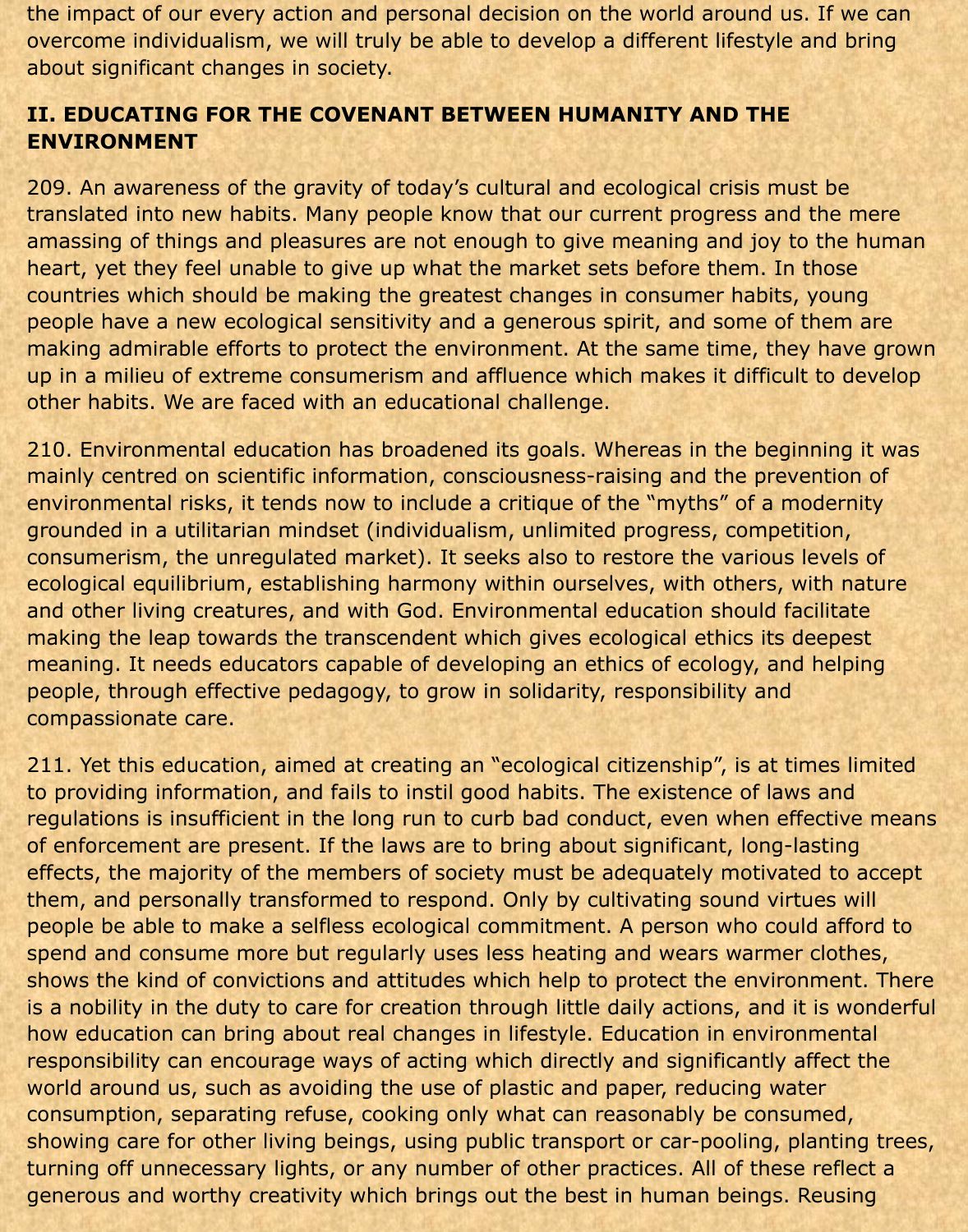the impact of our every action and personal decision on the world around us. If we can overcome individualism, we will truly be able to develop a different lifestyle and bring about significant changes in society.

## II. EDUCATING FOR THE COVENANT BETWEEN HUMANITY AND THE ENVIRONMENT

209. An awareness of the gravity of today's cultural and ecological crisis must be translated into new habits. Many people know that our current progress and the mere amassing of things and pleasures are not enough to give meaning and joy to the human heart, yet they feel unable to give up what the market sets before them. In those countries which should be making the greatest changes in consumer habits, young people have a new ecological sensitivity and a generous spirit, and some of them are making admirable efforts to protect the environment. At the same time, they have grown up in a milieu of extreme consumerism and affluence which makes it difficult to develop other habits. We are faced with an educational challenge.

210. Environmental education has broadened its goals. Whereas in the beginning it was mainly centred on scientific information, consciousness-raising and the prevention of environmental risks, it tends now to include a critique of the "myths" of a modernity grounded in a utilitarian mindset (individualism, unlimited progress, competition, consumerism, the unregulated market). It seeks also to restore the various levels of ecological equilibrium, establishing harmony within ourselves, with others, with nature and other living creatures, and with God. Environmental education should facilitate making the leap towards the transcendent which gives ecological ethics its deepest meaning. It needs educators capable of developing an ethics of ecology, and helping people, through effective pedagogy, to grow in solidarity, responsibility and compassionate care.

211. Yet this education, aimed at creating an "ecological citizenship", is at times limited to providing information, and fails to instil good habits. The existence of laws and regulations is insufficient in the long run to curb bad conduct, even when effective means of enforcement are present. If the laws are to bring about significant, long-lasting effects, the majority of the members of society must be adequately motivated to accept them, and personally transformed to respond. Only by cultivating sound virtues will people be able to make a selfless ecological commitment. A person who could afford to spend and consume more but regularly uses less heating and wears warmer clothes, shows the kind of convictions and attitudes which help to protect the environment. There is a nobility in the duty to care for creation through little daily actions, and it is wonderful how education can bring about real changes in lifestyle. Education in environmental responsibility can encourage ways of acting which directly and significantly affect the world around us, such as avoiding the use of plastic and paper, reducing water consumption, separating refuse, cooking only what can reasonably be consumed, showing care for other living beings, using public transport or car-pooling, planting trees, turning off unnecessary lights, or any number of other practices. All of these reflect a generous and worthy creativity which brings out the best in human beings. Reusing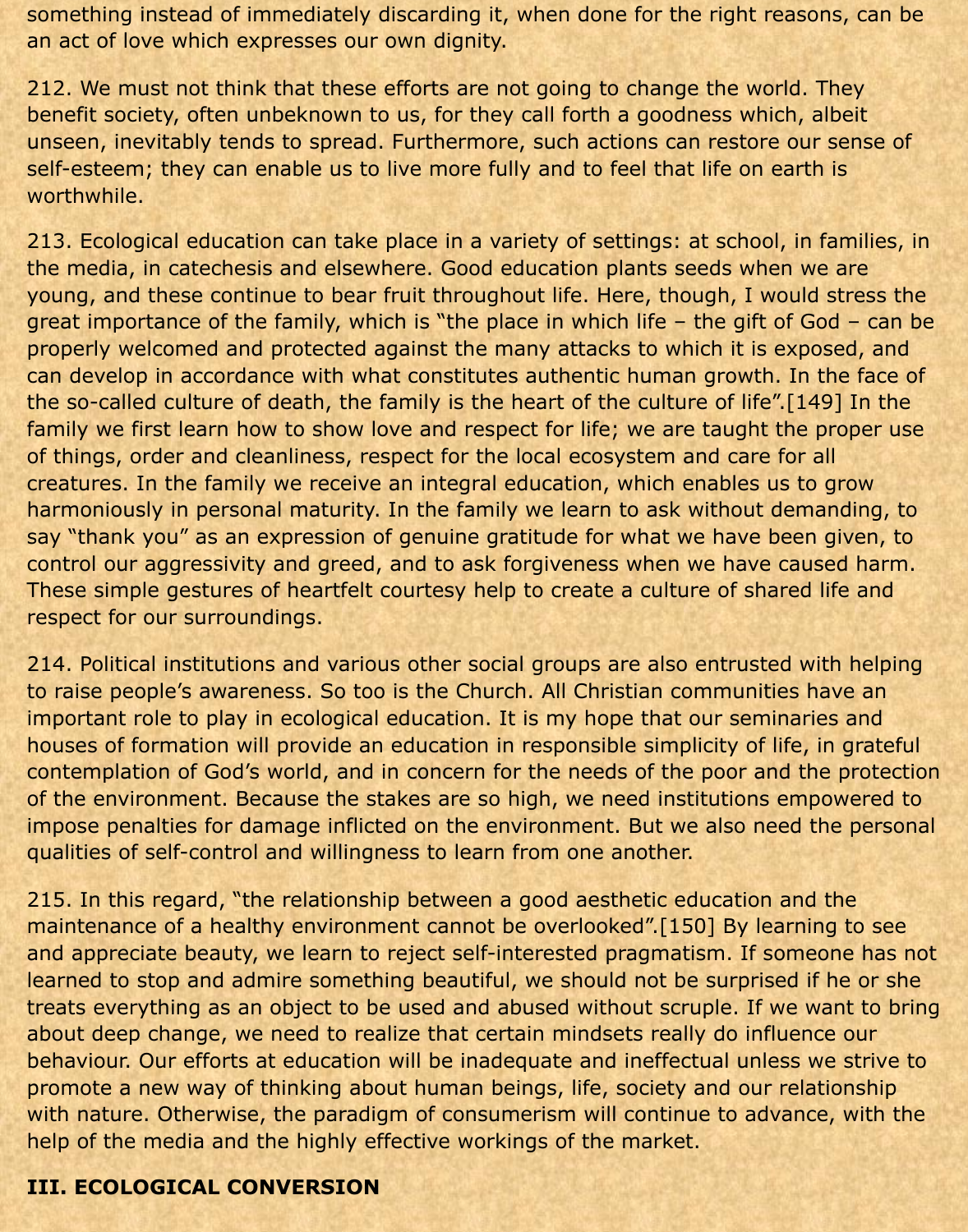something instead of immediately discarding it, when done for the right reasons, can be an act of love which expresses our own dignity.

212. We must not think that these efforts are not going to change the world. They benefit society, often unbeknown to us, for they call forth a goodness which, albeit unseen, inevitably tends to spread. Furthermore, such actions can restore our sense of self-esteem; they can enable us to live more fully and to feel that life on earth is worthwhile.

213. Ecological education can take place in a variety of settings: at school, in families, in the media, in catechesis and elsewhere. Good education plants seeds when we are young, and these continue to bear fruit throughout life. Here, though, I would stress the great importance of the family, which is "the place in which life – the gift of God – can be properly welcomed and protected against the many attacks to which it is exposed, and can develop in accordance with what constitutes authentic human growth. In the face of the so-called culture of death, the family is the heart of the culture of life".[149] In the family we first learn how to show love and respect for life; we are taught the proper use of things, order and cleanliness, respect for the local ecosystem and care for all creatures. In the family we receive an integral education, which enables us to grow harmoniously in personal maturity. In the family we learn to ask without demanding, to say "thank you" as an expression of genuine gratitude for what we have been given, to control our aggressivity and greed, and to ask forgiveness when we have caused harm. These simple gestures of heartfelt courtesy help to create a culture of shared life and respect for our surroundings.

214. Political institutions and various other social groups are also entrusted with helping to raise people's awareness. So too is the Church. All Christian communities have an important role to play in ecological education. It is my hope that our seminaries and houses of formation will provide an education in responsible simplicity of life, in grateful contemplation of God's world, and in concern for the needs of the poor and the protection of the environment. Because the stakes are so high, we need institutions empowered to impose penalties for damage inflicted on the environment. But we also need the personal qualities of self-control and willingness to learn from one another.

215. In this regard, "the relationship between a good aesthetic education and the maintenance of a healthy environment cannot be overlooked".[150] By learning to see and appreciate beauty, we learn to reject self-interested pragmatism. If someone has not learned to stop and admire something beautiful, we should not be surprised if he or she treats everything as an object to be used and abused without scruple. If we want to bring about deep change, we need to realize that certain mindsets really do influence our behaviour. Our efforts at education will be inadequate and ineffectual unless we strive to promote a new way of thinking about human beings, life, society and our relationship with nature. Otherwise, the paradigm of consumerism will continue to advance, with the help of the media and the highly effective workings of the market.

## III. ECOLOGICAL CONVERSION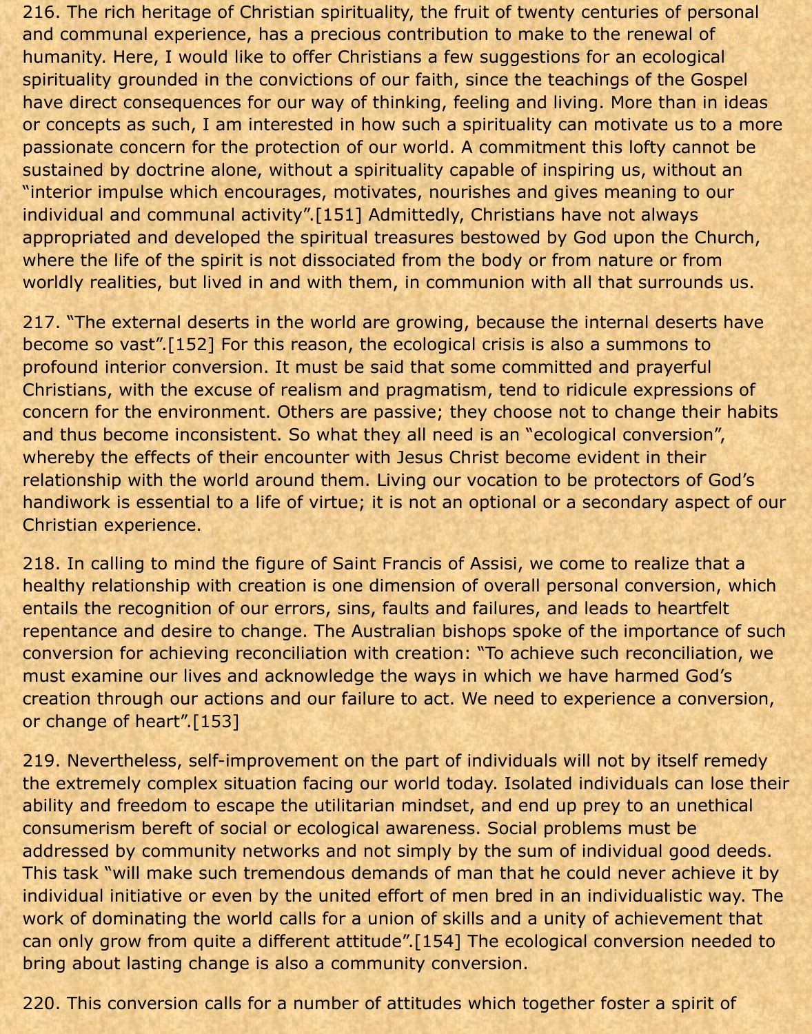216. The rich heritage of Christian spirituality, the fruit of twenty centuries of personal and communal experience, has a precious contribution to make to the renewal of humanity. Here, I would like to offer Christians a few suggestions for an ecological spirituality grounded in the convictions of our faith, since the teachings of the Gospel have direct consequences for our way of thinking, feeling and living. More than in ideas or concepts as such, I am interested in how such a spirituality can motivate us to a more passionate concern for the protection of our world. A commitment this lofty cannot be sustained by doctrine alone, without a spirituality capable of inspiring us, without an "interior impulse which encourages, motivates, nourishes and gives meaning to our individual and communal activity".[151] Admittedly, Christians have not always appropriated and developed the spiritual treasures bestowed by God upon the Church, where the life of the spirit is not dissociated from the body or from nature or from worldly realities, but lived in and with them, in communion with all that surrounds us.

217. "The external deserts in the world are growing, because the internal deserts have become so vast".[152] For this reason, the ecological crisis is also a summons to profound interior conversion. It must be said that some committed and prayerful Christians, with the excuse of realism and pragmatism, tend to ridicule expressions of concern for the environment. Others are passive; they choose not to change their habits and thus become inconsistent. So what they all need is an "ecological conversion", whereby the effects of their encounter with Jesus Christ become evident in their relationship with the world around them. Living our vocation to be protectors of God's handiwork is essential to a life of virtue; it is not an optional or a secondary aspect of our Christian experience.

218. In calling to mind the figure of Saint Francis of Assisi, we come to realize that a healthy relationship with creation is one dimension of overall personal conversion, which entails the recognition of our errors, sins, faults and failures, and leads to heartfelt repentance and desire to change. The Australian bishops spoke of the importance of such conversion for achieving reconciliation with creation: "To achieve such reconciliation, we must examine our lives and acknowledge the ways in which we have harmed God's creation through our actions and our failure to act. We need to experience a conversion, or change of heart".[153]

219. Nevertheless, self-improvement on the part of individuals will not by itself remedy the extremely complex situation facing our world today. Isolated individuals can lose their ability and freedom to escape the utilitarian mindset, and end up prey to an unethical consumerism bereft of social or ecological awareness. Social problems must be addressed by community networks and not simply by the sum of individual good deeds. This task "will make such tremendous demands of man that he could never achieve it by individual initiative or even by the united effort of men bred in an individualistic way. The work of dominating the world calls for a union of skills and a unity of achievement that can only grow from quite a different attitude".[154] The ecological conversion needed to bring about lasting change is also a community conversion.

220. This conversion calls for a number of attitudes which together foster a spirit of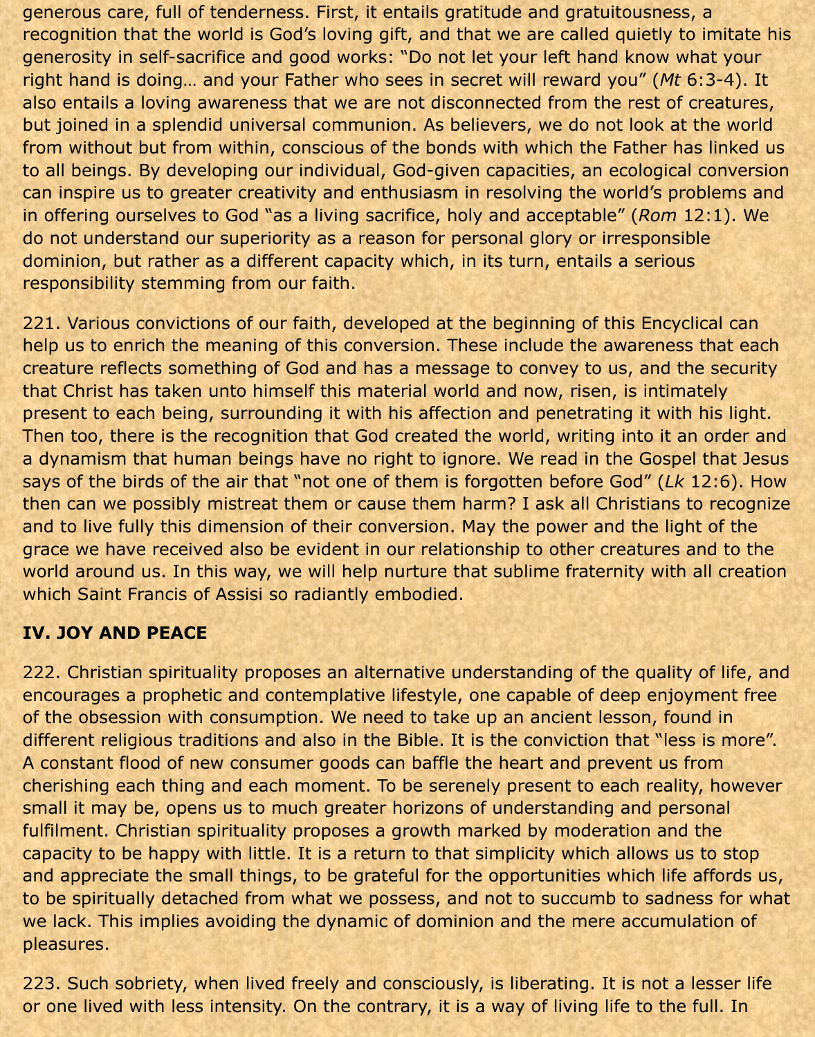generous care, full of tenderness. First, it entails gratitude and gratuitousness, a recognition that the world is God's loving gift, and that we are called quietly to imitate his generosity in self-sacrifice and good works: "Do not let your left hand know what your right hand is doing… and your Father who sees in secret will reward you" (*Mt* 6:3-4). It also entails a loving awareness that we are not disconnected from the rest of creatures, but joined in a splendid universal communion. As believers, we do not look at the world from without but from within, conscious of the bonds with which the Father has linked us to all beings. By developing our individual, God-given capacities, an ecological conversion can inspire us to greater creativity and enthusiasm in resolving the world's problems and in offering ourselves to God "as a living sacrifice, holy and acceptable" (*Rom* 12:1). We do not understand our superiority as a reason for personal glory or irresponsible dominion, but rather as a different capacity which, in its turn, entails a serious responsibility stemming from our faith.

221. Various convictions of our faith, developed at the beginning of this Encyclical can help us to enrich the meaning of this conversion. These include the awareness that each creature reflects something of God and has a message to convey to us, and the security that Christ has taken unto himself this material world and now, risen, is intimately present to each being, surrounding it with his affection and penetrating it with his light. Then too, there is the recognition that God created the world, writing into it an order and a dynamism that human beings have no right to ignore. We read in the Gospel that Jesus says of the birds of the air that "not one of them is forgotten before God" (*Lk* 12:6). How then can we possibly mistreat them or cause them harm? I ask all Christians to recognize and to live fully this dimension of their conversion. May the power and the light of the grace we have received also be evident in our relationship to other creatures and to the world around us. In this way, we will help nurture that sublime fraternity with all creation which Saint Francis of Assisi so radiantly embodied.

## IV. JOY AND PEACE

222. Christian spirituality proposes an alternative understanding of the quality of life, and encourages a prophetic and contemplative lifestyle, one capable of deep enjoyment free of the obsession with consumption. We need to take up an ancient lesson, found in different religious traditions and also in the Bible. It is the conviction that "less is more". A constant flood of new consumer goods can baffle the heart and prevent us from cherishing each thing and each moment. To be serenely present to each reality, however small it may be, opens us to much greater horizons of understanding and personal fulfilment. Christian spirituality proposes a growth marked by moderation and the capacity to be happy with little. It is a return to that simplicity which allows us to stop and appreciate the small things, to be grateful for the opportunities which life affords us, to be spiritually detached from what we possess, and not to succumb to sadness for what we lack. This implies avoiding the dynamic of dominion and the mere accumulation of pleasures.

223. Such sobriety, when lived freely and consciously, is liberating. It is not a lesser life or one lived with less intensity. On the contrary, it is a way of living life to the full. In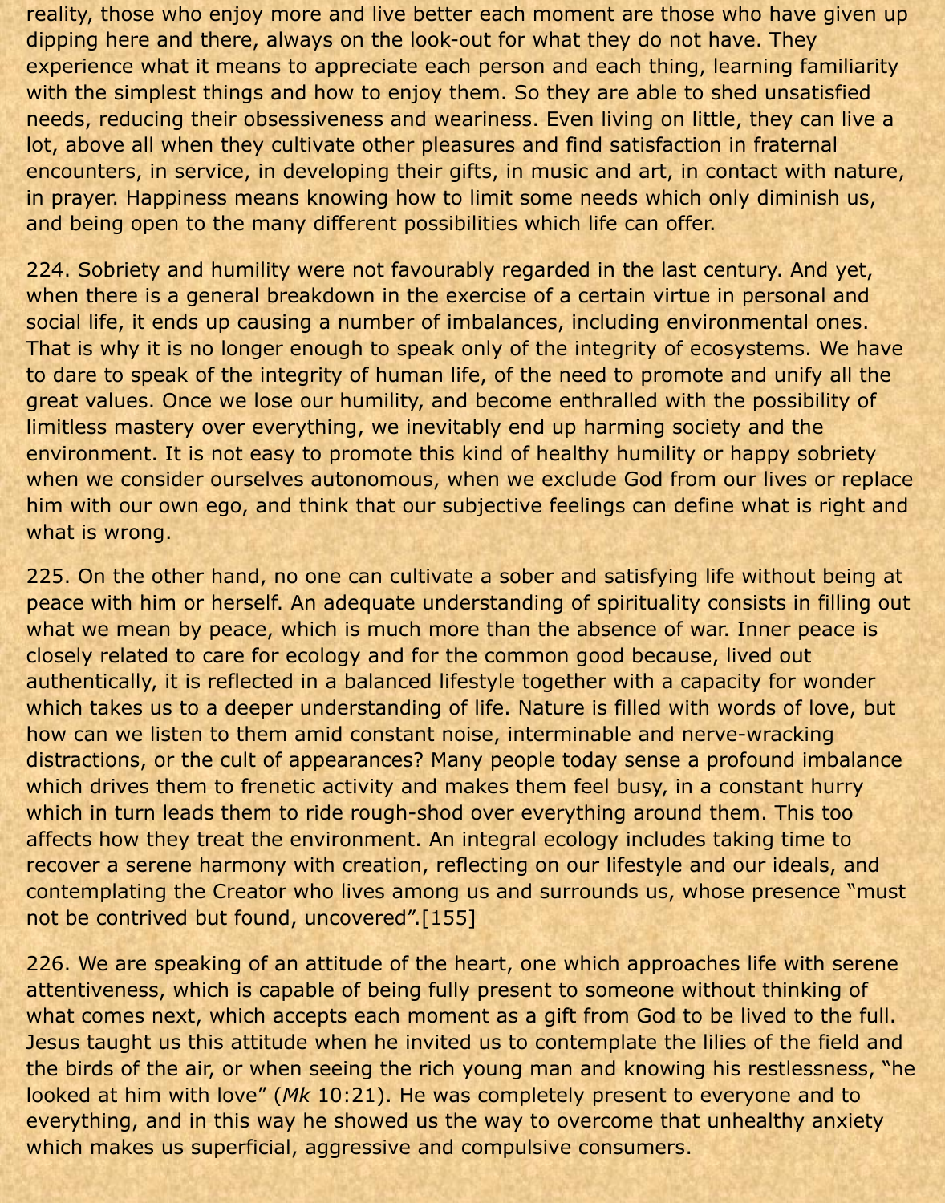reality, those who enjoy more and live better each moment are those who have given up dipping here and there, always on the look-out for what they do not have. They experience what it means to appreciate each person and each thing, learning familiarity with the simplest things and how to enjoy them. So they are able to shed unsatisfied needs, reducing their obsessiveness and weariness. Even living on little, they can live a lot, above all when they cultivate other pleasures and find satisfaction in fraternal encounters, in service, in developing their gifts, in music and art, in contact with nature, in prayer. Happiness means knowing how to limit some needs which only diminish us, and being open to the many different possibilities which life can offer.

224. Sobriety and humility were not favourably regarded in the last century. And yet, when there is a general breakdown in the exercise of a certain virtue in personal and social life, it ends up causing a number of imbalances, including environmental ones. That is why it is no longer enough to speak only of the integrity of ecosystems. We have to dare to speak of the integrity of human life, of the need to promote and unify all the great values. Once we lose our humility, and become enthralled with the possibility of limitless mastery over everything, we inevitably end up harming society and the environment. It is not easy to promote this kind of healthy humility or happy sobriety when we consider ourselves autonomous, when we exclude God from our lives or replace him with our own ego, and think that our subjective feelings can define what is right and what is wrong.

225. On the other hand, no one can cultivate a sober and satisfying life without being at peace with him or herself. An adequate understanding of spirituality consists in filling out what we mean by peace, which is much more than the absence of war. Inner peace is closely related to care for ecology and for the common good because, lived out authentically, it is reflected in a balanced lifestyle together with a capacity for wonder which takes us to a deeper understanding of life. Nature is filled with words of love, but how can we listen to them amid constant noise, interminable and nerve-wracking distractions, or the cult of appearances? Many people today sense a profound imbalance which drives them to frenetic activity and makes them feel busy, in a constant hurry which in turn leads them to ride rough-shod over everything around them. This too affects how they treat the environment. An integral ecology includes taking time to recover a serene harmony with creation, reflecting on our lifestyle and our ideals, and contemplating the Creator who lives among us and surrounds us, whose presence "must not be contrived but found, uncovered".[155]

226. We are speaking of an attitude of the heart, one which approaches life with serene attentiveness, which is capable of being fully present to someone without thinking of what comes next, which accepts each moment as a gift from God to be lived to the full. Jesus taught us this attitude when he invited us to contemplate the lilies of the field and the birds of the air, or when seeing the rich young man and knowing his restlessness, "he looked at him with love" (*Mk* 10:21). He was completely present to everyone and to everything, and in this way he showed us the way to overcome that unhealthy anxiety which makes us superficial, aggressive and compulsive consumers.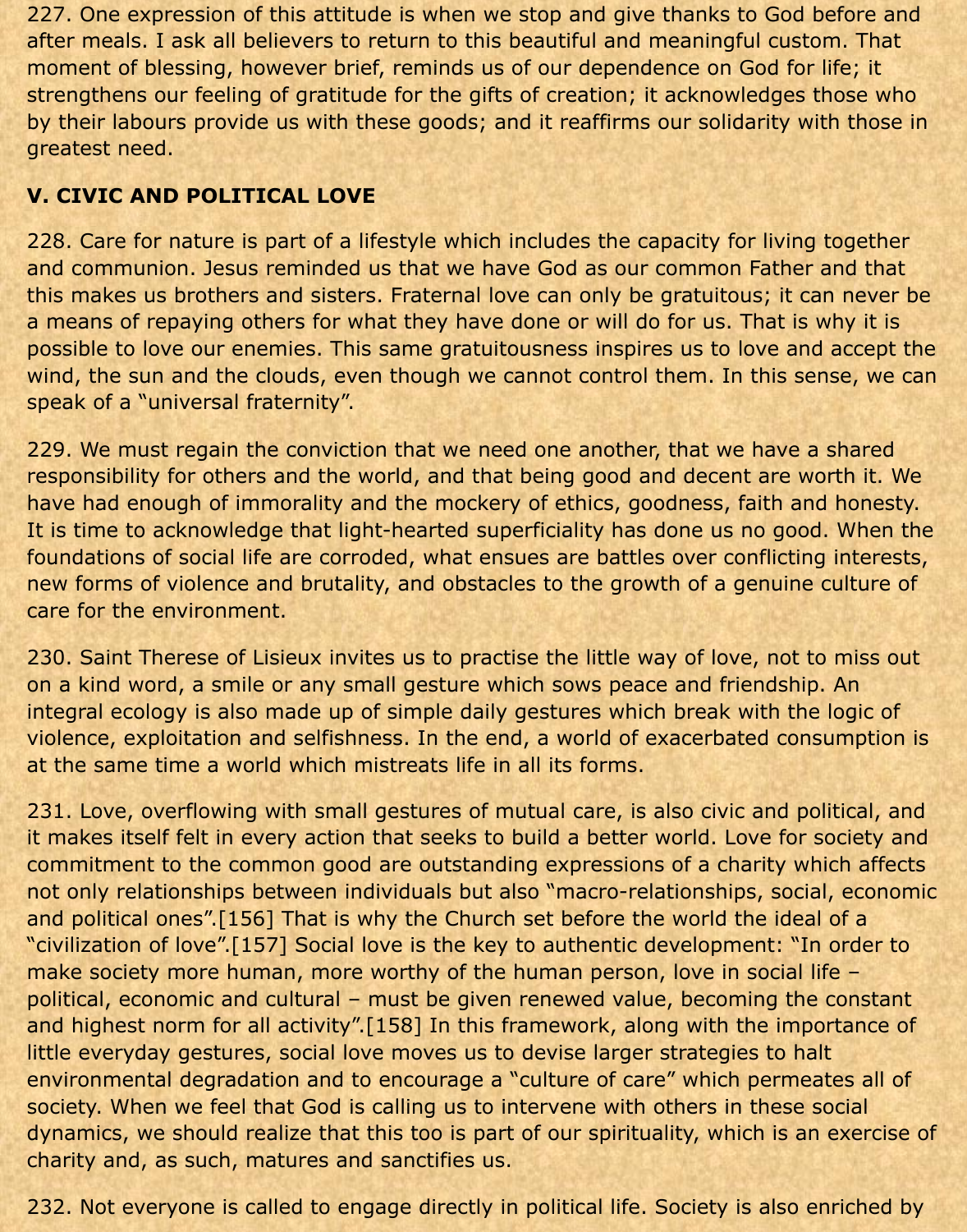227. One expression of this attitude is when we stop and give thanks to God before and after meals. I ask all believers to return to this beautiful and meaningful custom. That moment of blessing, however brief, reminds us of our dependence on God for life; it strengthens our feeling of gratitude for the gifts of creation; it acknowledges those who by their labours provide us with these goods; and it reaffirms our solidarity with those in greatest need.

## V. CIVIC AND POLITICAL LOVE

228. Care for nature is part of a lifestyle which includes the capacity for living together and communion. Jesus reminded us that we have God as our common Father and that this makes us brothers and sisters. Fraternal love can only be gratuitous; it can never be a means of repaying others for what they have done or will do for us. That is why it is possible to love our enemies. This same gratuitousness inspires us to love and accept the wind, the sun and the clouds, even though we cannot control them. In this sense, we can speak of a "universal fraternity".

229. We must regain the conviction that we need one another, that we have a shared responsibility for others and the world, and that being good and decent are worth it. We have had enough of immorality and the mockery of ethics, goodness, faith and honesty. It is time to acknowledge that light-hearted superficiality has done us no good. When the foundations of social life are corroded, what ensues are battles over conflicting interests, new forms of violence and brutality, and obstacles to the growth of a genuine culture of care for the environment.

230. Saint Therese of Lisieux invites us to practise the little way of love, not to miss out on a kind word, a smile or any small gesture which sows peace and friendship. An integral ecology is also made up of simple daily gestures which break with the logic of violence, exploitation and selfishness. In the end, a world of exacerbated consumption is at the same time a world which mistreats life in all its forms.

231. Love, overflowing with small gestures of mutual care, is also civic and political, and it makes itself felt in every action that seeks to build a better world. Love for society and commitment to the common good are outstanding expressions of a charity which affects not only relationships between individuals but also "macro-relationships, social, economic and political ones".[156] That is why the Church set before the world the ideal of a "civilization of love".[157] Social love is the key to authentic development: "In order to make society more human, more worthy of the human person, love in social life – political, economic and cultural – must be given renewed value, becoming the constant and highest norm for all activity".[158] In this framework, along with the importance of little everyday gestures, social love moves us to devise larger strategies to halt environmental degradation and to encourage a "culture of care" which permeates all of society. When we feel that God is calling us to intervene with others in these social dynamics, we should realize that this too is part of our spirituality, which is an exercise of charity and, as such, matures and sanctifies us.

232. Not everyone is called to engage directly in political life. Society is also enriched by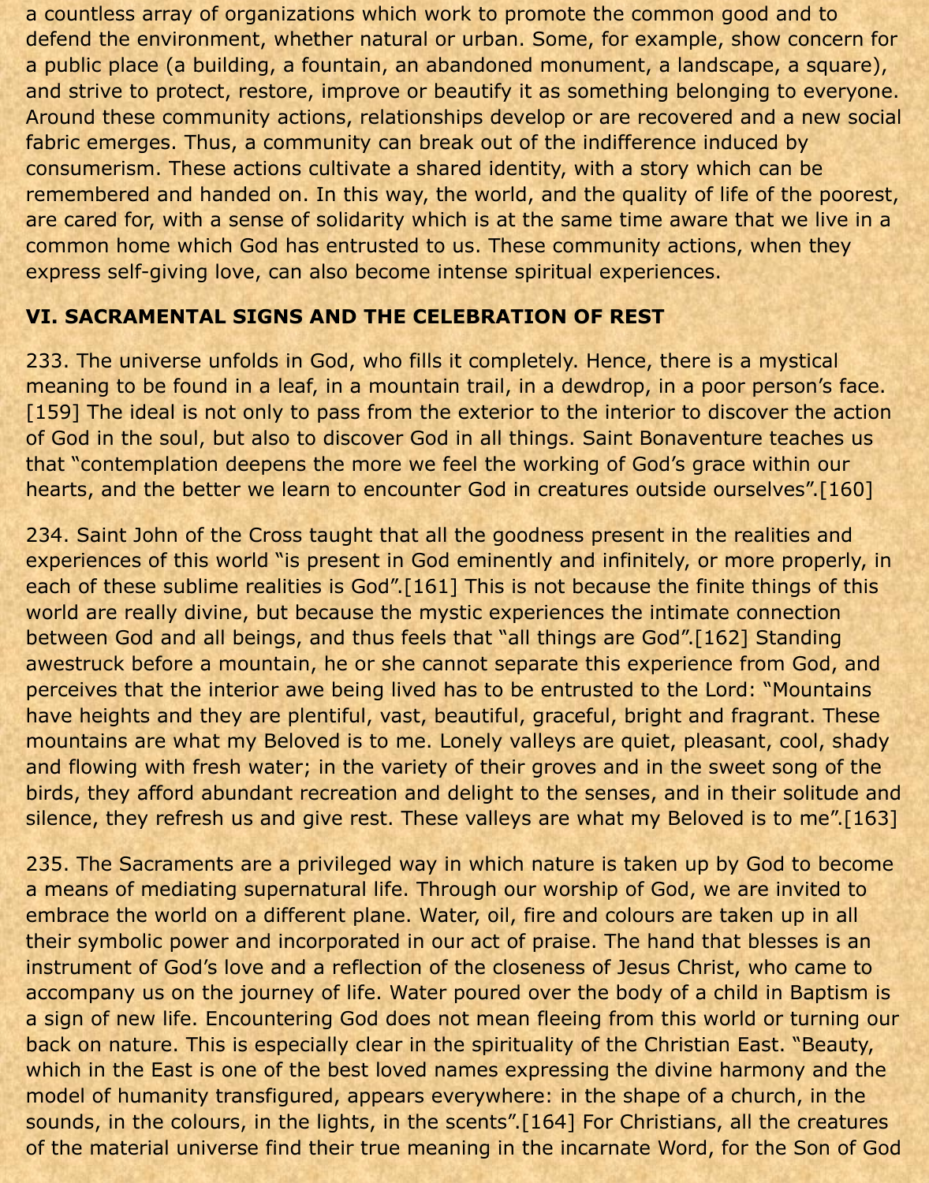a countless array of organizations which work to promote the common good and to defend the environment, whether natural or urban. Some, for example, show concern for a public place (a building, a fountain, an abandoned monument, a landscape, a square), and strive to protect, restore, improve or beautify it as something belonging to everyone. Around these community actions, relationships develop or are recovered and a new social fabric emerges. Thus, a community can break out of the indifference induced by consumerism. These actions cultivate a shared identity, with a story which can be remembered and handed on. In this way, the world, and the quality of life of the poorest, are cared for, with a sense of solidarity which is at the same time aware that we live in a common home which God has entrusted to us. These community actions, when they express self-giving love, can also become intense spiritual experiences.

## VI. SACRAMENTAL SIGNS AND THE CELEBRATION OF REST

233. The universe unfolds in God, who fills it completely. Hence, there is a mystical meaning to be found in a leaf, in a mountain trail, in a dewdrop, in a poor person's face.[159] The ideal is not only to pass from the exterior to the interior to discover the action of God in the soul, but also to discover God in all things. Saint Bonaventure teaches us that "contemplation deepens the more we feel the working of God's grace within our hearts, and the better we learn to encounter God in creatures outside ourselves".[160]

234. Saint John of the Cross taught that all the goodness present in the realities and experiences of this world "is present in God eminently and infinitely, or more properly, in each of these sublime realities is God".[161] This is not because the finite things of this world are really divine, but because the mystic experiences the intimate connection between God and all beings, and thus feels that "all things are God".[162] Standing awestruck before a mountain, he or she cannot separate this experience from God, and perceives that the interior awe being lived has to be entrusted to the Lord: "Mountains have heights and they are plentiful, vast, beautiful, graceful, bright and fragrant. These mountains are what my Beloved is to me. Lonely valleys are quiet, pleasant, cool, shady and flowing with fresh water; in the variety of their groves and in the sweet song of the birds, they afford abundant recreation and delight to the senses, and in their solitude and silence, they refresh us and give rest. These valleys are what my Beloved is to me".[163]

235. The Sacraments are a privileged way in which nature is taken up by God to become a means of mediating supernatural life. Through our worship of God, we are invited to embrace the world on a different plane. Water, oil, fire and colours are taken up in all their symbolic power and incorporated in our act of praise. The hand that blesses is an instrument of God's love and a reflection of the closeness of Jesus Christ, who came to accompany us on the journey of life. Water poured over the body of a child in Baptism is a sign of new life. Encountering God does not mean fleeing from this world or turning our back on nature. This is especially clear in the spirituality of the Christian East. "Beauty, which in the East is one of the best loved names expressing the divine harmony and the model of humanity transfigured, appears everywhere: in the shape of a church, in the sounds, in the colours, in the lights, in the scents".[164] For Christians, all the creatures of the material universe find their true meaning in the incarnate Word, for the Son of God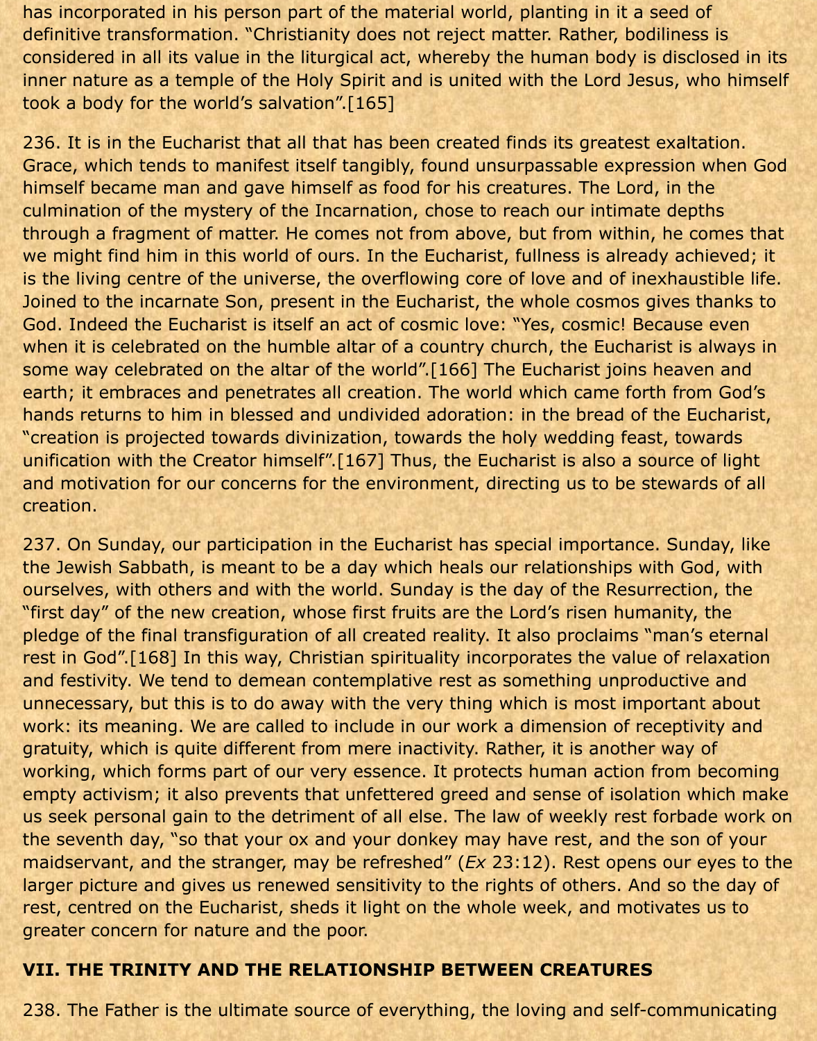has incorporated in his person part of the material world, planting in it a seed of definitive transformation. "Christianity does not reject matter. Rather, bodiliness is considered in all its value in the liturgical act, whereby the human body is disclosed in its inner nature as a temple of the Holy Spirit and is united with the Lord Jesus, who himself took a body for the world's salvation".[165]

236. It is in the Eucharist that all that has been created finds its greatest exaltation. Grace, which tends to manifest itself tangibly, found unsurpassable expression when God himself became man and gave himself as food for his creatures. The Lord, in the culmination of the mystery of the Incarnation, chose to reach our intimate depths through a fragment of matter. He comes not from above, but from within, he comes that we might find him in this world of ours. In the Eucharist, fullness is already achieved; it is the living centre of the universe, the overflowing core of love and of inexhaustible life. Joined to the incarnate Son, present in the Eucharist, the whole cosmos gives thanks to God. Indeed the Eucharist is itself an act of cosmic love: "Yes, cosmic! Because even when it is celebrated on the humble altar of a country church, the Eucharist is always in some way celebrated on the altar of the world".[166] The Eucharist joins heaven and earth; it embraces and penetrates all creation. The world which came forth from God's hands returns to him in blessed and undivided adoration: in the bread of the Eucharist, "creation is projected towards divinization, towards the holy wedding feast, towards unification with the Creator himself".[167] Thus, the Eucharist is also a source of light and motivation for our concerns for the environment, directing us to be stewards of all creation.

237. On Sunday, our participation in the Eucharist has special importance. Sunday, like the Jewish Sabbath, is meant to be a day which heals our relationships with God, with ourselves, with others and with the world. Sunday is the day of the Resurrection, the "first day" of the new creation, whose first fruits are the Lord's risen humanity, the pledge of the final transfiguration of all created reality. It also proclaims "man's eternal rest in God".[168] In this way, Christian spirituality incorporates the value of relaxation and festivity. We tend to demean contemplative rest as something unproductive and unnecessary, but this is to do away with the very thing which is most important about work: its meaning. We are called to include in our work a dimension of receptivity and gratuity, which is quite different from mere inactivity. Rather, it is another way of working, which forms part of our very essence. It protects human action from becoming empty activism; it also prevents that unfettered greed and sense of isolation which make us seek personal gain to the detriment of all else. The law of weekly rest forbade work on the seventh day, "so that your ox and your donkey may have rest, and the son of your maidservant, and the stranger, may be refreshed" (*Ex* 23:12). Rest opens our eyes to the larger picture and gives us renewed sensitivity to the rights of others. And so the day of rest, centred on the Eucharist, sheds it light on the whole week, and motivates us to greater concern for nature and the poor.

## VII. THE TRINITY AND THE RELATIONSHIP BETWEEN CREATURES

238. The Father is the ultimate source of everything, the loving and self-communicating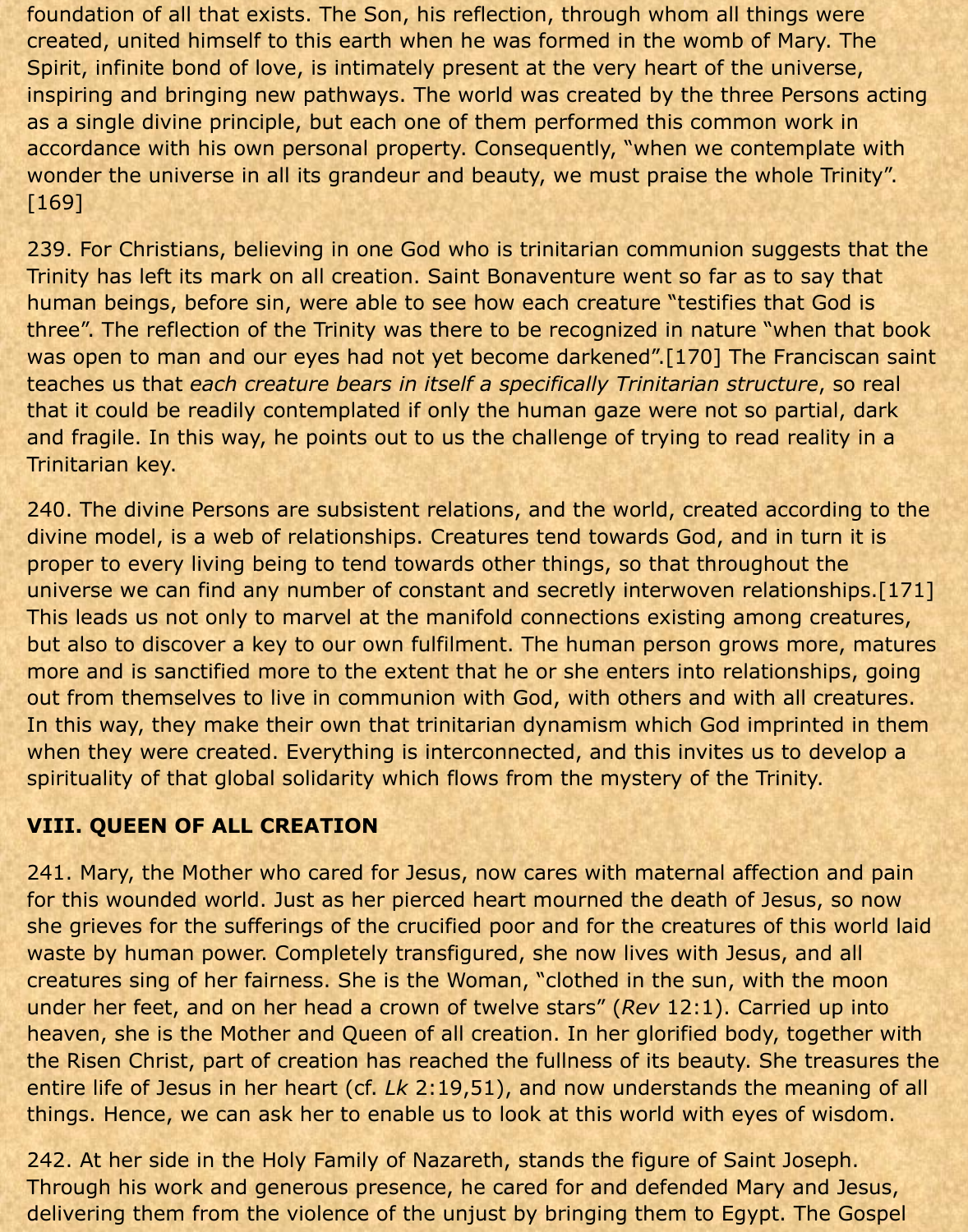foundation of all that exists. The Son, his reflection, through whom all things were created, united himself to this earth when he was formed in the womb of Mary. The Spirit, infinite bond of love, is intimately present at the very heart of the universe, inspiring and bringing new pathways. The world was created by the three Persons acting as a single divine principle, but each one of them performed this common work in accordance with his own personal property. Consequently, "when we contemplate with wonder the universe in all its grandeur and beauty, we must praise the whole Trinity". [169]

239. For Christians, believing in one God who is trinitarian communion suggests that the Trinity has left its mark on all creation. Saint Bonaventure went so far as to say that human beings, before sin, were able to see how each creature "testifies that God is three". The reflection of the Trinity was there to be recognized in nature "when that book was open to man and our eyes had not yet become darkened".[170] The Franciscan saint teaches us that *each creature bears in itself a specifically Trinitarian structure*, so real that it could be readily contemplated if only the human gaze were not so partial, dark and fragile. In this way, he points out to us the challenge of trying to read reality in a Trinitarian key.

240. The divine Persons are subsistent relations, and the world, created according to the divine model, is a web of relationships. Creatures tend towards God, and in turn it is proper to every living being to tend towards other things, so that throughout the universe we can find any number of constant and secretly interwoven relationships.[171] This leads us not only to marvel at the manifold connections existing among creatures, but also to discover a key to our own fulfilment. The human person grows more, matures more and is sanctified more to the extent that he or she enters into relationships, going out from themselves to live in communion with God, with others and with all creatures. In this way, they make their own that trinitarian dynamism which God imprinted in them when they were created. Everything is interconnected, and this invites us to develop a spirituality of that global solidarity which flows from the mystery of the Trinity.

## VIII. QUEEN OF ALL CREATION

241. Mary, the Mother who cared for Jesus, now cares with maternal affection and pain for this wounded world. Just as her pierced heart mourned the death of Jesus, so now she grieves for the sufferings of the crucified poor and for the creatures of this world laid waste by human power. Completely transfigured, she now lives with Jesus, and all creatures sing of her fairness. She is the Woman, "clothed in the sun, with the moon under her feet, and on her head a crown of twelve stars" (*Rev* 12:1). Carried up into heaven, she is the Mother and Queen of all creation. In her glorified body, together with the Risen Christ, part of creation has reached the fullness of its beauty. She treasures the entire life of Jesus in her heart (cf. *Lk* 2:19,51), and now understands the meaning of all things. Hence, we can ask her to enable us to look at this world with eyes of wisdom.

242. At her side in the Holy Family of Nazareth, stands the figure of Saint Joseph. Through his work and generous presence, he cared for and defended Mary and Jesus, delivering them from the violence of the unjust by bringing them to Egypt. The Gospel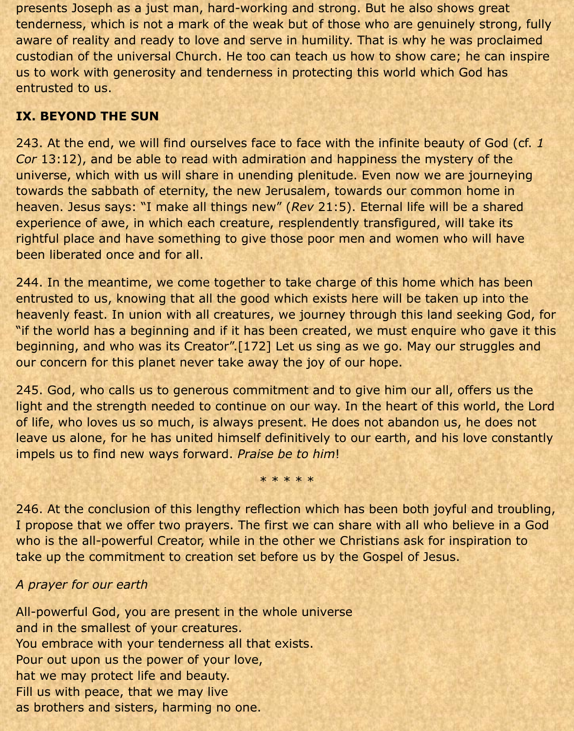presents Joseph as a just man, hard-working and strong. But he also shows great tenderness, which is not a mark of the weak but of those who are genuinely strong, fully aware of reality and ready to love and serve in humility. That is why he was proclaimed custodian of the universal Church. He too can teach us how to show care; he can inspire us to work with generosity and tenderness in protecting this world which God has entrusted to us.

## IX. BEYOND THE SUN

243. At the end, we will find ourselves face to face with the infinite beauty of God (cf. *1 Cor* 13:12), and be able to read with admiration and happiness the mystery of the universe, which with us will share in unending plenitude. Even now we are journeying towards the sabbath of eternity, the new Jerusalem, towards our common home in heaven. Jesus says: "I make all things new" (*Rev* 21:5). Eternal life will be a shared experience of awe, in which each creature, resplendently transfigured, will take its rightful place and have something to give those poor men and women who will have been liberated once and for all.

244. In the meantime, we come together to take charge of this home which has been entrusted to us, knowing that all the good which exists here will be taken up into the heavenly feast. In union with all creatures, we journey through this land seeking God, for "if the world has a beginning and if it has been created, we must enquire who gave it this beginning, and who was its Creator".[172] Let us sing as we go. May our struggles and our concern for this planet never take away the joy of our hope.

245. God, who calls us to generous commitment and to give him our all, offers us the light and the strength needed to continue on our way. In the heart of this world, the Lord of life, who loves us so much, is always present. He does not abandon us, he does not leave us alone, for he has united himself definitively to our earth, and his love constantly impels us to find new ways forward. *Praise be to him*!

\* \* \* \* \*

246. At the conclusion of this lengthy reflection which has been both joyful and troubling, I propose that we offer two prayers. The first we can share with all who believe in a God who is the all-powerful Creator, while in the other we Christians ask for inspiration to take up the commitment to creation set before us by the Gospel of Jesus.

*A prayer for our earth*

All-powerful God, you are present in the whole universe
and in the smallest of your creatures.
You embrace with your tenderness all that exists.
Pour out upon us the power of your love,
hat we may protect life and beauty.
Fill us with peace, that we may live
as brothers and sisters, harming no one.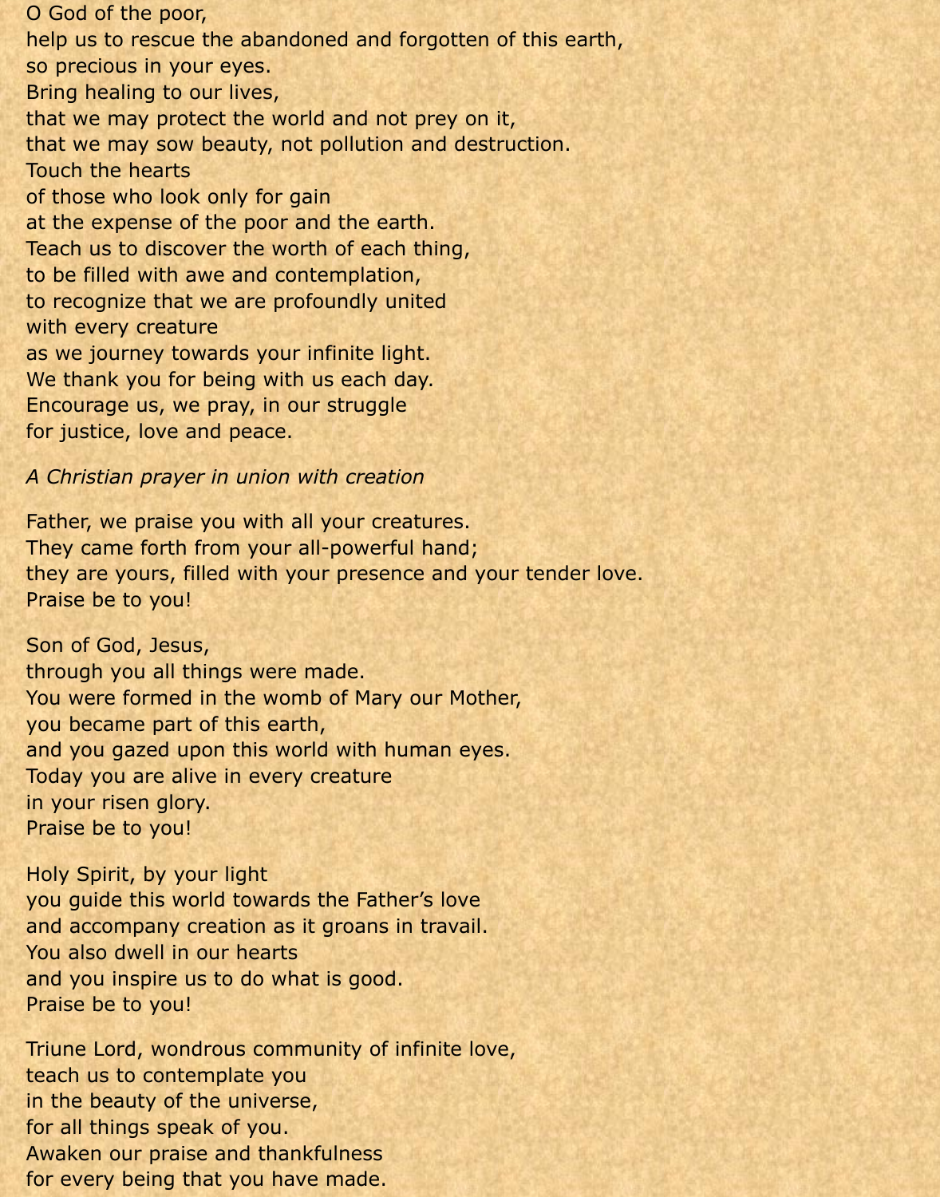O God of the poor,
help us to rescue the abandoned and forgotten of this earth,
so precious in your eyes.
Bring healing to our lives,
that we may protect the world and not prey on it,
that we may sow beauty, not pollution and destruction.
Touch the hearts
of those who look only for gain
at the expense of the poor and the earth.
Teach us to discover the worth of each thing,
to be filled with awe and contemplation,
to recognize that we are profoundly united
with every creature
as we journey towards your infinite light.
We thank you for being with us each day.
Encourage us, we pray, in our struggle
for justice, love and peace.

*A Christian prayer in union with creation*

Father, we praise you with all your creatures.
They came forth from your all-powerful hand;
they are yours, filled with your presence and your tender love.
Praise be to you!

Son of God, Jesus,
through you all things were made.
You were formed in the womb of Mary our Mother,
you became part of this earth,
and you gazed upon this world with human eyes.
Today you are alive in every creature
in your risen glory.
Praise be to you!

Holy Spirit, by your light
you guide this world towards the Father's love
and accompany creation as it groans in travail.
You also dwell in our hearts
and you inspire us to do what is good.
Praise be to you!

Triune Lord, wondrous community of infinite love,
teach us to contemplate you
in the beauty of the universe,
for all things speak of you.
Awaken our praise and thankfulness
for every being that you have made.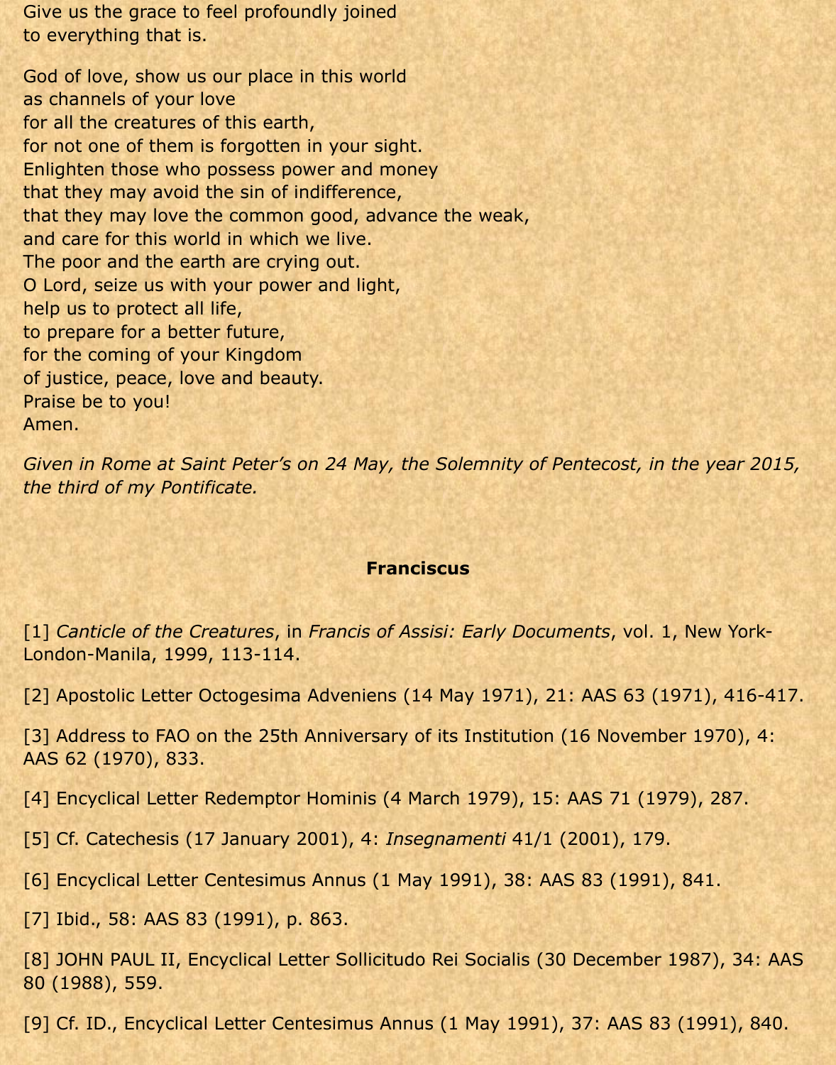Give us the grace to feel profoundly joined
to everything that is.

God of love, show us our place in this world
as channels of your love
for all the creatures of this earth,
for not one of them is forgotten in your sight.
Enlighten those who possess power and money
that they may avoid the sin of indifference,
that they may love the common good, advance the weak,
and care for this world in which we live.
The poor and the earth are crying out.
O Lord, seize us with your power and light,
help us to protect all life,
to prepare for a better future,
for the coming of your Kingdom
of justice, peace, love and beauty.
Praise be to you!
Amen.

*Given in Rome at Saint Peter's on 24 May, the Solemnity of Pentecost, in the year 2015, the third of my Pontificate.*

**Franciscus**

[1] *Canticle of the Creatures*, in *Francis of Assisi: Early Documents*, vol. 1, New York-London-Manila, 1999, 113-114.

[2] Apostolic Letter Octogesima Adveniens (14 May 1971), 21: AAS 63 (1971), 416-417.

[3] Address to FAO on the 25th Anniversary of its Institution (16 November 1970), 4: AAS 62 (1970), 833.

[4] Encyclical Letter Redemptor Hominis (4 March 1979), 15: AAS 71 (1979), 287.

[5] Cf. Catechesis (17 January 2001), 4: *Insegnamenti* 41/1 (2001), 179.

[6] Encyclical Letter Centesimus Annus (1 May 1991), 38: AAS 83 (1991), 841.

[7] Ibid., 58: AAS 83 (1991), p. 863.

[8] JOHN PAUL II, Encyclical Letter Sollicitudo Rei Socialis (30 December 1987), 34: AAS 80 (1988), 559.

[9] Cf. ID., Encyclical Letter Centesimus Annus (1 May 1991), 37: AAS 83 (1991), 840.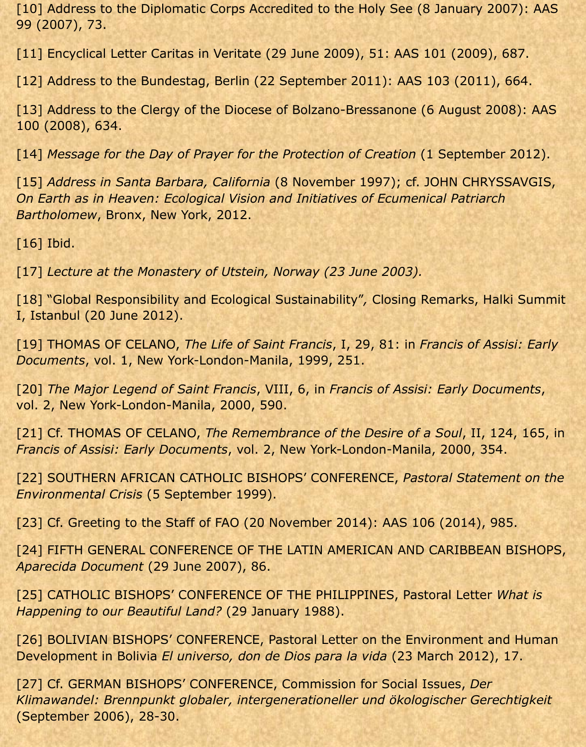[10] Address to the Diplomatic Corps Accredited to the Holy See (8 January 2007): AAS 99 (2007), 73.

[11] Encyclical Letter Caritas in Veritate (29 June 2009), 51: AAS 101 (2009), 687.

[12] Address to the Bundestag, Berlin (22 September 2011): AAS 103 (2011), 664.

[13] Address to the Clergy of the Diocese of Bolzano-Bressanone (6 August 2008): AAS 100 (2008), 634.

[14] *Message for the Day of Prayer for the Protection of Creation* (1 September 2012).

[15] *Address in Santa Barbara, California* (8 November 1997); cf. JOHN CHRYSSAVGIS, *On Earth as in Heaven: Ecological Vision and Initiatives of Ecumenical Patriarch Bartholomew*, Bronx, New York, 2012.

[16] Ibid.

[17] *Lecture at the Monastery of Utstein, Norway (23 June 2003).*

[18] "Global Responsibility and Ecological Sustainability", Closing Remarks, Halki Summit I, Istanbul (20 June 2012).

[19] THOMAS OF CELANO, *The Life of Saint Francis*, I, 29, 81: in *Francis of Assisi: Early Documents*, vol. 1, New York-London-Manila, 1999, 251.

[20] *The Major Legend of Saint Francis*, VIII, 6, in *Francis of Assisi: Early Documents*, vol. 2, New York-London-Manila, 2000, 590.

[21] Cf. THOMAS OF CELANO, *The Remembrance of the Desire of a Soul*, II, 124, 165, in *Francis of Assisi: Early Documents*, vol. 2, New York-London-Manila, 2000, 354.

[22] SOUTHERN AFRICAN CATHOLIC BISHOPS' CONFERENCE, *Pastoral Statement on the Environmental Crisis* (5 September 1999).

[23] Cf. Greeting to the Staff of FAO (20 November 2014): AAS 106 (2014), 985.

[24] FIFTH GENERAL CONFERENCE OF THE LATIN AMERICAN AND CARIBBEAN BISHOPS, *Aparecida Document* (29 June 2007), 86.

[25] CATHOLIC BISHOPS' CONFERENCE OF THE PHILIPPINES, Pastoral Letter *What is Happening to our Beautiful Land?* (29 January 1988).

[26] BOLIVIAN BISHOPS' CONFERENCE, Pastoral Letter on the Environment and Human Development in Bolivia *El universo, don de Dios para la vida* (23 March 2012), 17.

[27] Cf. GERMAN BISHOPS' CONFERENCE, Commission for Social Issues, *Der Klimawandel: Brennpunkt globaler, intergenerationeller und ökologischer Gerechtigkeit* (September 2006), 28-30.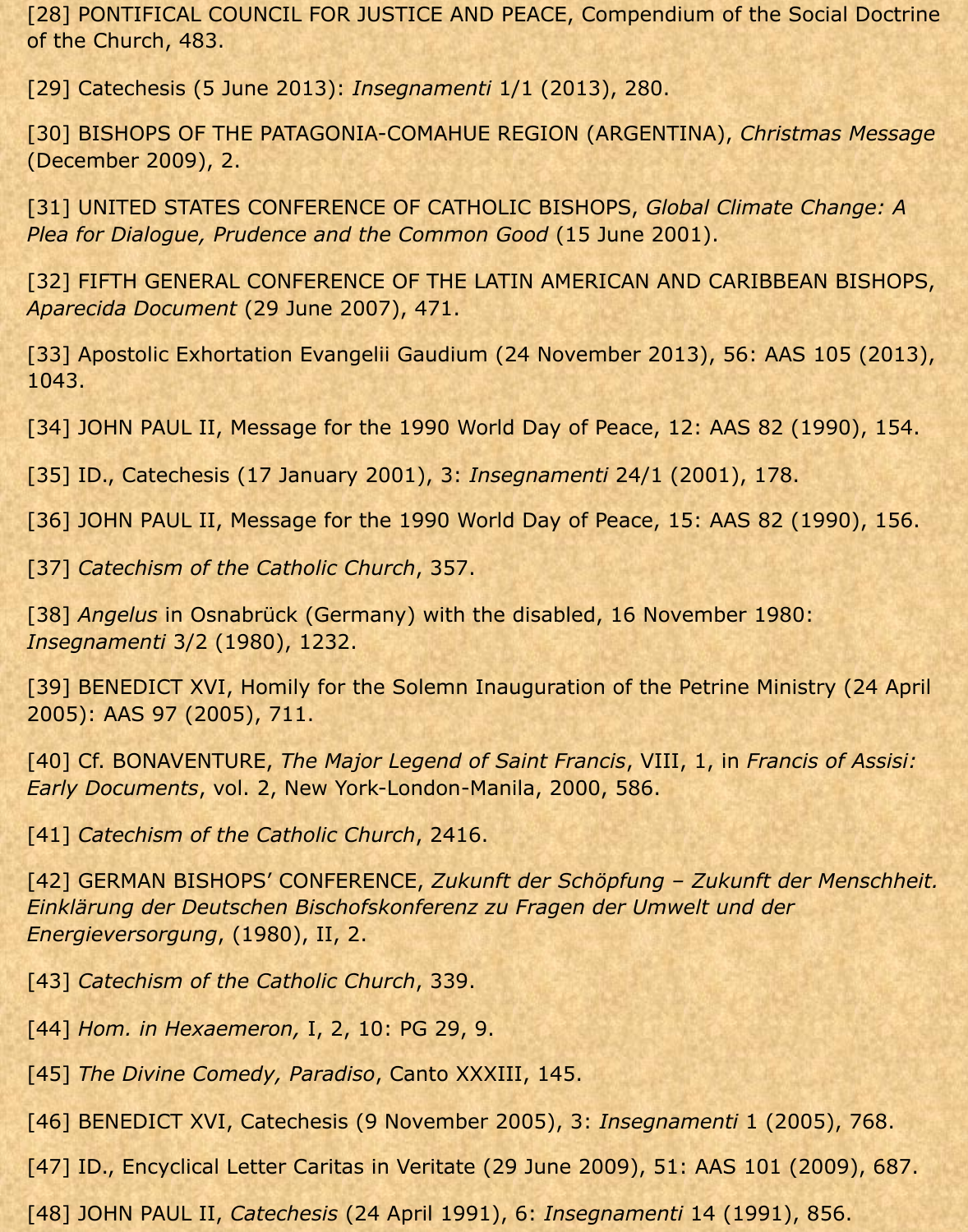[28] PONTIFICAL COUNCIL FOR JUSTICE AND PEACE, Compendium of the Social Doctrine of the Church, 483.

[29] Catechesis (5 June 2013): *Insegnamenti* 1/1 (2013), 280.

[30] BISHOPS OF THE PATAGONIA-COMAHUE REGION (ARGENTINA), *Christmas Message* (December 2009), 2.

[31] UNITED STATES CONFERENCE OF CATHOLIC BISHOPS, *Global Climate Change: A Plea for Dialogue, Prudence and the Common Good* (15 June 2001).

[32] FIFTH GENERAL CONFERENCE OF THE LATIN AMERICAN AND CARIBBEAN BISHOPS, *Aparecida Document* (29 June 2007), 471.

[33] Apostolic Exhortation Evangelii Gaudium (24 November 2013), 56: AAS 105 (2013), 1043.

[34] JOHN PAUL II, Message for the 1990 World Day of Peace, 12: AAS 82 (1990), 154.

[35] ID., Catechesis (17 January 2001), 3: *Insegnamenti* 24/1 (2001), 178.

[36] JOHN PAUL II, Message for the 1990 World Day of Peace, 15: AAS 82 (1990), 156.

[37] *Catechism of the Catholic Church*, 357.

[38] *Angelus* in Osnabrück (Germany) with the disabled, 16 November 1980: *Insegnamenti* 3/2 (1980), 1232.

[39] BENEDICT XVI, Homily for the Solemn Inauguration of the Petrine Ministry (24 April 2005): AAS 97 (2005), 711.

[40] Cf. BONAVENTURE, *The Major Legend of Saint Francis*, VIII, 1, in *Francis of Assisi: Early Documents*, vol. 2, New York-London-Manila, 2000, 586.

[41] *Catechism of the Catholic Church*, 2416.

[42] GERMAN BISHOPS' CONFERENCE, *Zukunft der Schöpfung – Zukunft der Menschheit. Einklärung der Deutschen Bischofskonferenz zu Fragen der Umwelt und der Energieversorgung*, (1980), II, 2.

[43] *Catechism of the Catholic Church*, 339.

[44] *Hom. in Hexaemeron,* I, 2, 10: PG 29, 9.

[45] *The Divine Comedy, Paradiso*, Canto XXXIII, 145.

[46] BENEDICT XVI, Catechesis (9 November 2005), 3: *Insegnamenti* 1 (2005), 768.

[47] ID., Encyclical Letter Caritas in Veritate (29 June 2009), 51: AAS 101 (2009), 687.

[48] JOHN PAUL II, *Catechesis* (24 April 1991), 6: *Insegnamenti* 14 (1991), 856.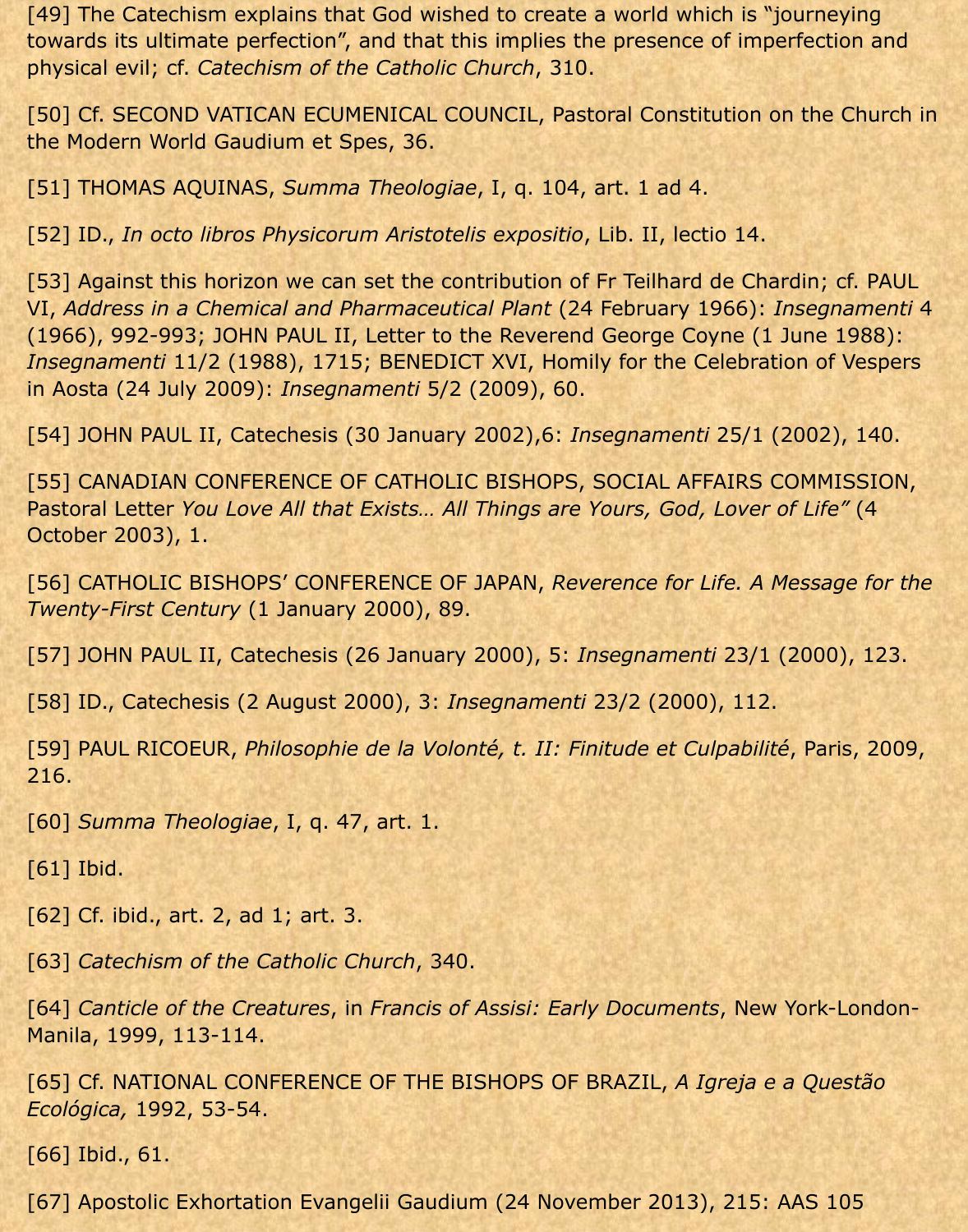[49] The Catechism explains that God wished to create a world which is "journeying towards its ultimate perfection", and that this implies the presence of imperfection and physical evil; cf. *Catechism of the Catholic Church*, 310.

[50] Cf. SECOND VATICAN ECUMENICAL COUNCIL, Pastoral Constitution on the Church in the Modern World Gaudium et Spes, 36.

[51] THOMAS AQUINAS, *Summa Theologiae*, I, q. 104, art. 1 ad 4.

[52] ID., *In octo libros Physicorum Aristotelis expositio*, Lib. II, lectio 14.

[53] Against this horizon we can set the contribution of Fr Teilhard de Chardin; cf. PAUL VI, *Address in a Chemical and Pharmaceutical Plant* (24 February 1966): *Insegnamenti* 4 (1966), 992-993; JOHN PAUL II, Letter to the Reverend George Coyne (1 June 1988): *Insegnamenti* 11/2 (1988), 1715; BENEDICT XVI, Homily for the Celebration of Vespers in Aosta (24 July 2009): *Insegnamenti* 5/2 (2009), 60.

[54] JOHN PAUL II, Catechesis (30 January 2002),6: *Insegnamenti* 25/1 (2002), 140.

[55] CANADIAN CONFERENCE OF CATHOLIC BISHOPS, SOCIAL AFFAIRS COMMISSION, Pastoral Letter *You Love All that Exists… All Things are Yours, God, Lover of Life"* (4 October 2003), 1.

[56] CATHOLIC BISHOPS' CONFERENCE OF JAPAN, *Reverence for Life. A Message for the Twenty-First Century* (1 January 2000), 89.

[57] JOHN PAUL II, Catechesis (26 January 2000), 5: *Insegnamenti* 23/1 (2000), 123.

[58] ID., Catechesis (2 August 2000), 3: *Insegnamenti* 23/2 (2000), 112.

[59] PAUL RICOEUR, *Philosophie de la Volonté, t. II: Finitude et Culpabilité*, Paris, 2009, 216.

[60] *Summa Theologiae*, I, q. 47, art. 1.

[61] Ibid.

[62] Cf. ibid., art. 2, ad 1; art. 3.

[63] *Catechism of the Catholic Church*, 340.

[64] *Canticle of the Creatures*, in *Francis of Assisi: Early Documents*, New York-London-Manila, 1999, 113-114.

[65] Cf. NATIONAL CONFERENCE OF THE BISHOPS OF BRAZIL, *A Igreja e a Questão Ecológica,* 1992, 53-54.

[66] Ibid., 61.

[67] Apostolic Exhortation Evangelii Gaudium (24 November 2013), 215: AAS 105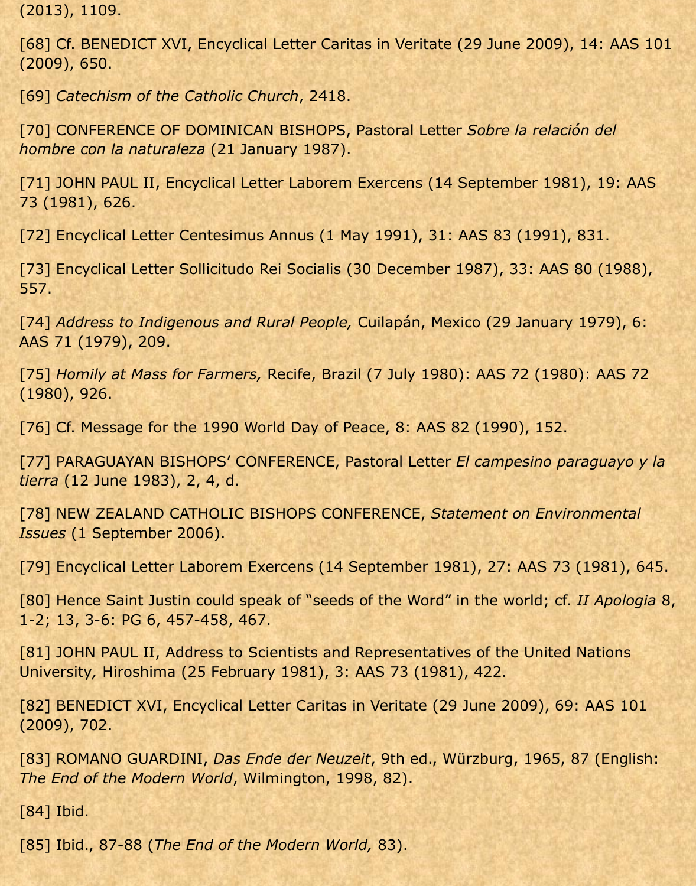(2013), 1109.

[68] Cf. BENEDICT XVI, Encyclical Letter Caritas in Veritate (29 June 2009), 14: AAS 101 (2009), 650.

[69] *Catechism of the Catholic Church*, 2418.

[70] CONFERENCE OF DOMINICAN BISHOPS, Pastoral Letter *Sobre la relación del hombre con la naturaleza* (21 January 1987).

[71] JOHN PAUL II, Encyclical Letter Laborem Exercens (14 September 1981), 19: AAS 73 (1981), 626.

[72] Encyclical Letter Centesimus Annus (1 May 1991), 31: AAS 83 (1991), 831.

[73] Encyclical Letter Sollicitudo Rei Socialis (30 December 1987), 33: AAS 80 (1988), 557.

[74] *Address to Indigenous and Rural People,* Cuilapán, Mexico (29 January 1979), 6: AAS 71 (1979), 209.

[75] *Homily at Mass for Farmers,* Recife, Brazil (7 July 1980): AAS 72 (1980): AAS 72 (1980), 926.

[76] Cf. Message for the 1990 World Day of Peace, 8: AAS 82 (1990), 152.

[77] PARAGUAYAN BISHOPS' CONFERENCE, Pastoral Letter *El campesino paraguayo y la tierra* (12 June 1983), 2, 4, d.

[78] NEW ZEALAND CATHOLIC BISHOPS CONFERENCE, *Statement on Environmental Issues* (1 September 2006).

[79] Encyclical Letter Laborem Exercens (14 September 1981), 27: AAS 73 (1981), 645.

[80] Hence Saint Justin could speak of "seeds of the Word" in the world; cf. *II Apologia* 8, 1-2; 13, 3-6: PG 6, 457-458, 467.

[81] JOHN PAUL II, Address to Scientists and Representatives of the United Nations University, Hiroshima (25 February 1981), 3: AAS 73 (1981), 422.

[82] BENEDICT XVI, Encyclical Letter Caritas in Veritate (29 June 2009), 69: AAS 101 (2009), 702.

[83] ROMANO GUARDINI, *Das Ende der Neuzeit*, 9th ed., Würzburg, 1965, 87 (English: *The End of the Modern World*, Wilmington, 1998, 82).

[84] Ibid.

[85] Ibid., 87-88 (*The End of the Modern World,* 83).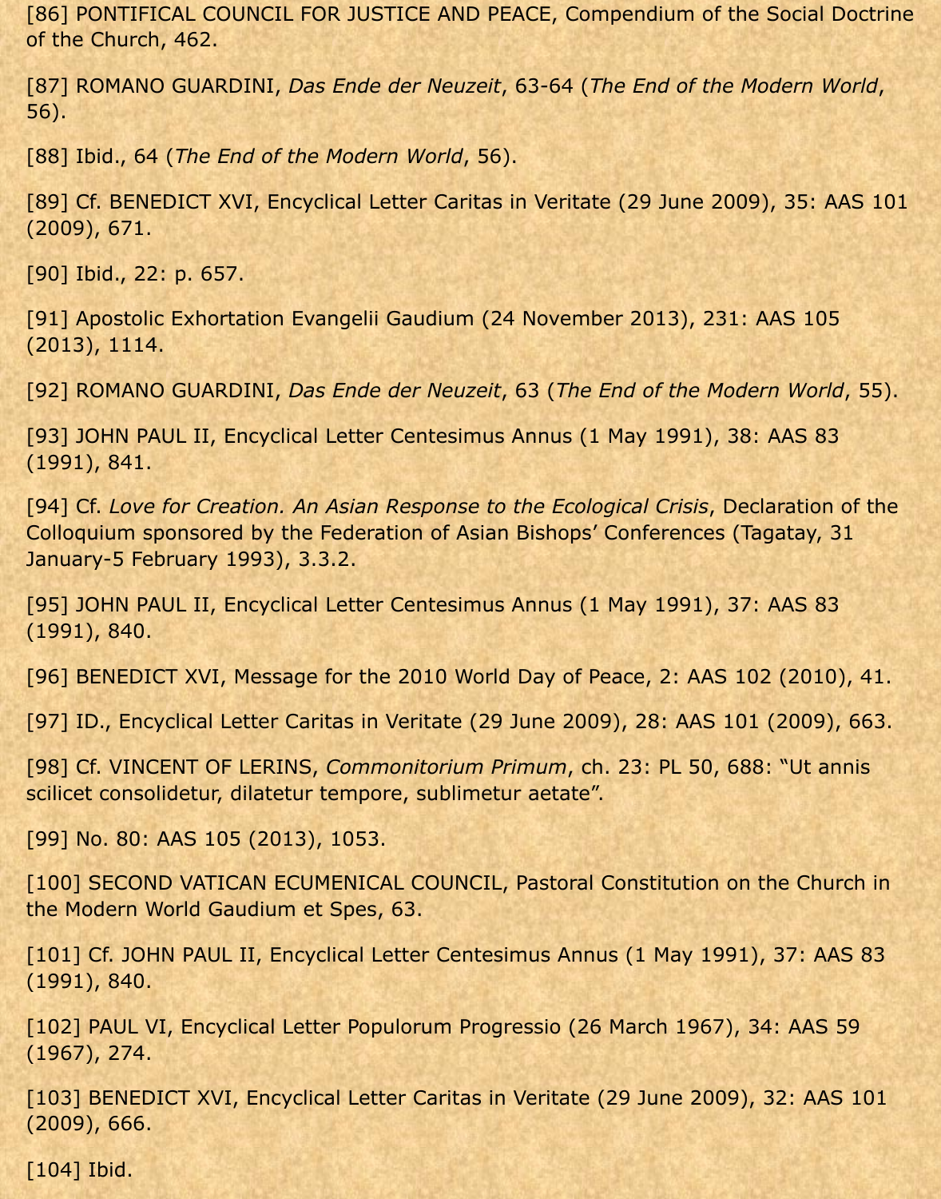[86] PONTIFICAL COUNCIL FOR JUSTICE AND PEACE, Compendium of the Social Doctrine of the Church, 462.

[87] ROMANO GUARDINI, *Das Ende der Neuzeit*, 63-64 (*The End of the Modern World*, 56).

[88] Ibid., 64 (*The End of the Modern World*, 56).

[89] Cf. BENEDICT XVI, Encyclical Letter Caritas in Veritate (29 June 2009), 35: AAS 101 (2009), 671.

[90] Ibid., 22: p. 657.

[91] Apostolic Exhortation Evangelii Gaudium (24 November 2013), 231: AAS 105 (2013), 1114.

[92] ROMANO GUARDINI, *Das Ende der Neuzeit*, 63 (*The End of the Modern World*, 55).

[93] JOHN PAUL II, Encyclical Letter Centesimus Annus (1 May 1991), 38: AAS 83 (1991), 841.

[94] Cf. *Love for Creation. An Asian Response to the Ecological Crisis*, Declaration of the Colloquium sponsored by the Federation of Asian Bishops' Conferences (Tagatay, 31 January-5 February 1993), 3.3.2.

[95] JOHN PAUL II, Encyclical Letter Centesimus Annus (1 May 1991), 37: AAS 83 (1991), 840.

[96] BENEDICT XVI, Message for the 2010 World Day of Peace, 2: AAS 102 (2010), 41.

[97] ID., Encyclical Letter Caritas in Veritate (29 June 2009), 28: AAS 101 (2009), 663.

[98] Cf. VINCENT OF LERINS, *Commonitorium Primum*, ch. 23: PL 50, 688: "Ut annis scilicet consolidetur, dilatetur tempore, sublimetur aetate".

[99] No. 80: AAS 105 (2013), 1053.

[100] SECOND VATICAN ECUMENICAL COUNCIL, Pastoral Constitution on the Church in the Modern World Gaudium et Spes, 63.

[101] Cf. JOHN PAUL II, Encyclical Letter Centesimus Annus (1 May 1991), 37: AAS 83 (1991), 840.

[102] PAUL VI, Encyclical Letter Populorum Progressio (26 March 1967), 34: AAS 59 (1967), 274.

[103] BENEDICT XVI, Encyclical Letter Caritas in Veritate (29 June 2009), 32: AAS 101 (2009), 666.

[104] Ibid.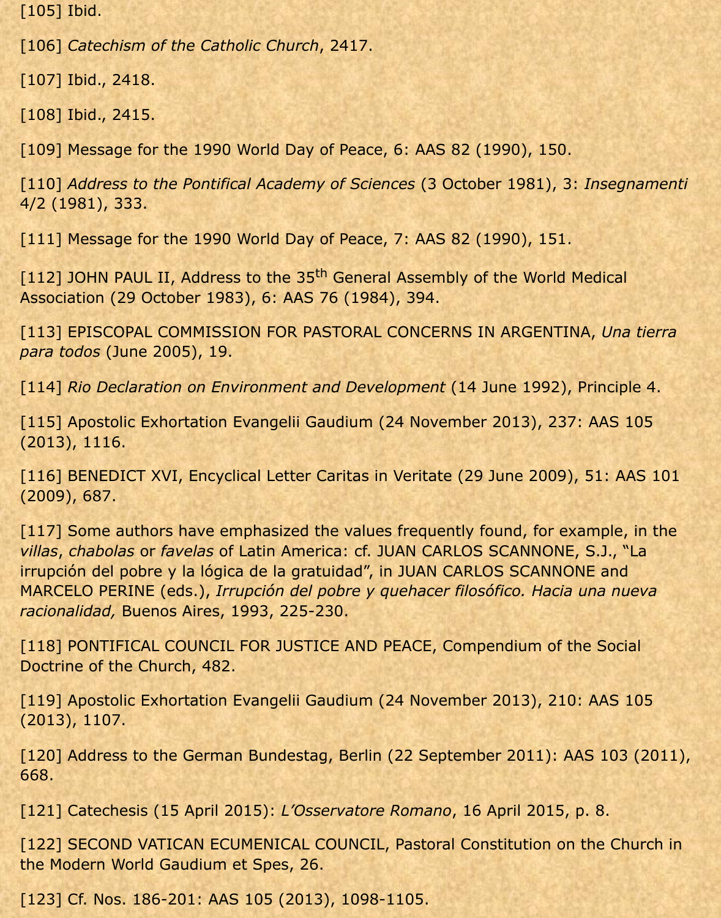[105] Ibid.

[106] *Catechism of the Catholic Church*, 2417.

[107] Ibid., 2418.

[108] Ibid., 2415.

[109] Message for the 1990 World Day of Peace, 6: AAS 82 (1990), 150.

[110] *Address to the Pontifical Academy of Sciences* (3 October 1981), 3: *Insegnamenti* 4/2 (1981), 333.

[111] Message for the 1990 World Day of Peace, 7: AAS 82 (1990), 151.

[112] JOHN PAUL II, Address to the 35th General Assembly of the World Medical Association (29 October 1983), 6: AAS 76 (1984), 394.

[113] EPISCOPAL COMMISSION FOR PASTORAL CONCERNS IN ARGENTINA, *Una tierra para todos* (June 2005), 19.

[114] *Rio Declaration on Environment and Development* (14 June 1992), Principle 4.

[115] Apostolic Exhortation Evangelii Gaudium (24 November 2013), 237: AAS 105 (2013), 1116.

[116] BENEDICT XVI, Encyclical Letter Caritas in Veritate (29 June 2009), 51: AAS 101 (2009), 687.

[117] Some authors have emphasized the values frequently found, for example, in the *villas*, *chabolas* or *favelas* of Latin America: cf. JUAN CARLOS SCANNONE, S.J., "La irrupción del pobre y la lógica de la gratuidad", in JUAN CARLOS SCANNONE and MARCELO PERINE (eds.), *Irrupción del pobre y quehacer filosófico. Hacia una nueva racionalidad,* Buenos Aires, 1993, 225-230.

[118] PONTIFICAL COUNCIL FOR JUSTICE AND PEACE, Compendium of the Social Doctrine of the Church, 482.

[119] Apostolic Exhortation Evangelii Gaudium (24 November 2013), 210: AAS 105 (2013), 1107.

[120] Address to the German Bundestag, Berlin (22 September 2011): AAS 103 (2011), 668.

[121] Catechesis (15 April 2015): *L'Osservatore Romano*, 16 April 2015, p. 8.

[122] SECOND VATICAN ECUMENICAL COUNCIL, Pastoral Constitution on the Church in the Modern World Gaudium et Spes, 26.

[123] Cf. Nos. 186-201: AAS 105 (2013), 1098-1105.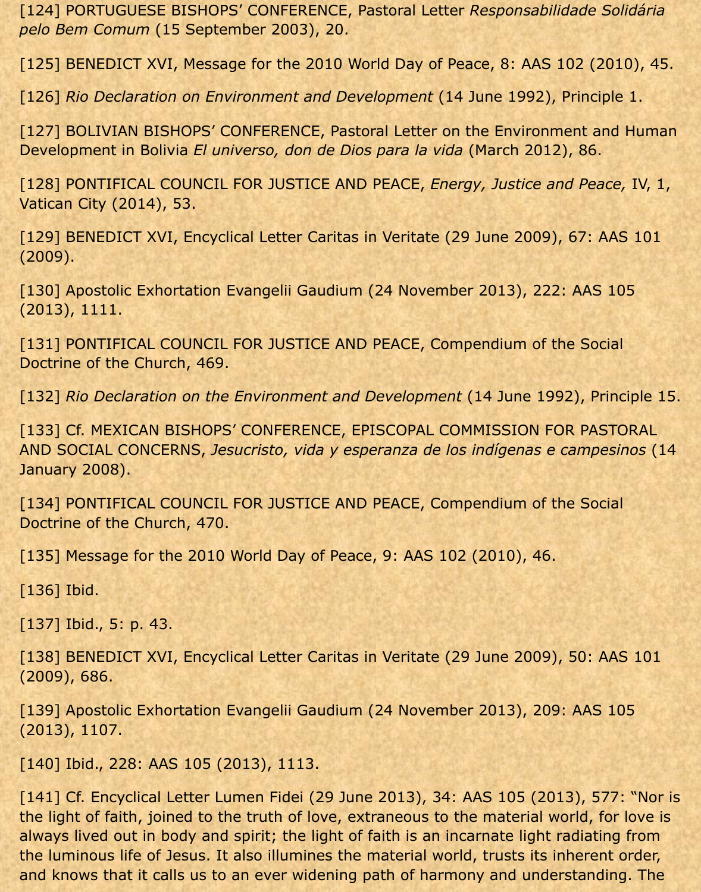[124] PORTUGUESE BISHOPS' CONFERENCE, Pastoral Letter *Responsabilidade Solidária pelo Bem Comum* (15 September 2003), 20.

[125] BENEDICT XVI, Message for the 2010 World Day of Peace, 8: AAS 102 (2010), 45.

[126] *Rio Declaration on Environment and Development* (14 June 1992), Principle 1.

[127] BOLIVIAN BISHOPS' CONFERENCE, Pastoral Letter on the Environment and Human Development in Bolivia *El universo, don de Dios para la vida* (March 2012), 86.

[128] PONTIFICAL COUNCIL FOR JUSTICE AND PEACE, *Energy, Justice and Peace,* IV, 1, Vatican City (2014), 53.

[129] BENEDICT XVI, Encyclical Letter Caritas in Veritate (29 June 2009), 67: AAS 101 (2009).

[130] Apostolic Exhortation Evangelii Gaudium (24 November 2013), 222: AAS 105 (2013), 1111.

[131] PONTIFICAL COUNCIL FOR JUSTICE AND PEACE, Compendium of the Social Doctrine of the Church, 469.

[132] *Rio Declaration on the Environment and Development* (14 June 1992), Principle 15.

[133] Cf. MEXICAN BISHOPS' CONFERENCE, EPISCOPAL COMMISSION FOR PASTORAL AND SOCIAL CONCERNS, *Jesucristo, vida y esperanza de los indígenas e campesinos* (14 January 2008).

[134] PONTIFICAL COUNCIL FOR JUSTICE AND PEACE, Compendium of the Social Doctrine of the Church, 470.

[135] Message for the 2010 World Day of Peace, 9: AAS 102 (2010), 46.

[136] Ibid.

[137] Ibid., 5: p. 43.

[138] BENEDICT XVI, Encyclical Letter Caritas in Veritate (29 June 2009), 50: AAS 101 (2009), 686.

[139] Apostolic Exhortation Evangelii Gaudium (24 November 2013), 209: AAS 105 (2013), 1107.

[140] Ibid., 228: AAS 105 (2013), 1113.

[141] Cf. Encyclical Letter Lumen Fidei (29 June 2013), 34: AAS 105 (2013), 577: "Nor is the light of faith, joined to the truth of love, extraneous to the material world, for love is always lived out in body and spirit; the light of faith is an incarnate light radiating from the luminous life of Jesus. It also illumines the material world, trusts its inherent order, and knows that it calls us to an ever widening path of harmony and understanding. The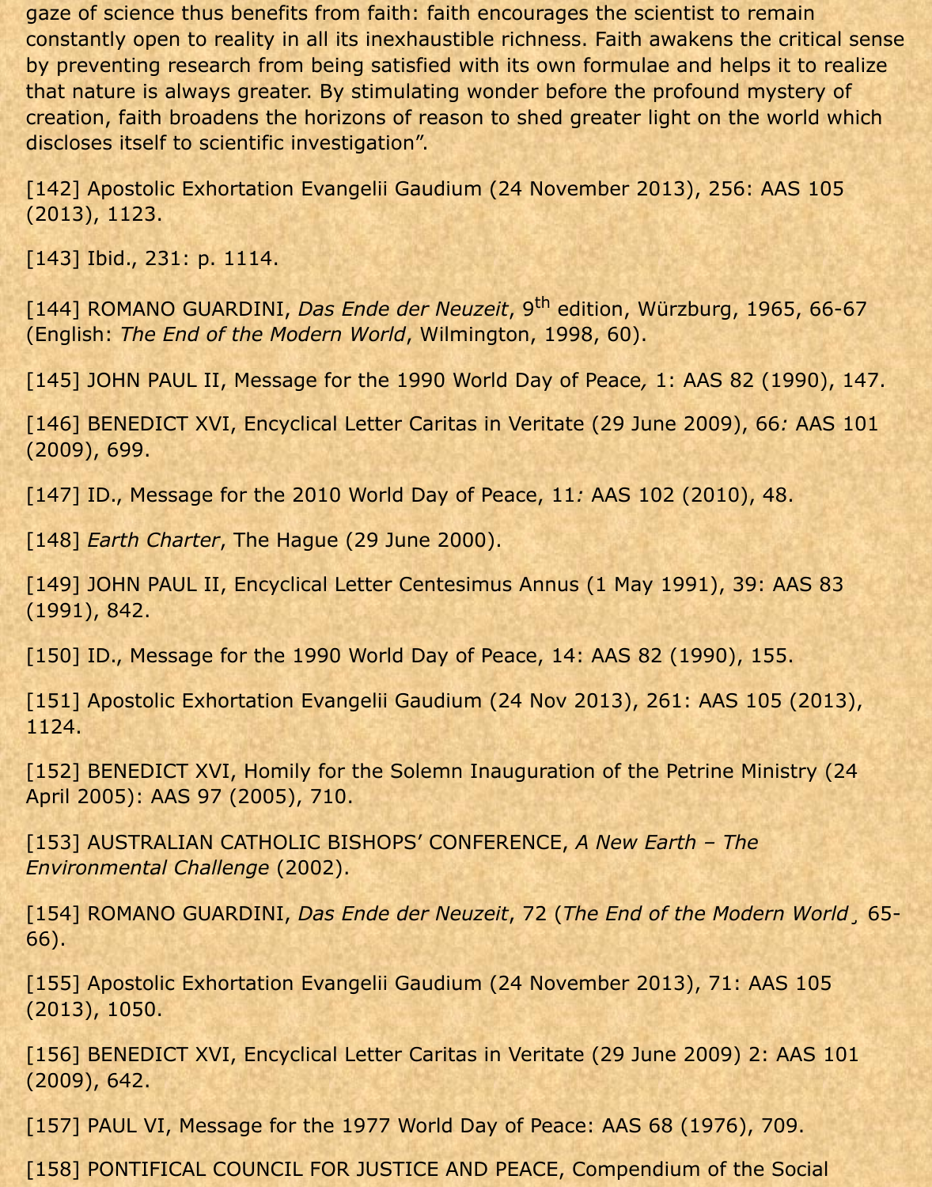gaze of science thus benefits from faith: faith encourages the scientist to remain constantly open to reality in all its inexhaustible richness. Faith awakens the critical sense by preventing research from being satisfied with its own formulae and helps it to realize that nature is always greater. By stimulating wonder before the profound mystery of creation, faith broadens the horizons of reason to shed greater light on the world which discloses itself to scientific investigation".

[142] Apostolic Exhortation Evangelii Gaudium (24 November 2013), 256: AAS 105 (2013), 1123.

[143] Ibid., 231: p. 1114.

[144] ROMANO GUARDINI, *Das Ende der Neuzeit*, 9th edition, Würzburg, 1965, 66-67 (English: *The End of the Modern World*, Wilmington, 1998, 60).

[145] JOHN PAUL II, Message for the 1990 World Day of Peace*,* 1: AAS 82 (1990), 147.

[146] BENEDICT XVI, Encyclical Letter Caritas in Veritate (29 June 2009), 66*:* AAS 101 (2009), 699.

[147] ID., Message for the 2010 World Day of Peace, 11*:* AAS 102 (2010), 48.

[148] *Earth Charter*, The Hague (29 June 2000).

[149] JOHN PAUL II, Encyclical Letter Centesimus Annus (1 May 1991), 39: AAS 83 (1991), 842.

[150] ID., Message for the 1990 World Day of Peace, 14: AAS 82 (1990), 155.

[151] Apostolic Exhortation Evangelii Gaudium (24 Nov 2013), 261: AAS 105 (2013), 1124.

[152] BENEDICT XVI, Homily for the Solemn Inauguration of the Petrine Ministry (24 April 2005): AAS 97 (2005), 710.

[153] AUSTRALIAN CATHOLIC BISHOPS' CONFERENCE, *A New Earth – The Environmental Challenge* (2002).

[154] ROMANO GUARDINI, *Das Ende der Neuzeit*, 72 (*The End of the Modern World*¸ 65-66).

[155] Apostolic Exhortation Evangelii Gaudium (24 November 2013), 71: AAS 105 (2013), 1050.

[156] BENEDICT XVI, Encyclical Letter Caritas in Veritate (29 June 2009) 2: AAS 101 (2009), 642.

[157] PAUL VI, Message for the 1977 World Day of Peace: AAS 68 (1976), 709.

[158] PONTIFICAL COUNCIL FOR JUSTICE AND PEACE, Compendium of the Social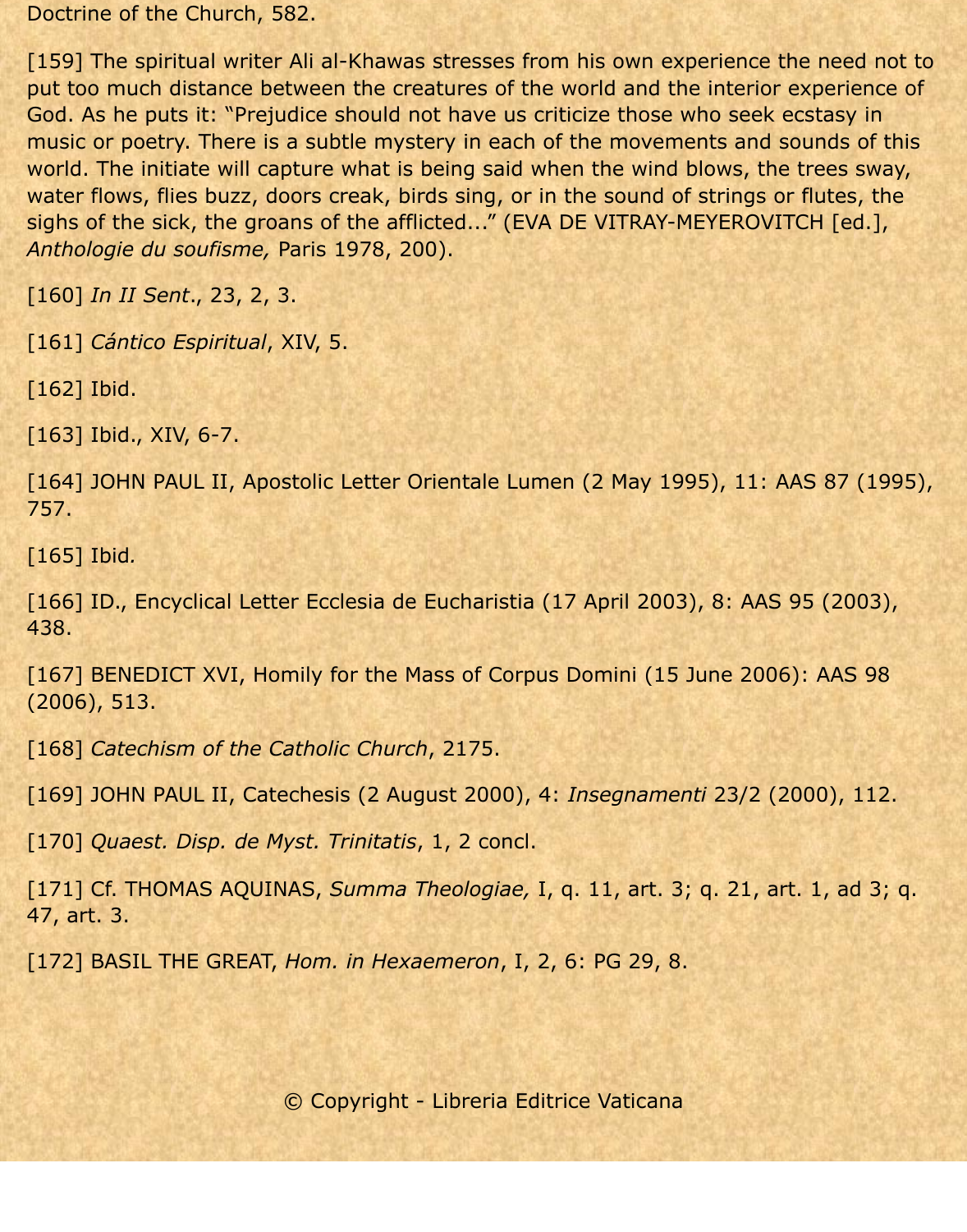Doctrine of the Church, 582.

[159] The spiritual writer Ali al-Khawas stresses from his own experience the need not to put too much distance between the creatures of the world and the interior experience of God. As he puts it: “Prejudice should not have us criticize those who seek ecstasy in music or poetry. There is a subtle mystery in each of the movements and sounds of this world. The initiate will capture what is being said when the wind blows, the trees sway, water flows, flies buzz, doors creak, birds sing, or in the sound of strings or flutes, the sighs of the sick, the groans of the afflicted...” (EVA DE VITRAY-MEYEROVITCH [ed.], *Anthologie du soufisme,* Paris 1978, 200).

[160] *In II Sent*., 23, 2, 3.

[161] *Cántico Espiritual*, XIV, 5.

[162] Ibid.

[163] Ibid., XIV, 6-7.

[164] JOHN PAUL II, Apostolic Letter Orientale Lumen (2 May 1995), 11: AAS 87 (1995), 757.

[165] Ibid*.*

[166] ID., Encyclical Letter Ecclesia de Eucharistia (17 April 2003), 8: AAS 95 (2003), 438.

[167] BENEDICT XVI, Homily for the Mass of Corpus Domini (15 June 2006): AAS 98 (2006), 513.

[168] *Catechism of the Catholic Church*, 2175.

[169] JOHN PAUL II, Catechesis (2 August 2000), 4: *Insegnamenti* 23/2 (2000), 112.

[170] *Quaest. Disp. de Myst. Trinitatis*, 1, 2 concl.

[171] Cf. THOMAS AQUINAS, *Summa Theologiae,* I, q. 11, art. 3; q. 21, art. 1, ad 3; q. 47, art. 3.

[172] BASIL THE GREAT, *Hom. in Hexaemeron*, I, 2, 6: PG 29, 8.

© Copyright - Libreria Editrice Vaticana